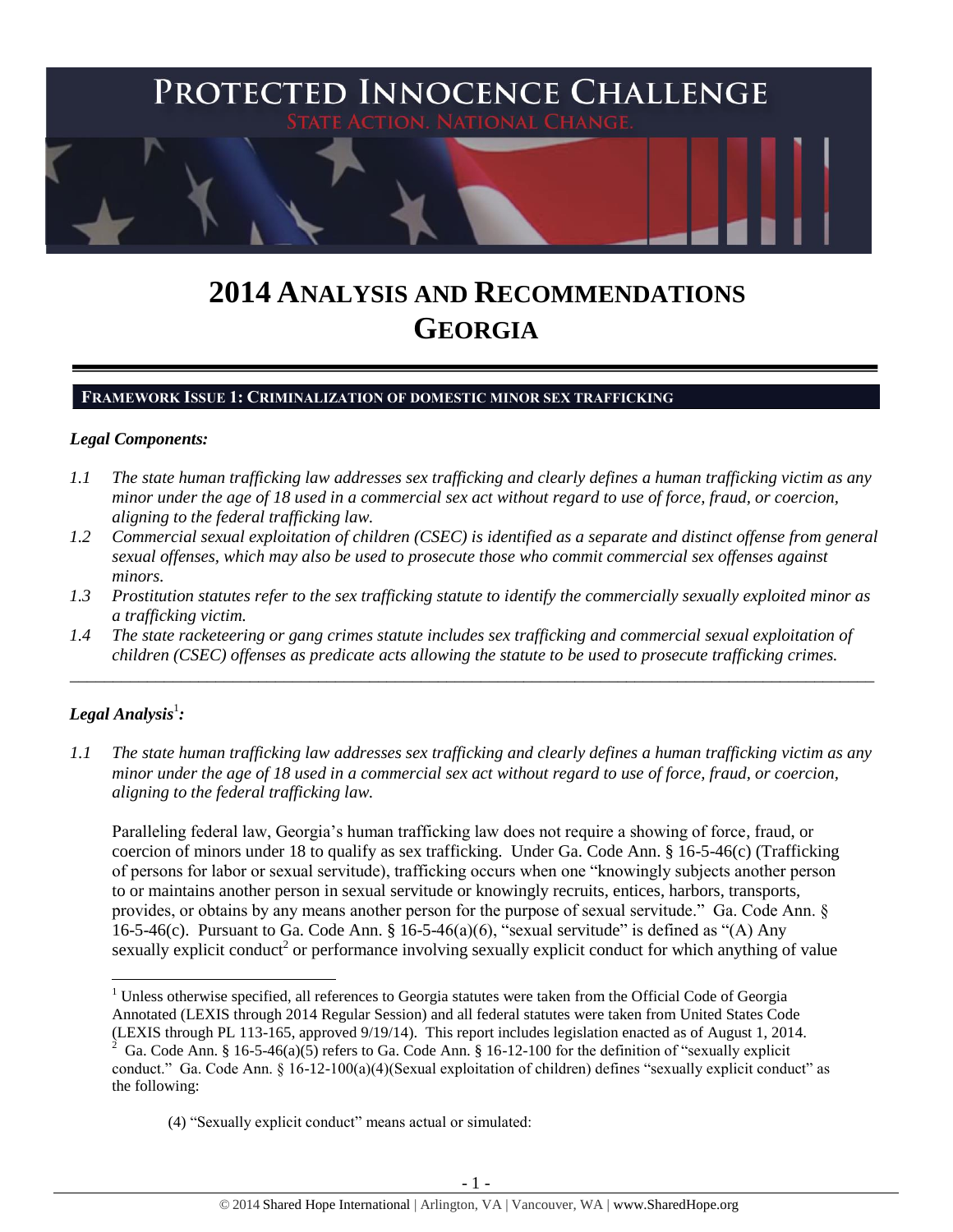# PROTECTED INNOCENCE CHALLENGE

STATE ACTION. NATIONAL CHANGE.

# 2014 ANALYSIS AND RECOMMENDATIONS GEORGIA

## FRAMEWORK ISSUE 1: CRIMINALIZATION OF DOMESTIC MINOR SEX TRAFFICKING

### *Legal Components:*

*1.1 The state human trafficking law addresses sex trafficking and clearly defines a human trafficking victim as any minor under the age of 18 used in a commercial sex act without regard to use of force, fraud, or coercion, aligning to the federal trafficking law.*

*1.2 Commercial sexual exploitation of children (CSEC) is identified as a separate and distinct offense from general sexual offenses, which may also be used to prosecute those who commit commercial sex offenses against minors.*

*1.3 Prostitution statutes refer to the sex trafficking statute to identify the commercially sexually exploited minor as a trafficking victim.*

*1.4 The state racketeering or gang crimes statute includes sex trafficking and commercial sexual exploitation of children (CSEC) offenses as predicate acts allowing the statute to be used to prosecute trafficking crimes.*

---

### *Legal Analysis*[1]*:*

*1.1 The state human trafficking law addresses sex trafficking and clearly defines a human trafficking victim as any minor under the age of 18 used in a commercial sex act without regard to use of force, fraud, or coercion, aligning to the federal trafficking law.*

Paralleling federal law, Georgia's human trafficking law does not require a showing of force, fraud, or coercion of minors under 18 to qualify as sex trafficking. Under Ga. Code Ann. § 16-5-46(c) (Trafficking of persons for labor or sexual servitude), trafficking occurs when one "knowingly subjects another person to or maintains another person in sexual servitude or knowingly recruits, entices, harbors, transports, provides, or obtains by any means another person for the purpose of sexual servitude." Ga. Code Ann. § 16-5-46(c). Pursuant to Ga. Code Ann. § 16-5-46(a)(6), "sexual servitude" is defined as "(A) Any sexually explicit conduct[2] or performance involving sexually explicit conduct for which anything of value

---

[1] Unless otherwise specified, all references to Georgia statutes were taken from the Official Code of Georgia Annotated (LEXIS through 2014 Regular Session) and all federal statutes were taken from United States Code (LEXIS through PL 113-165, approved 9/19/14). This report includes legislation enacted as of August 1, 2014.

[2] Ga. Code Ann. § 16-5-46(a)(5) refers to Ga. Code Ann. § 16-12-100 for the definition of "sexually explicit conduct." Ga. Code Ann. § 16-12-100(a)(4)(Sexual exploitation of children) defines "sexually explicit conduct" as the following:

> (4) "Sexually explicit conduct" means actual or simulated: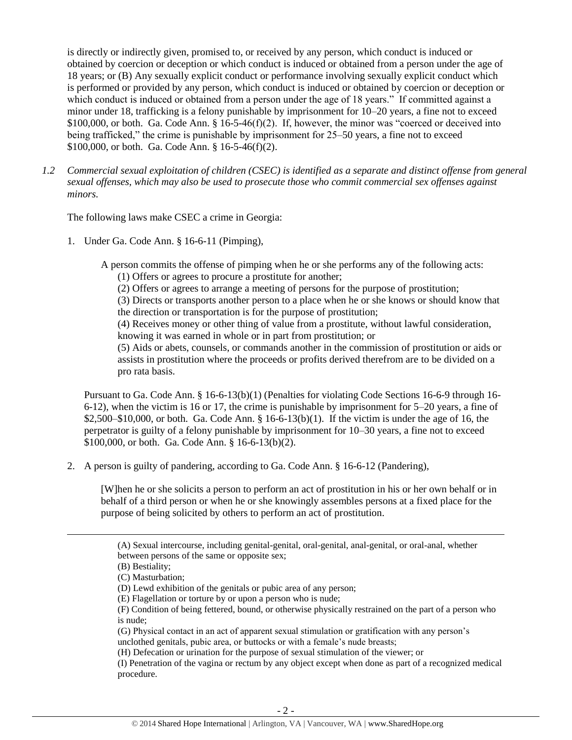is directly or indirectly given, promised to, or received by any person, which conduct is induced or obtained by coercion or deception or which conduct is induced or obtained from a person under the age of 18 years; or (B) Any sexually explicit conduct or performance involving sexually explicit conduct which is performed or provided by any person, which conduct is induced or obtained by coercion or deception or which conduct is induced or obtained from a person under the age of 18 years." If committed against a minor under 18, trafficking is a felony punishable by imprisonment for 10–20 years, a fine not to exceed $100,000, or both. Ga. Code Ann. § 16-5-46(f)(2). If, however, the minor was "coerced or deceived into being trafficked," the crime is punishable by imprisonment for 25–50 years, a fine not to exceed $100,000, or both. Ga. Code Ann. § 16-5-46(f)(2).

*1.2 Commercial sexual exploitation of children (CSEC) is identified as a separate and distinct offense from general sexual offenses, which may also be used to prosecute those who commit commercial sex offenses against minors.*

The following laws make CSEC a crime in Georgia:

1. Under Ga. Code Ann. § 16-6-11 (Pimping),

   A person commits the offense of pimping when he or she performs any of the following acts:
   (1) Offers or agrees to procure a prostitute for another;
   (2) Offers or agrees to arrange a meeting of persons for the purpose of prostitution;
   (3) Directs or transports another person to a place when he or she knows or should know that the direction or transportation is for the purpose of prostitution;
   (4) Receives money or other thing of value from a prostitute, without lawful consideration, knowing it was earned in whole or in part from prostitution; or
   (5) Aids or abets, counsels, or commands another in the commission of prostitution or aids or assists in prostitution where the proceeds or profits derived therefrom are to be divided on a pro rata basis.

   Pursuant to Ga. Code Ann. § 16-6-13(b)(1) (Penalties for violating Code Sections 16-6-9 through 16-6-12), when the victim is 16 or 17, the crime is punishable by imprisonment for 5–20 years, a fine of $2,500–$10,000, or both. Ga. Code Ann. § 16-6-13(b)(1). If the victim is under the age of 16, the perpetrator is guilty of a felony punishable by imprisonment for 10–30 years, a fine not to exceed $100,000, or both. Ga. Code Ann. § 16-6-13(b)(2).

2. A person is guilty of pandering, according to Ga. Code Ann. § 16-6-12 (Pandering),

   [W]hen he or she solicits a person to perform an act of prostitution in his or her own behalf or in behalf of a third person or when he or she knowingly assembles persons at a fixed place for the purpose of being solicited by others to perform an act of prostitution.

---

(A) Sexual intercourse, including genital-genital, oral-genital, anal-genital, or oral-anal, whether between persons of the same or opposite sex;
(B) Bestiality;
(C) Masturbation;
(D) Lewd exhibition of the genitals or pubic area of any person;
(E) Flagellation or torture by or upon a person who is nude;
(F) Condition of being fettered, bound, or otherwise physically restrained on the part of a person who is nude;
(G) Physical contact in an act of apparent sexual stimulation or gratification with any person's unclothed genitals, pubic area, or buttocks or with a female's nude breasts;
(H) Defecation or urination for the purpose of sexual stimulation of the viewer; or
(I) Penetration of the vagina or rectum by any object except when done as part of a recognized medical procedure.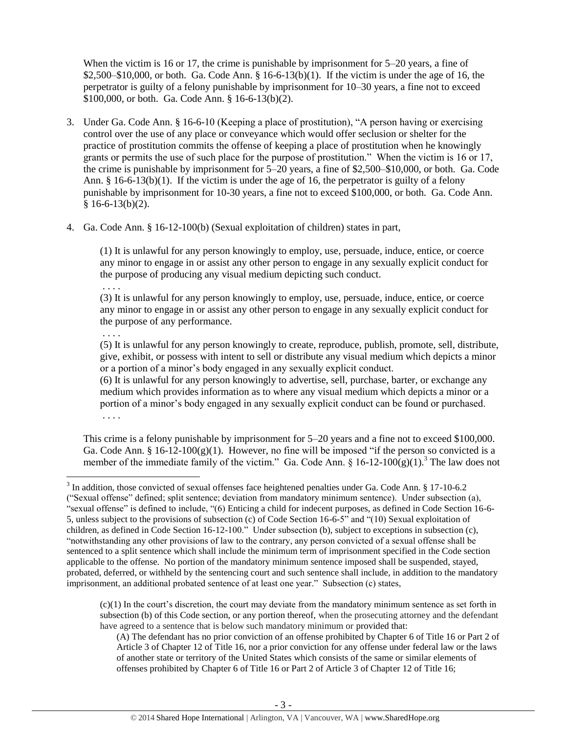When the victim is 16 or 17, the crime is punishable by imprisonment for 5–20 years, a fine of $2,500–$10,000, or both. Ga. Code Ann. § 16-6-13(b)(1). If the victim is under the age of 16, the perpetrator is guilty of a felony punishable by imprisonment for 10–30 years, a fine not to exceed $100,000, or both. Ga. Code Ann. § 16-6-13(b)(2).

3. Under Ga. Code Ann. § 16-6-10 (Keeping a place of prostitution), "A person having or exercising control over the use of any place or conveyance which would offer seclusion or shelter for the practice of prostitution commits the offense of keeping a place of prostitution when he knowingly grants or permits the use of such place for the purpose of prostitution." When the victim is 16 or 17, the crime is punishable by imprisonment for 5–20 years, a fine of $2,500–$10,000, or both. Ga. Code Ann. § 16-6-13(b)(1). If the victim is under the age of 16, the perpetrator is guilty of a felony punishable by imprisonment for 10-30 years, a fine not to exceed $100,000, or both. Ga. Code Ann. § 16-6-13(b)(2).

4. Ga. Code Ann. § 16-12-100(b) (Sexual exploitation of children) states in part,

   (1) It is unlawful for any person knowingly to employ, use, persuade, induce, entice, or coerce any minor to engage in or assist any other person to engage in any sexually explicit conduct for the purpose of producing any visual medium depicting such conduct.
   
   . . . .
   
   (3) It is unlawful for any person knowingly to employ, use, persuade, induce, entice, or coerce any minor to engage in or assist any other person to engage in any sexually explicit conduct for the purpose of any performance.
   
   . . . .
   
   (5) It is unlawful for any person knowingly to create, reproduce, publish, promote, sell, distribute, give, exhibit, or possess with intent to sell or distribute any visual medium which depicts a minor or a portion of a minor's body engaged in any sexually explicit conduct.
   
   (6) It is unlawful for any person knowingly to advertise, sell, purchase, barter, or exchange any medium which provides information as to where any visual medium which depicts a minor or a portion of a minor's body engaged in any sexually explicit conduct can be found or purchased.
   
   . . . .

This crime is a felony punishable by imprisonment for 5–20 years and a fine not to exceed $100,000. Ga. Code Ann. § 16-12-100(g)(1). However, no fine will be imposed "if the person so convicted is a member of the immediate family of the victim." Ga. Code Ann. § 16-12-100(g)(1).[3] The law does not

---

[3] In addition, those convicted of sexual offenses face heightened penalties under Ga. Code Ann. § 17-10-6.2 ("Sexual offense" defined; split sentence; deviation from mandatory minimum sentence). Under subsection (a), "sexual offense" is defined to include, "(6) Enticing a child for indecent purposes, as defined in Code Section 16-6-5, unless subject to the provisions of subsection (c) of Code Section 16-6-5" and "(10) Sexual exploitation of children, as defined in Code Section 16-12-100." Under subsection (b), subject to exceptions in subsection (c), "notwithstanding any other provisions of law to the contrary, any person convicted of a sexual offense shall be sentenced to a split sentence which shall include the minimum term of imprisonment specified in the Code section applicable to the offense. No portion of the mandatory minimum sentence imposed shall be suspended, stayed, probated, deferred, or withheld by the sentencing court and such sentence shall include, in addition to the mandatory imprisonment, an additional probated sentence of at least one year." Subsection (c) states,

> (c)(1) In the court's discretion, the court may deviate from the mandatory minimum sentence as set forth in subsection (b) of this Code section, or any portion thereof, when the prosecuting attorney and the defendant have agreed to a sentence that is below such mandatory minimum or provided that:
>
> (A) The defendant has no prior conviction of an offense prohibited by Chapter 6 of Title 16 or Part 2 of Article 3 of Chapter 12 of Title 16, nor a prior conviction for any offense under federal law or the laws of another state or territory of the United States which consists of the same or similar elements of offenses prohibited by Chapter 6 of Title 16 or Part 2 of Article 3 of Chapter 12 of Title 16;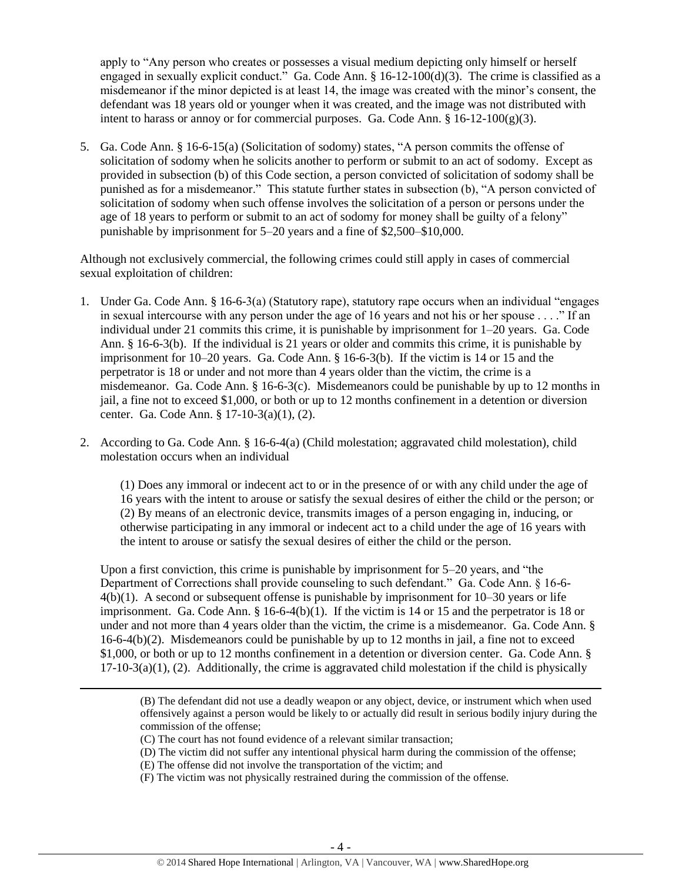apply to "Any person who creates or possesses a visual medium depicting only himself or herself engaged in sexually explicit conduct." Ga. Code Ann. § 16-12-100(d)(3). The crime is classified as a misdemeanor if the minor depicted is at least 14, the image was created with the minor's consent, the defendant was 18 years old or younger when it was created, and the image was not distributed with intent to harass or annoy or for commercial purposes. Ga. Code Ann. § 16-12-100(g)(3).

5. Ga. Code Ann. § 16-6-15(a) (Solicitation of sodomy) states, "A person commits the offense of solicitation of sodomy when he solicits another to perform or submit to an act of sodomy. Except as provided in subsection (b) of this Code section, a person convicted of solicitation of sodomy shall be punished as for a misdemeanor." This statute further states in subsection (b), "A person convicted of solicitation of sodomy when such offense involves the solicitation of a person or persons under the age of 18 years to perform or submit to an act of sodomy for money shall be guilty of a felony" punishable by imprisonment for 5–20 years and a fine of $2,500–$10,000.

Although not exclusively commercial, the following crimes could still apply in cases of commercial sexual exploitation of children:

1. Under Ga. Code Ann. § 16-6-3(a) (Statutory rape), statutory rape occurs when an individual "engages in sexual intercourse with any person under the age of 16 years and not his or her spouse . . . ." If an individual under 21 commits this crime, it is punishable by imprisonment for 1–20 years. Ga. Code Ann. § 16-6-3(b). If the individual is 21 years or older and commits this crime, it is punishable by imprisonment for 10–20 years. Ga. Code Ann. § 16-6-3(b). If the victim is 14 or 15 and the perpetrator is 18 or under and not more than 4 years older than the victim, the crime is a misdemeanor. Ga. Code Ann. § 16-6-3(c). Misdemeanors could be punishable by up to 12 months in jail, a fine not to exceed $1,000, or both or up to 12 months confinement in a detention or diversion center. Ga. Code Ann. § 17-10-3(a)(1), (2).

2. According to Ga. Code Ann. § 16-6-4(a) (Child molestation; aggravated child molestation), child molestation occurs when an individual

   (1) Does any immoral or indecent act to or in the presence of or with any child under the age of 16 years with the intent to arouse or satisfy the sexual desires of either the child or the person; or
   (2) By means of an electronic device, transmits images of a person engaging in, inducing, or otherwise participating in any immoral or indecent act to a child under the age of 16 years with the intent to arouse or satisfy the sexual desires of either the child or the person.

   Upon a first conviction, this crime is punishable by imprisonment for 5–20 years, and "the Department of Corrections shall provide counseling to such defendant." Ga. Code Ann. § 16-6-4(b)(1). A second or subsequent offense is punishable by imprisonment for 10–30 years or life imprisonment. Ga. Code Ann. § 16-6-4(b)(1). If the victim is 14 or 15 and the perpetrator is 18 or under and not more than 4 years older than the victim, the crime is a misdemeanor. Ga. Code Ann. § 16-6-4(b)(2). Misdemeanors could be punishable by up to 12 months in jail, a fine not to exceed $1,000, or both or up to 12 months confinement in a detention or diversion center. Ga. Code Ann. § 17-10-3(a)(1), (2). Additionally, the crime is aggravated child molestation if the child is physically

---

(B) The defendant did not use a deadly weapon or any object, device, or instrument which when used offensively against a person would be likely to or actually did result in serious bodily injury during the commission of the offense;
(C) The court has not found evidence of a relevant similar transaction;
(D) The victim did not suffer any intentional physical harm during the commission of the offense;
(E) The offense did not involve the transportation of the victim; and
(F) The victim was not physically restrained during the commission of the offense.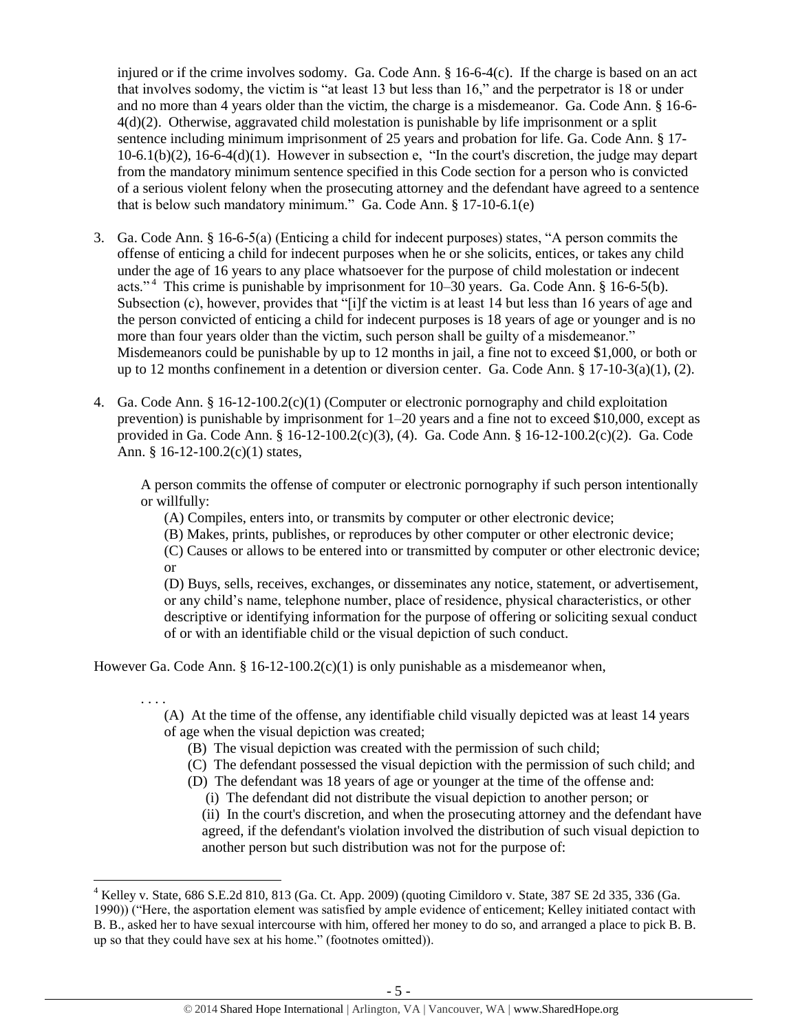injured or if the crime involves sodomy. Ga. Code Ann. § 16-6-4(c). If the charge is based on an act that involves sodomy, the victim is "at least 13 but less than 16," and the perpetrator is 18 or under and no more than 4 years older than the victim, the charge is a misdemeanor. Ga. Code Ann. § 16-6-4(d)(2). Otherwise, aggravated child molestation is punishable by life imprisonment or a split sentence including minimum imprisonment of 25 years and probation for life. Ga. Code Ann. § 17-10-6.1(b)(2), 16-6-4(d)(1). However in subsection e, "In the court's discretion, the judge may depart from the mandatory minimum sentence specified in this Code section for a person who is convicted of a serious violent felony when the prosecuting attorney and the defendant have agreed to a sentence that is below such mandatory minimum." Ga. Code Ann. § 17-10-6.1(e)

3. Ga. Code Ann. § 16-6-5(a) (Enticing a child for indecent purposes) states, "A person commits the offense of enticing a child for indecent purposes when he or she solicits, entices, or takes any child under the age of 16 years to any place whatsoever for the purpose of child molestation or indecent acts."[4] This crime is punishable by imprisonment for 10–30 years. Ga. Code Ann. § 16-6-5(b). Subsection (c), however, provides that "[i]f the victim is at least 14 but less than 16 years of age and the person convicted of enticing a child for indecent purposes is 18 years of age or younger and is no more than four years older than the victim, such person shall be guilty of a misdemeanor." Misdemeanors could be punishable by up to 12 months in jail, a fine not to exceed $1,000, or both or up to 12 months confinement in a detention or diversion center. Ga. Code Ann. § 17-10-3(a)(1), (2).

4. Ga. Code Ann. § 16-12-100.2(c)(1) (Computer or electronic pornography and child exploitation prevention) is punishable by imprisonment for 1–20 years and a fine not to exceed $10,000, except as provided in Ga. Code Ann. § 16-12-100.2(c)(3), (4). Ga. Code Ann. § 16-12-100.2(c)(2). Ga. Code Ann. § 16-12-100.2(c)(1) states,

   A person commits the offense of computer or electronic pornography if such person intentionally or willfully:
   (A) Compiles, enters into, or transmits by computer or other electronic device;
   (B) Makes, prints, publishes, or reproduces by other computer or other electronic device;
   (C) Causes or allows to be entered into or transmitted by computer or other electronic device; or
   (D) Buys, sells, receives, exchanges, or disseminates any notice, statement, or advertisement, or any child's name, telephone number, place of residence, physical characteristics, or other descriptive or identifying information for the purpose of offering or soliciting sexual conduct of or with an identifiable child or the visual depiction of such conduct.

However Ga. Code Ann. § 16-12-100.2(c)(1) is only punishable as a misdemeanor when,

. . . .
(A) At the time of the offense, any identifiable child visually depicted was at least 14 years of age when the visual depiction was created;
(B) The visual depiction was created with the permission of such child;
(C) The defendant possessed the visual depiction with the permission of such child; and
(D) The defendant was 18 years of age or younger at the time of the offense and:
(i) The defendant did not distribute the visual depiction to another person; or
(ii) In the court's discretion, and when the prosecuting attorney and the defendant have agreed, if the defendant's violation involved the distribution of such visual depiction to another person but such distribution was not for the purpose of:

---

[4] Kelley v. State, 686 S.E.2d 810, 813 (Ga. Ct. App. 2009) (quoting Cimildoro v. State, 387 SE 2d 335, 336 (Ga. 1990)) ("Here, the asportation element was satisfied by ample evidence of enticement; Kelley initiated contact with B. B., asked her to have sexual intercourse with him, offered her money to do so, and arranged a place to pick B. B. up so that they could have sex at his home." (footnotes omitted)).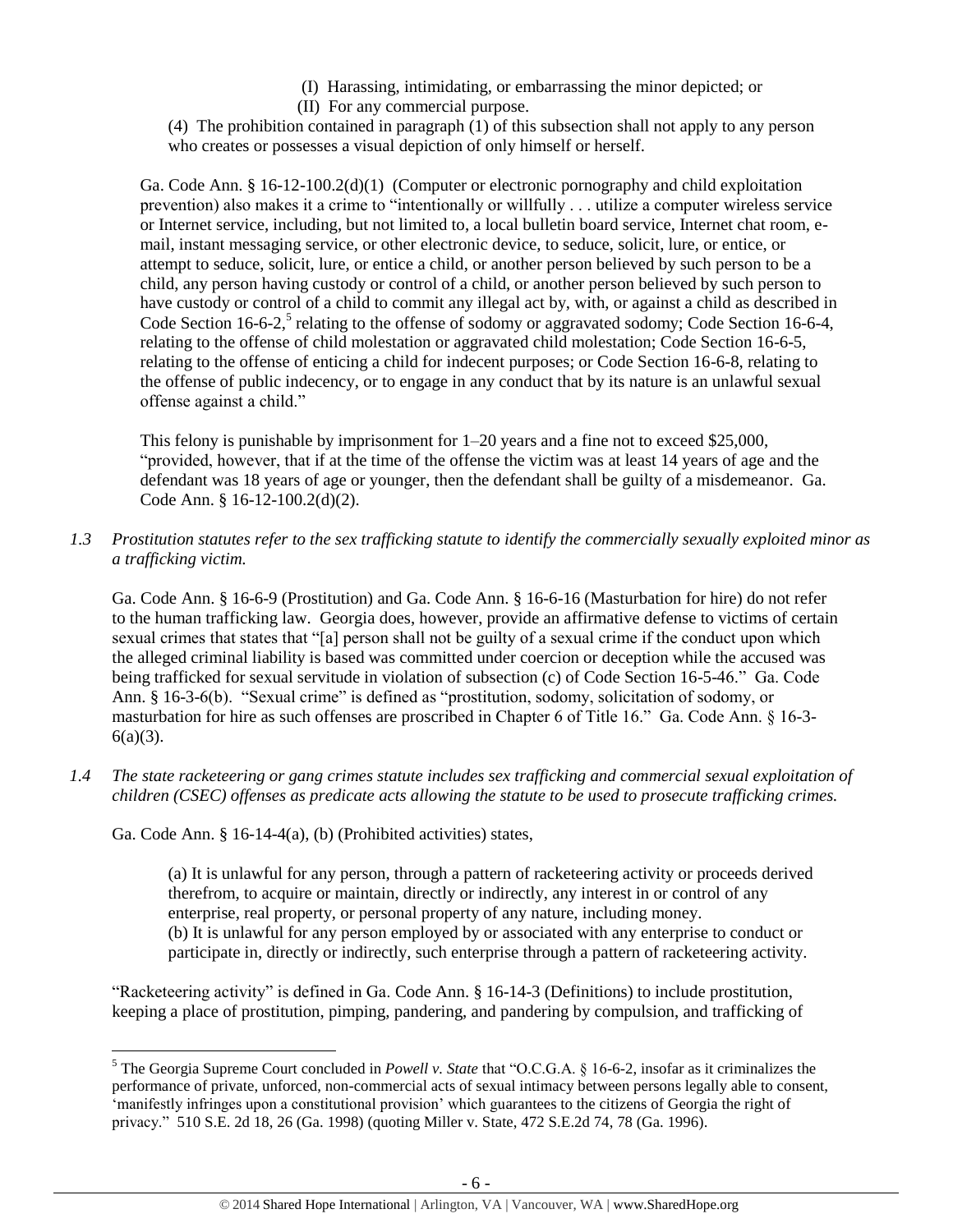(I) Harassing, intimidating, or embarrassing the minor depicted; or
(II) For any commercial purpose.

(4) The prohibition contained in paragraph (1) of this subsection shall not apply to any person who creates or possesses a visual depiction of only himself or herself.

Ga. Code Ann. § 16-12-100.2(d)(1) (Computer or electronic pornography and child exploitation prevention) also makes it a crime to "intentionally or willfully . . . utilize a computer wireless service or Internet service, including, but not limited to, a local bulletin board service, Internet chat room, e-mail, instant messaging service, or other electronic device, to seduce, solicit, lure, or entice, or attempt to seduce, solicit, lure, or entice a child, or another person believed by such person to be a child, any person having custody or control of a child, or another person believed by such person to have custody or control of a child to commit any illegal act by, with, or against a child as described in Code Section 16-6-2,[5] relating to the offense of sodomy or aggravated sodomy; Code Section 16-6-4, relating to the offense of child molestation or aggravated child molestation; Code Section 16-6-5, relating to the offense of enticing a child for indecent purposes; or Code Section 16-6-8, relating to the offense of public indecency, or to engage in any conduct that by its nature is an unlawful sexual offense against a child."

This felony is punishable by imprisonment for 1–20 years and a fine not to exceed $25,000, "provided, however, that if at the time of the offense the victim was at least 14 years of age and the defendant was 18 years of age or younger, then the defendant shall be guilty of a misdemeanor. Ga. Code Ann. § 16-12-100.2(d)(2).

*1.3 Prostitution statutes refer to the sex trafficking statute to identify the commercially sexually exploited minor as a trafficking victim.*

Ga. Code Ann. § 16-6-9 (Prostitution) and Ga. Code Ann. § 16-6-16 (Masturbation for hire) do not refer to the human trafficking law. Georgia does, however, provide an affirmative defense to victims of certain sexual crimes that states that "[a] person shall not be guilty of a sexual crime if the conduct upon which the alleged criminal liability is based was committed under coercion or deception while the accused was being trafficked for sexual servitude in violation of subsection (c) of Code Section 16-5-46." Ga. Code Ann. § 16-3-6(b). "Sexual crime" is defined as "prostitution, sodomy, solicitation of sodomy, or masturbation for hire as such offenses are proscribed in Chapter 6 of Title 16." Ga. Code Ann. § 16-3-6(a)(3).

*1.4 The state racketeering or gang crimes statute includes sex trafficking and commercial sexual exploitation of children (CSEC) offenses as predicate acts allowing the statute to be used to prosecute trafficking crimes.*

Ga. Code Ann. § 16-14-4(a), (b) (Prohibited activities) states,

> (a) It is unlawful for any person, through a pattern of racketeering activity or proceeds derived therefrom, to acquire or maintain, directly or indirectly, any interest in or control of any enterprise, real property, or personal property of any nature, including money.
> (b) It is unlawful for any person employed by or associated with any enterprise to conduct or participate in, directly or indirectly, such enterprise through a pattern of racketeering activity.

"Racketeering activity" is defined in Ga. Code Ann. § 16-14-3 (Definitions) to include prostitution, keeping a place of prostitution, pimping, pandering, and pandering by compulsion, and trafficking of

---

[5] The Georgia Supreme Court concluded in *Powell v. State* that "O.C.G.A. § 16-6-2, insofar as it criminalizes the performance of private, unforced, non-commercial acts of sexual intimacy between persons legally able to consent, 'manifestly infringes upon a constitutional provision' which guarantees to the citizens of Georgia the right of privacy." 510 S.E. 2d 18, 26 (Ga. 1998) (quoting Miller v. State, 472 S.E.2d 74, 78 (Ga. 1996).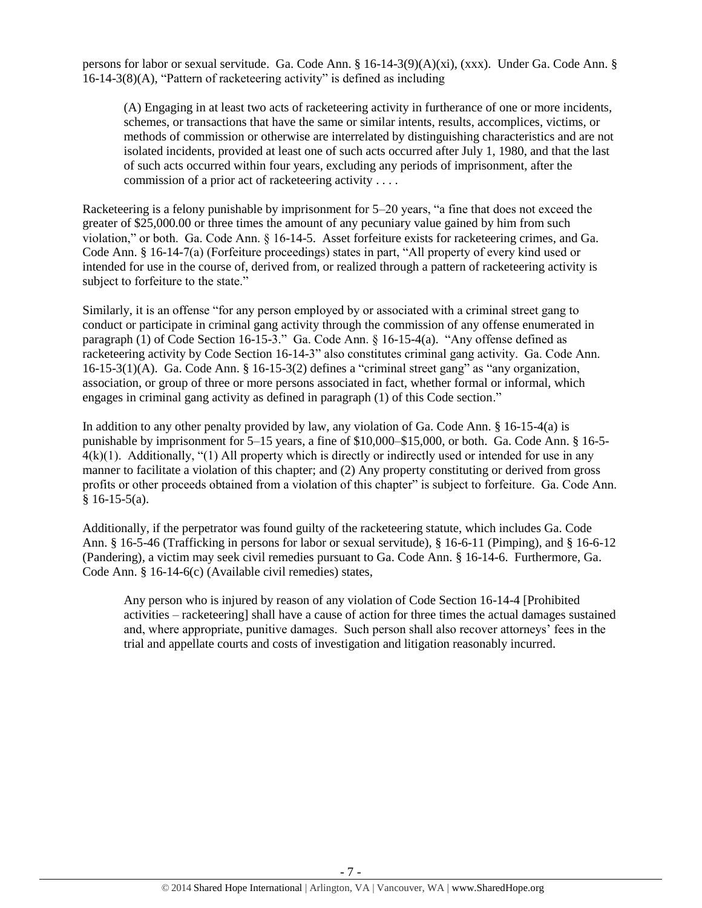persons for labor or sexual servitude. Ga. Code Ann. § 16-14-3(9)(A)(xi), (xxx). Under Ga. Code Ann. § 16-14-3(8)(A), "Pattern of racketeering activity" is defined as including

> (A) Engaging in at least two acts of racketeering activity in furtherance of one or more incidents, schemes, or transactions that have the same or similar intents, results, accomplices, victims, or methods of commission or otherwise are interrelated by distinguishing characteristics and are not isolated incidents, provided at least one of such acts occurred after July 1, 1980, and that the last of such acts occurred within four years, excluding any periods of imprisonment, after the commission of a prior act of racketeering activity . . . .

Racketeering is a felony punishable by imprisonment for 5–20 years, "a fine that does not exceed the greater of $25,000.00 or three times the amount of any pecuniary value gained by him from such violation," or both. Ga. Code Ann. § 16-14-5. Asset forfeiture exists for racketeering crimes, and Ga. Code Ann. § 16-14-7(a) (Forfeiture proceedings) states in part, "All property of every kind used or intended for use in the course of, derived from, or realized through a pattern of racketeering activity is subject to forfeiture to the state."

Similarly, it is an offense "for any person employed by or associated with a criminal street gang to conduct or participate in criminal gang activity through the commission of any offense enumerated in paragraph (1) of Code Section 16-15-3." Ga. Code Ann. § 16-15-4(a). "Any offense defined as racketeering activity by Code Section 16-14-3" also constitutes criminal gang activity. Ga. Code Ann. 16-15-3(1)(A). Ga. Code Ann. § 16-15-3(2) defines a "criminal street gang" as "any organization, association, or group of three or more persons associated in fact, whether formal or informal, which engages in criminal gang activity as defined in paragraph (1) of this Code section."

In addition to any other penalty provided by law, any violation of Ga. Code Ann. § 16-15-4(a) is punishable by imprisonment for 5–15 years, a fine of $10,000–$15,000, or both. Ga. Code Ann. § 16-5-4(k)(1). Additionally, "(1) All property which is directly or indirectly used or intended for use in any manner to facilitate a violation of this chapter; and (2) Any property constituting or derived from gross profits or other proceeds obtained from a violation of this chapter" is subject to forfeiture. Ga. Code Ann. § 16-15-5(a).

Additionally, if the perpetrator was found guilty of the racketeering statute, which includes Ga. Code Ann. § 16-5-46 (Trafficking in persons for labor or sexual servitude), § 16-6-11 (Pimping), and § 16-6-12 (Pandering), a victim may seek civil remedies pursuant to Ga. Code Ann. § 16-14-6. Furthermore, Ga. Code Ann. § 16-14-6(c) (Available civil remedies) states,

> Any person who is injured by reason of any violation of Code Section 16-14-4 [Prohibited activities – racketeering] shall have a cause of action for three times the actual damages sustained and, where appropriate, punitive damages. Such person shall also recover attorneys' fees in the trial and appellate courts and costs of investigation and litigation reasonably incurred.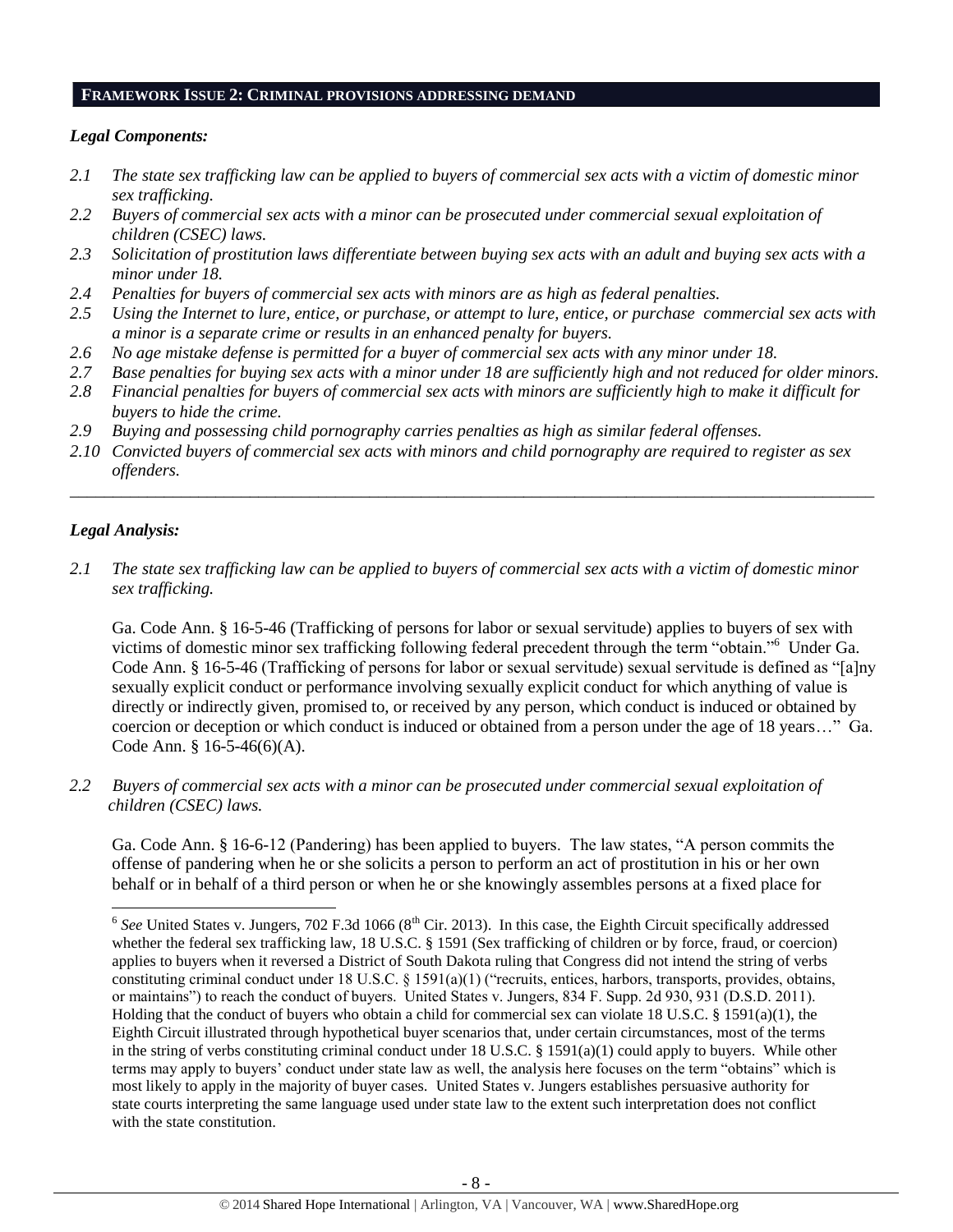## FRAMEWORK ISSUE 2: CRIMINAL PROVISIONS ADDRESSING DEMAND

### *Legal Components:*

*2.1 The state sex trafficking law can be applied to buyers of commercial sex acts with a victim of domestic minor sex trafficking.*

*2.2 Buyers of commercial sex acts with a minor can be prosecuted under commercial sexual exploitation of children (CSEC) laws.*

*2.3 Solicitation of prostitution laws differentiate between buying sex acts with an adult and buying sex acts with a minor under 18.*

*2.4 Penalties for buyers of commercial sex acts with minors are as high as federal penalties.*

*2.5 Using the Internet to lure, entice, or purchase, or attempt to lure, entice, or purchase commercial sex acts with a minor is a separate crime or results in an enhanced penalty for buyers.*

*2.6 No age mistake defense is permitted for a buyer of commercial sex acts with any minor under 18.*

*2.7 Base penalties for buying sex acts with a minor under 18 are sufficiently high and not reduced for older minors.*

*2.8 Financial penalties for buyers of commercial sex acts with minors are sufficiently high to make it difficult for buyers to hide the crime.*

*2.9 Buying and possessing child pornography carries penalties as high as similar federal offenses.*

*2.10 Convicted buyers of commercial sex acts with minors and child pornography are required to register as sex offenders.*

---

### *Legal Analysis:*

*2.1 The state sex trafficking law can be applied to buyers of commercial sex acts with a victim of domestic minor sex trafficking.*

Ga. Code Ann. § 16-5-46 (Trafficking of persons for labor or sexual servitude) applies to buyers of sex with victims of domestic minor sex trafficking following federal precedent through the term "obtain."[6] Under Ga. Code Ann. § 16-5-46 (Trafficking of persons for labor or sexual servitude) sexual servitude is defined as "[a]ny sexually explicit conduct or performance involving sexually explicit conduct for which anything of value is directly or indirectly given, promised to, or received by any person, which conduct is induced or obtained by coercion or deception or which conduct is induced or obtained from a person under the age of 18 years…" Ga. Code Ann. § 16-5-46(6)(A).

*2.2 Buyers of commercial sex acts with a minor can be prosecuted under commercial sexual exploitation of children (CSEC) laws.*

Ga. Code Ann. § 16-6-12 (Pandering) has been applied to buyers. The law states, "A person commits the offense of pandering when he or she solicits a person to perform an act of prostitution in his or her own behalf or in behalf of a third person or when he or she knowingly assembles persons at a fixed place for

---

[6] *See* United States v. Jungers, 702 F.3d 1066 (8th Cir. 2013). In this case, the Eighth Circuit specifically addressed whether the federal sex trafficking law, 18 U.S.C. § 1591 (Sex trafficking of children or by force, fraud, or coercion) applies to buyers when it reversed a District of South Dakota ruling that Congress did not intend the string of verbs constituting criminal conduct under 18 U.S.C. § 1591(a)(1) ("recruits, entices, harbors, transports, provides, obtains, or maintains") to reach the conduct of buyers. United States v. Jungers, 834 F. Supp. 2d 930, 931 (D.S.D. 2011). Holding that the conduct of buyers who obtain a child for commercial sex can violate 18 U.S.C. § 1591(a)(1), the Eighth Circuit illustrated through hypothetical buyer scenarios that, under certain circumstances, most of the terms in the string of verbs constituting criminal conduct under 18 U.S.C. § 1591(a)(1) could apply to buyers. While other terms may apply to buyers' conduct under state law as well, the analysis here focuses on the term "obtains" which is most likely to apply in the majority of buyer cases. United States v. Jungers establishes persuasive authority for state courts interpreting the same language used under state law to the extent such interpretation does not conflict with the state constitution.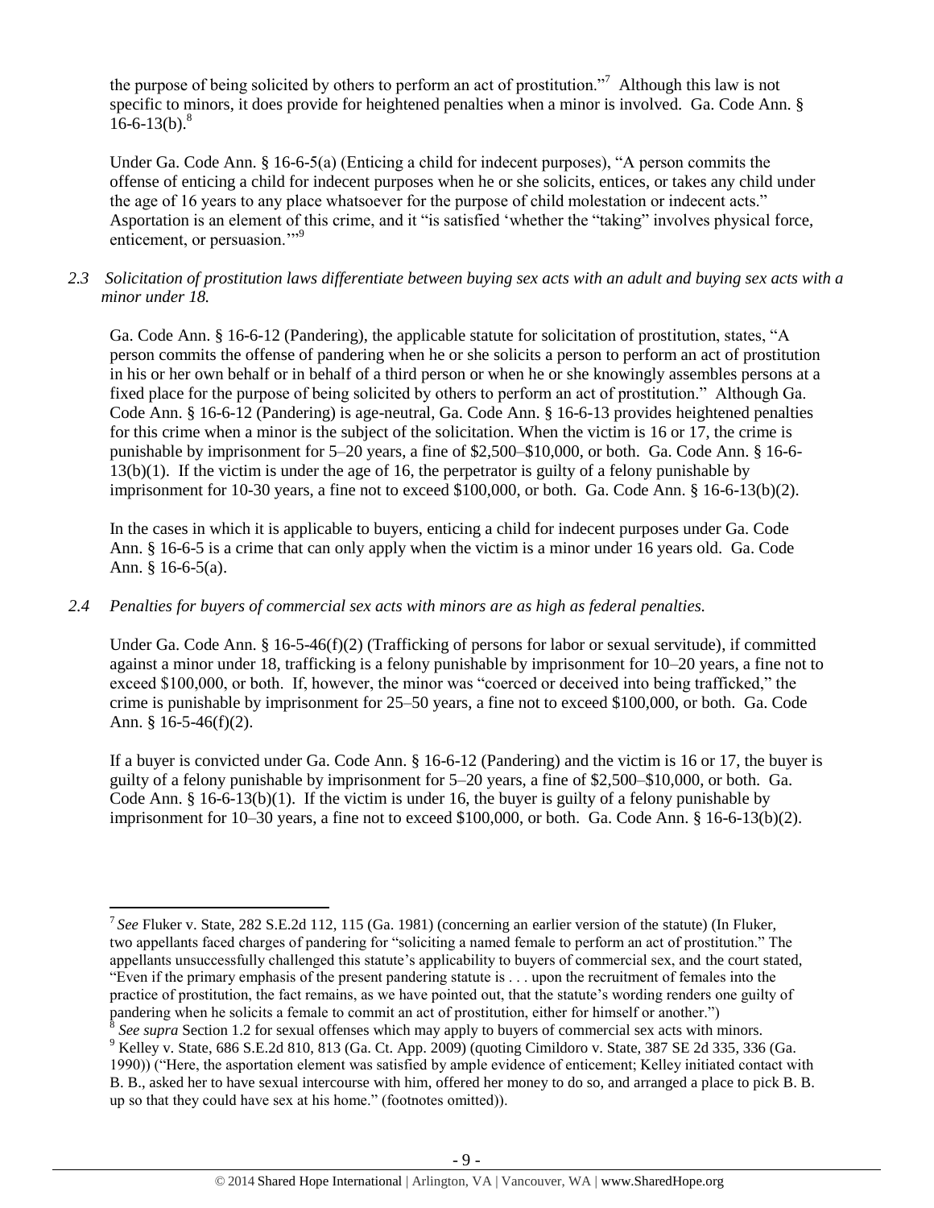the purpose of being solicited by others to perform an act of prostitution."[7] Although this law is not specific to minors, it does provide for heightened penalties when a minor is involved. Ga. Code Ann. § 16-6-13(b).[8]

Under Ga. Code Ann. § 16-6-5(a) (Enticing a child for indecent purposes), "A person commits the offense of enticing a child for indecent purposes when he or she solicits, entices, or takes any child under the age of 16 years to any place whatsoever for the purpose of child molestation or indecent acts." Asportation is an element of this crime, and it "is satisfied 'whether the "taking" involves physical force, enticement, or persuasion.'"[9]

*2.3 Solicitation of prostitution laws differentiate between buying sex acts with an adult and buying sex acts with a minor under 18.*

Ga. Code Ann. § 16-6-12 (Pandering), the applicable statute for solicitation of prostitution, states, "A person commits the offense of pandering when he or she solicits a person to perform an act of prostitution in his or her own behalf or in behalf of a third person or when he or she knowingly assembles persons at a fixed place for the purpose of being solicited by others to perform an act of prostitution." Although Ga. Code Ann. § 16-6-12 (Pandering) is age-neutral, Ga. Code Ann. § 16-6-13 provides heightened penalties for this crime when a minor is the subject of the solicitation. When the victim is 16 or 17, the crime is punishable by imprisonment for 5–20 years, a fine of $2,500–$10,000, or both. Ga. Code Ann. § 16-6-13(b)(1). If the victim is under the age of 16, the perpetrator is guilty of a felony punishable by imprisonment for 10-30 years, a fine not to exceed $100,000, or both. Ga. Code Ann. § 16-6-13(b)(2).

In the cases in which it is applicable to buyers, enticing a child for indecent purposes under Ga. Code Ann. § 16-6-5 is a crime that can only apply when the victim is a minor under 16 years old. Ga. Code Ann. § 16-6-5(a).

*2.4 Penalties for buyers of commercial sex acts with minors are as high as federal penalties.*

Under Ga. Code Ann. § 16-5-46(f)(2) (Trafficking of persons for labor or sexual servitude), if committed against a minor under 18, trafficking is a felony punishable by imprisonment for 10–20 years, a fine not to exceed $100,000, or both. If, however, the minor was "coerced or deceived into being trafficked," the crime is punishable by imprisonment for 25–50 years, a fine not to exceed $100,000, or both. Ga. Code Ann. § 16-5-46(f)(2).

If a buyer is convicted under Ga. Code Ann. § 16-6-12 (Pandering) and the victim is 16 or 17, the buyer is guilty of a felony punishable by imprisonment for 5–20 years, a fine of $2,500–$10,000, or both. Ga. Code Ann. § 16-6-13(b)(1). If the victim is under 16, the buyer is guilty of a felony punishable by imprisonment for 10–30 years, a fine not to exceed $100,000, or both. Ga. Code Ann. § 16-6-13(b)(2).

---

[7] *See* Fluker v. State, 282 S.E.2d 112, 115 (Ga. 1981) (concerning an earlier version of the statute) (In Fluker, two appellants faced charges of pandering for "soliciting a named female to perform an act of prostitution." The appellants unsuccessfully challenged this statute's applicability to buyers of commercial sex, and the court stated, "Even if the primary emphasis of the present pandering statute is . . . upon the recruitment of females into the practice of prostitution, the fact remains, as we have pointed out, that the statute's wording renders one guilty of pandering when he solicits a female to commit an act of prostitution, either for himself or another.")

[8] *See supra* Section 1.2 for sexual offenses which may apply to buyers of commercial sex acts with minors.

[9] Kelley v. State, 686 S.E.2d 810, 813 (Ga. Ct. App. 2009) (quoting Cimildoro v. State, 387 SE 2d 335, 336 (Ga. 1990)) ("Here, the asportation element was satisfied by ample evidence of enticement; Kelley initiated contact with B. B., asked her to have sexual intercourse with him, offered her money to do so, and arranged a place to pick B. B. up so that they could have sex at his home." (footnotes omitted)).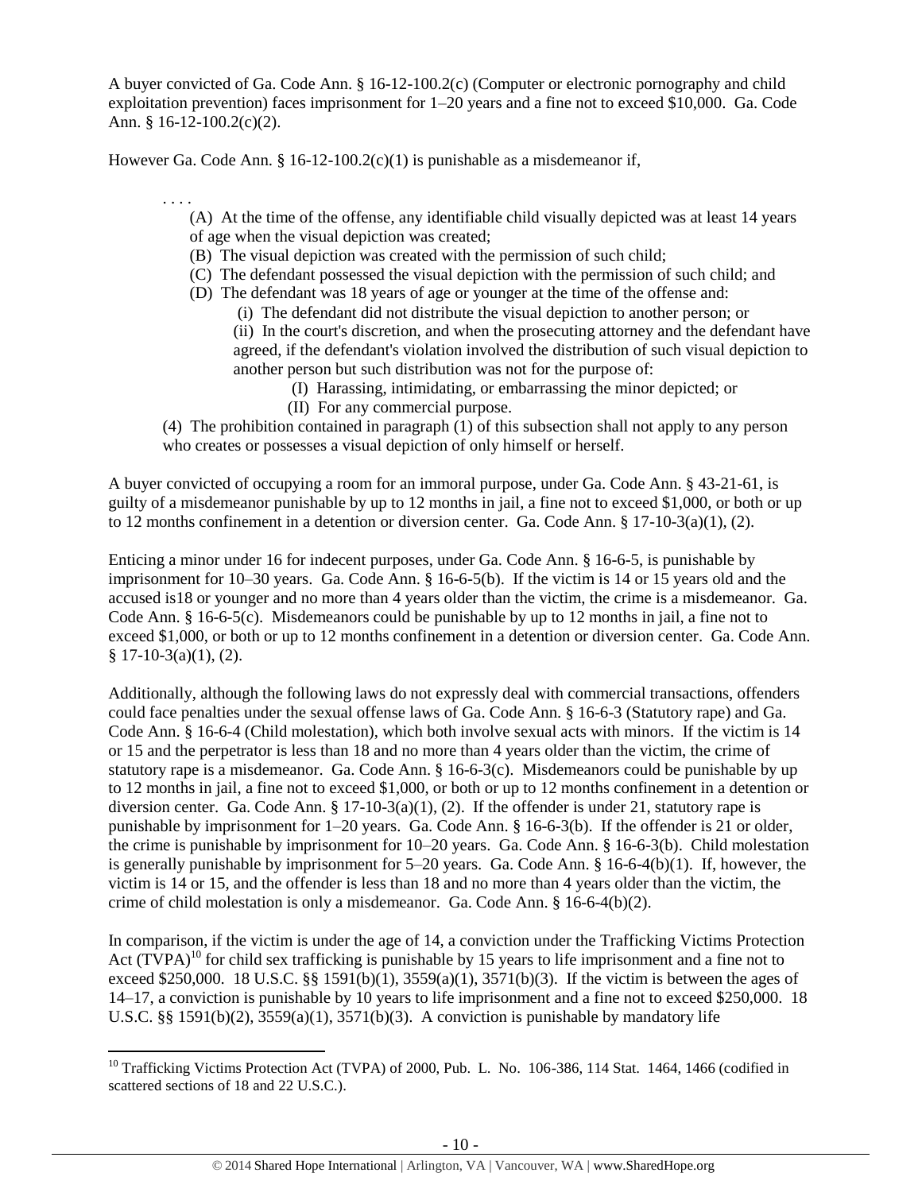A buyer convicted of Ga. Code Ann. § 16-12-100.2(c) (Computer or electronic pornography and child exploitation prevention) faces imprisonment for 1–20 years and a fine not to exceed $10,000. Ga. Code Ann. § 16-12-100.2(c)(2).

However Ga. Code Ann. § 16-12-100.2(c)(1) is punishable as a misdemeanor if,

> . . . .
>
> (A) At the time of the offense, any identifiable child visually depicted was at least 14 years of age when the visual depiction was created;
>
> (B) The visual depiction was created with the permission of such child;
>
> (C) The defendant possessed the visual depiction with the permission of such child; and
>
> (D) The defendant was 18 years of age or younger at the time of the offense and:
>
> (i) The defendant did not distribute the visual depiction to another person; or
>
> (ii) In the court's discretion, and when the prosecuting attorney and the defendant have agreed, if the defendant's violation involved the distribution of such visual depiction to another person but such distribution was not for the purpose of:
>
> (I) Harassing, intimidating, or embarrassing the minor depicted; or
>
> (II) For any commercial purpose.
>
> (4) The prohibition contained in paragraph (1) of this subsection shall not apply to any person who creates or possesses a visual depiction of only himself or herself.

A buyer convicted of occupying a room for an immoral purpose, under Ga. Code Ann. § 43-21-61, is guilty of a misdemeanor punishable by up to 12 months in jail, a fine not to exceed $1,000, or both or up to 12 months confinement in a detention or diversion center. Ga. Code Ann. § 17-10-3(a)(1), (2).

Enticing a minor under 16 for indecent purposes, under Ga. Code Ann. § 16-6-5, is punishable by imprisonment for 10–30 years. Ga. Code Ann. § 16-6-5(b). If the victim is 14 or 15 years old and the accused is18 or younger and no more than 4 years older than the victim, the crime is a misdemeanor. Ga. Code Ann. § 16-6-5(c). Misdemeanors could be punishable by up to 12 months in jail, a fine not to exceed $1,000, or both or up to 12 months confinement in a detention or diversion center. Ga. Code Ann. § 17-10-3(a)(1), (2).

Additionally, although the following laws do not expressly deal with commercial transactions, offenders could face penalties under the sexual offense laws of Ga. Code Ann. § 16-6-3 (Statutory rape) and Ga. Code Ann. § 16-6-4 (Child molestation), which both involve sexual acts with minors. If the victim is 14 or 15 and the perpetrator is less than 18 and no more than 4 years older than the victim, the crime of statutory rape is a misdemeanor. Ga. Code Ann. § 16-6-3(c). Misdemeanors could be punishable by up to 12 months in jail, a fine not to exceed $1,000, or both or up to 12 months confinement in a detention or diversion center. Ga. Code Ann. § 17-10-3(a)(1), (2). If the offender is under 21, statutory rape is punishable by imprisonment for 1–20 years. Ga. Code Ann. § 16-6-3(b). If the offender is 21 or older, the crime is punishable by imprisonment for 10–20 years. Ga. Code Ann. § 16-6-3(b). Child molestation is generally punishable by imprisonment for 5–20 years. Ga. Code Ann. § 16-6-4(b)(1). If, however, the victim is 14 or 15, and the offender is less than 18 and no more than 4 years older than the victim, the crime of child molestation is only a misdemeanor. Ga. Code Ann. § 16-6-4(b)(2).

In comparison, if the victim is under the age of 14, a conviction under the Trafficking Victims Protection Act (TVPA)[10] for child sex trafficking is punishable by 15 years to life imprisonment and a fine not to exceed $250,000. 18 U.S.C. §§ 1591(b)(1), 3559(a)(1), 3571(b)(3). If the victim is between the ages of 14–17, a conviction is punishable by 10 years to life imprisonment and a fine not to exceed $250,000. 18 U.S.C. §§ 1591(b)(2), 3559(a)(1), 3571(b)(3). A conviction is punishable by mandatory life

[10] Trafficking Victims Protection Act (TVPA) of 2000, Pub. L. No. 106-386, 114 Stat. 1464, 1466 (codified in scattered sections of 18 and 22 U.S.C.).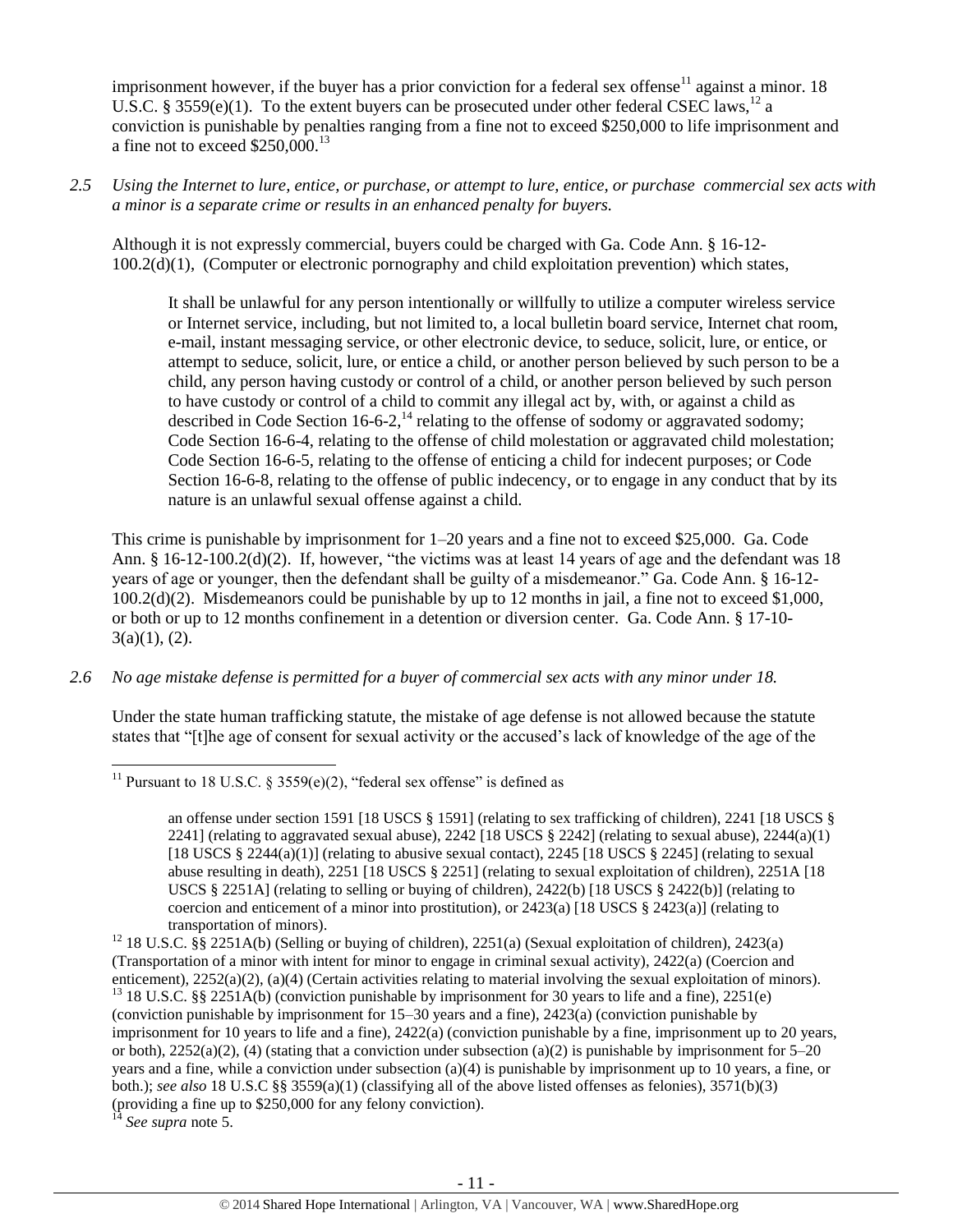imprisonment however, if the buyer has a prior conviction for a federal sex offense[11] against a minor. 18 U.S.C. § 3559(e)(1). To the extent buyers can be prosecuted under other federal CSEC laws,[12] a conviction is punishable by penalties ranging from a fine not to exceed $250,000 to life imprisonment and a fine not to exceed $250,000.[13]

*2.5 Using the Internet to lure, entice, or purchase, or attempt to lure, entice, or purchase commercial sex acts with a minor is a separate crime or results in an enhanced penalty for buyers.*

Although it is not expressly commercial, buyers could be charged with Ga. Code Ann. § 16-12-100.2(d)(1), (Computer or electronic pornography and child exploitation prevention) which states,

> It shall be unlawful for any person intentionally or willfully to utilize a computer wireless service or Internet service, including, but not limited to, a local bulletin board service, Internet chat room, e-mail, instant messaging service, or other electronic device, to seduce, solicit, lure, or entice, or attempt to seduce, solicit, lure, or entice a child, or another person believed by such person to be a child, any person having custody or control of a child, or another person believed by such person to have custody or control of a child to commit any illegal act by, with, or against a child as described in Code Section 16-6-2,[14] relating to the offense of sodomy or aggravated sodomy; Code Section 16-6-4, relating to the offense of child molestation or aggravated child molestation; Code Section 16-6-5, relating to the offense of enticing a child for indecent purposes; or Code Section 16-6-8, relating to the offense of public indecency, or to engage in any conduct that by its nature is an unlawful sexual offense against a child.

This crime is punishable by imprisonment for 1–20 years and a fine not to exceed $25,000. Ga. Code Ann. § 16-12-100.2(d)(2). If, however, "the victims was at least 14 years of age and the defendant was 18 years of age or younger, then the defendant shall be guilty of a misdemeanor." Ga. Code Ann. § 16-12-100.2(d)(2). Misdemeanors could be punishable by up to 12 months in jail, a fine not to exceed $1,000, or both or up to 12 months confinement in a detention or diversion center. Ga. Code Ann. § 17-10-3(a)(1), (2).

*2.6 No age mistake defense is permitted for a buyer of commercial sex acts with any minor under 18.*

Under the state human trafficking statute, the mistake of age defense is not allowed because the statute states that "[t]he age of consent for sexual activity or the accused's lack of knowledge of the age of the

---

[11] Pursuant to 18 U.S.C. § 3559(e)(2), "federal sex offense" is defined as

> an offense under section 1591 [18 USCS § 1591] (relating to sex trafficking of children), 2241 [18 USCS § 2241] (relating to aggravated sexual abuse), 2242 [18 USCS § 2242] (relating to sexual abuse), 2244(a)(1) [18 USCS § 2244(a)(1)] (relating to abusive sexual contact), 2245 [18 USCS § 2245] (relating to sexual abuse resulting in death), 2251 [18 USCS § 2251] (relating to sexual exploitation of children), 2251A [18 USCS § 2251A] (relating to selling or buying of children), 2422(b) [18 USCS § 2422(b)] (relating to coercion and enticement of a minor into prostitution), or 2423(a) [18 USCS § 2423(a)] (relating to transportation of minors).

[12] 18 U.S.C. §§ 2251A(b) (Selling or buying of children), 2251(a) (Sexual exploitation of children), 2423(a) (Transportation of a minor with intent for minor to engage in criminal sexual activity), 2422(a) (Coercion and enticement), 2252(a)(2), (a)(4) (Certain activities relating to material involving the sexual exploitation of minors).

[13] 18 U.S.C. §§ 2251A(b) (conviction punishable by imprisonment for 30 years to life and a fine), 2251(e) (conviction punishable by imprisonment for 15–30 years and a fine), 2423(a) (conviction punishable by imprisonment for 10 years to life and a fine), 2422(a) (conviction punishable by a fine, imprisonment up to 20 years, or both), 2252(a)(2), (4) (stating that a conviction under subsection (a)(2) is punishable by imprisonment for 5–20 years and a fine, while a conviction under subsection (a)(4) is punishable by imprisonment up to 10 years, a fine, or both.); *see also* 18 U.S.C §§ 3559(a)(1) (classifying all of the above listed offenses as felonies), 3571(b)(3) (providing a fine up to $250,000 for any felony conviction).

[14] *See supra* note 5.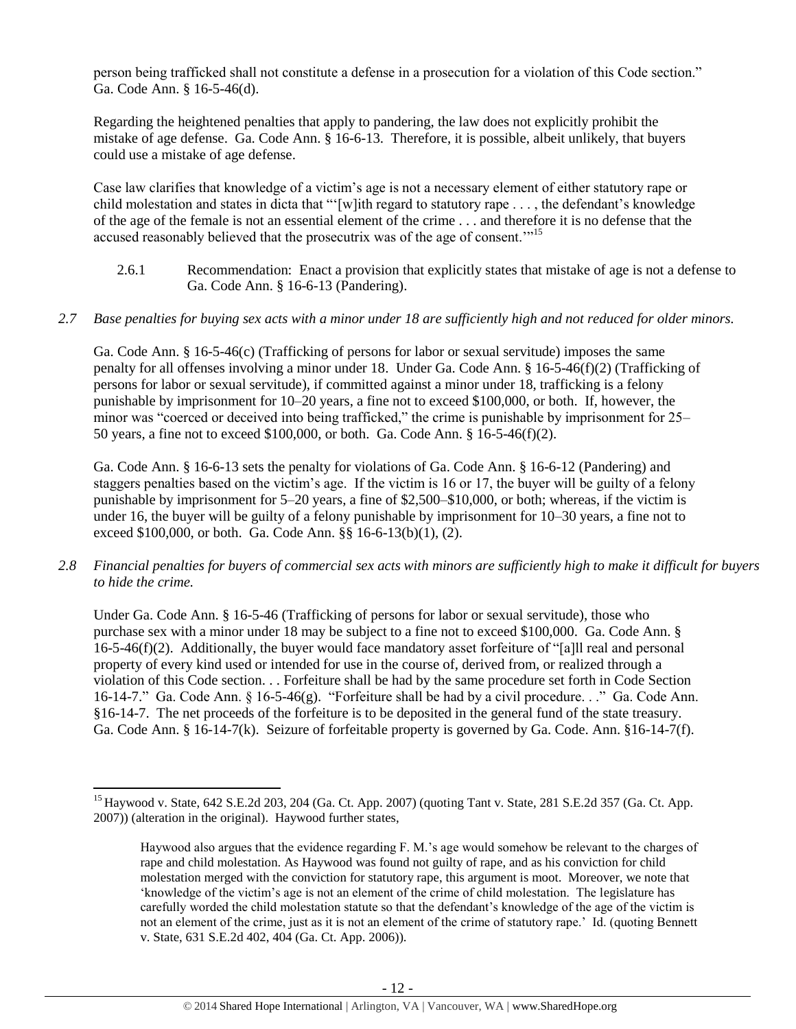person being trafficked shall not constitute a defense in a prosecution for a violation of this Code section." Ga. Code Ann. § 16-5-46(d).

Regarding the heightened penalties that apply to pandering, the law does not explicitly prohibit the mistake of age defense. Ga. Code Ann. § 16-6-13. Therefore, it is possible, albeit unlikely, that buyers could use a mistake of age defense.

Case law clarifies that knowledge of a victim's age is not a necessary element of either statutory rape or child molestation and states in dicta that "'[w]ith regard to statutory rape . . . , the defendant's knowledge of the age of the female is not an essential element of the crime . . . and therefore it is no defense that the accused reasonably believed that the prosecutrix was of the age of consent.'"[15]

2.6.1 Recommendation: Enact a provision that explicitly states that mistake of age is not a defense to Ga. Code Ann. § 16-6-13 (Pandering).

*2.7 Base penalties for buying sex acts with a minor under 18 are sufficiently high and not reduced for older minors.*

Ga. Code Ann. § 16-5-46(c) (Trafficking of persons for labor or sexual servitude) imposes the same penalty for all offenses involving a minor under 18. Under Ga. Code Ann. § 16-5-46(f)(2) (Trafficking of persons for labor or sexual servitude), if committed against a minor under 18, trafficking is a felony punishable by imprisonment for 10–20 years, a fine not to exceed $100,000, or both. If, however, the minor was "coerced or deceived into being trafficked," the crime is punishable by imprisonment for 25–50 years, a fine not to exceed $100,000, or both. Ga. Code Ann. § 16-5-46(f)(2).

Ga. Code Ann. § 16-6-13 sets the penalty for violations of Ga. Code Ann. § 16-6-12 (Pandering) and staggers penalties based on the victim's age. If the victim is 16 or 17, the buyer will be guilty of a felony punishable by imprisonment for 5–20 years, a fine of $2,500–$10,000, or both; whereas, if the victim is under 16, the buyer will be guilty of a felony punishable by imprisonment for 10–30 years, a fine not to exceed $100,000, or both. Ga. Code Ann. §§ 16-6-13(b)(1), (2).

*2.8 Financial penalties for buyers of commercial sex acts with minors are sufficiently high to make it difficult for buyers to hide the crime.*

Under Ga. Code Ann. § 16-5-46 (Trafficking of persons for labor or sexual servitude), those who purchase sex with a minor under 18 may be subject to a fine not to exceed $100,000. Ga. Code Ann. § 16-5-46(f)(2). Additionally, the buyer would face mandatory asset forfeiture of "[a]ll real and personal property of every kind used or intended for use in the course of, derived from, or realized through a violation of this Code section. . . Forfeiture shall be had by the same procedure set forth in Code Section 16-14-7." Ga. Code Ann. § 16-5-46(g). "Forfeiture shall be had by a civil procedure. . ." Ga. Code Ann. §16-14-7. The net proceeds of the forfeiture is to be deposited in the general fund of the state treasury. Ga. Code Ann. § 16-14-7(k). Seizure of forfeitable property is governed by Ga. Code. Ann. §16-14-7(f).

---

[15] Haywood v. State, 642 S.E.2d 203, 204 (Ga. Ct. App. 2007) (quoting Tant v. State, 281 S.E.2d 357 (Ga. Ct. App. 2007)) (alteration in the original). Haywood further states,

> Haywood also argues that the evidence regarding F. M.'s age would somehow be relevant to the charges of rape and child molestation. As Haywood was found not guilty of rape, and as his conviction for child molestation merged with the conviction for statutory rape, this argument is moot. Moreover, we note that 'knowledge of the victim's age is not an element of the crime of child molestation. The legislature has carefully worded the child molestation statute so that the defendant's knowledge of the age of the victim is not an element of the crime, just as it is not an element of the crime of statutory rape.' Id. (quoting Bennett v. State, 631 S.E.2d 402, 404 (Ga. Ct. App. 2006)).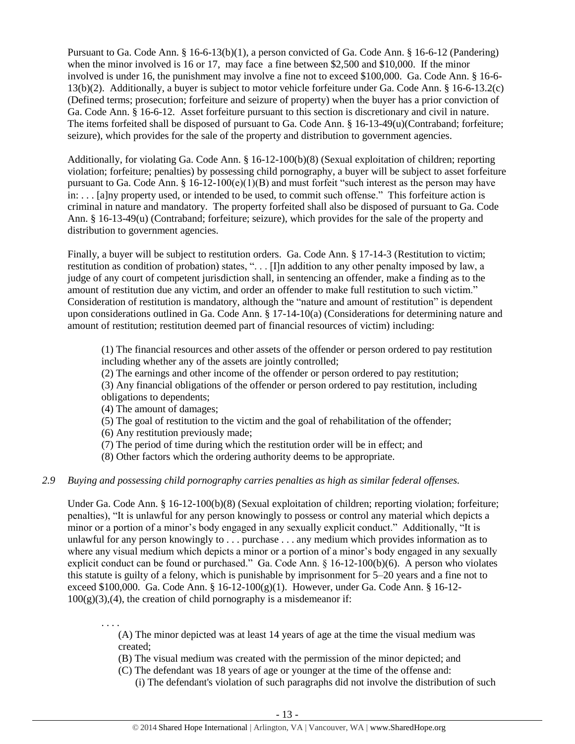Pursuant to Ga. Code Ann. § 16-6-13(b)(1), a person convicted of Ga. Code Ann. § 16-6-12 (Pandering) when the minor involved is 16 or 17, may face a fine between $2,500 and $10,000. If the minor involved is under 16, the punishment may involve a fine not to exceed $100,000. Ga. Code Ann. § 16-6-13(b)(2). Additionally, a buyer is subject to motor vehicle forfeiture under Ga. Code Ann. § 16-6-13.2(c) (Defined terms; prosecution; forfeiture and seizure of property) when the buyer has a prior conviction of Ga. Code Ann. § 16-6-12. Asset forfeiture pursuant to this section is discretionary and civil in nature. The items forfeited shall be disposed of pursuant to Ga. Code Ann. § 16-13-49(u)(Contraband; forfeiture; seizure), which provides for the sale of the property and distribution to government agencies.

Additionally, for violating Ga. Code Ann. § 16-12-100(b)(8) (Sexual exploitation of children; reporting violation; forfeiture; penalties) by possessing child pornography, a buyer will be subject to asset forfeiture pursuant to Ga. Code Ann. § 16-12-100(e)(1)(B) and must forfeit "such interest as the person may have in: . . . [a]ny property used, or intended to be used, to commit such offense." This forfeiture action is criminal in nature and mandatory. The property forfeited shall also be disposed of pursuant to Ga. Code Ann. § 16-13-49(u) (Contraband; forfeiture; seizure), which provides for the sale of the property and distribution to government agencies.

Finally, a buyer will be subject to restitution orders. Ga. Code Ann. § 17-14-3 (Restitution to victim; restitution as condition of probation) states, ". . . [I]n addition to any other penalty imposed by law, a judge of any court of competent jurisdiction shall, in sentencing an offender, make a finding as to the amount of restitution due any victim, and order an offender to make full restitution to such victim." Consideration of restitution is mandatory, although the "nature and amount of restitution" is dependent upon considerations outlined in Ga. Code Ann. § 17-14-10(a) (Considerations for determining nature and amount of restitution; restitution deemed part of financial resources of victim) including:

> (1) The financial resources and other assets of the offender or person ordered to pay restitution including whether any of the assets are jointly controlled;
> (2) The earnings and other income of the offender or person ordered to pay restitution;
> (3) Any financial obligations of the offender or person ordered to pay restitution, including obligations to dependents;
> (4) The amount of damages;
> (5) The goal of restitution to the victim and the goal of rehabilitation of the offender;
> (6) Any restitution previously made;
> (7) The period of time during which the restitution order will be in effect; and
> (8) Other factors which the ordering authority deems to be appropriate.

*2.9 Buying and possessing child pornography carries penalties as high as similar federal offenses.*

Under Ga. Code Ann. § 16-12-100(b)(8) (Sexual exploitation of children; reporting violation; forfeiture; penalties), "It is unlawful for any person knowingly to possess or control any material which depicts a minor or a portion of a minor's body engaged in any sexually explicit conduct." Additionally, "It is unlawful for any person knowingly to . . . purchase . . . any medium which provides information as to where any visual medium which depicts a minor or a portion of a minor's body engaged in any sexually explicit conduct can be found or purchased." Ga. Code Ann. § 16-12-100(b)(6). A person who violates this statute is guilty of a felony, which is punishable by imprisonment for 5–20 years and a fine not to exceed $100,000. Ga. Code Ann. § 16-12-100(g)(1). However, under Ga. Code Ann. § 16-12-100(g)(3),(4), the creation of child pornography is a misdemeanor if:

> . . . .
> (A) The minor depicted was at least 14 years of age at the time the visual medium was created;
> (B) The visual medium was created with the permission of the minor depicted; and
> (C) The defendant was 18 years of age or younger at the time of the offense and:
> (i) The defendant's violation of such paragraphs did not involve the distribution of such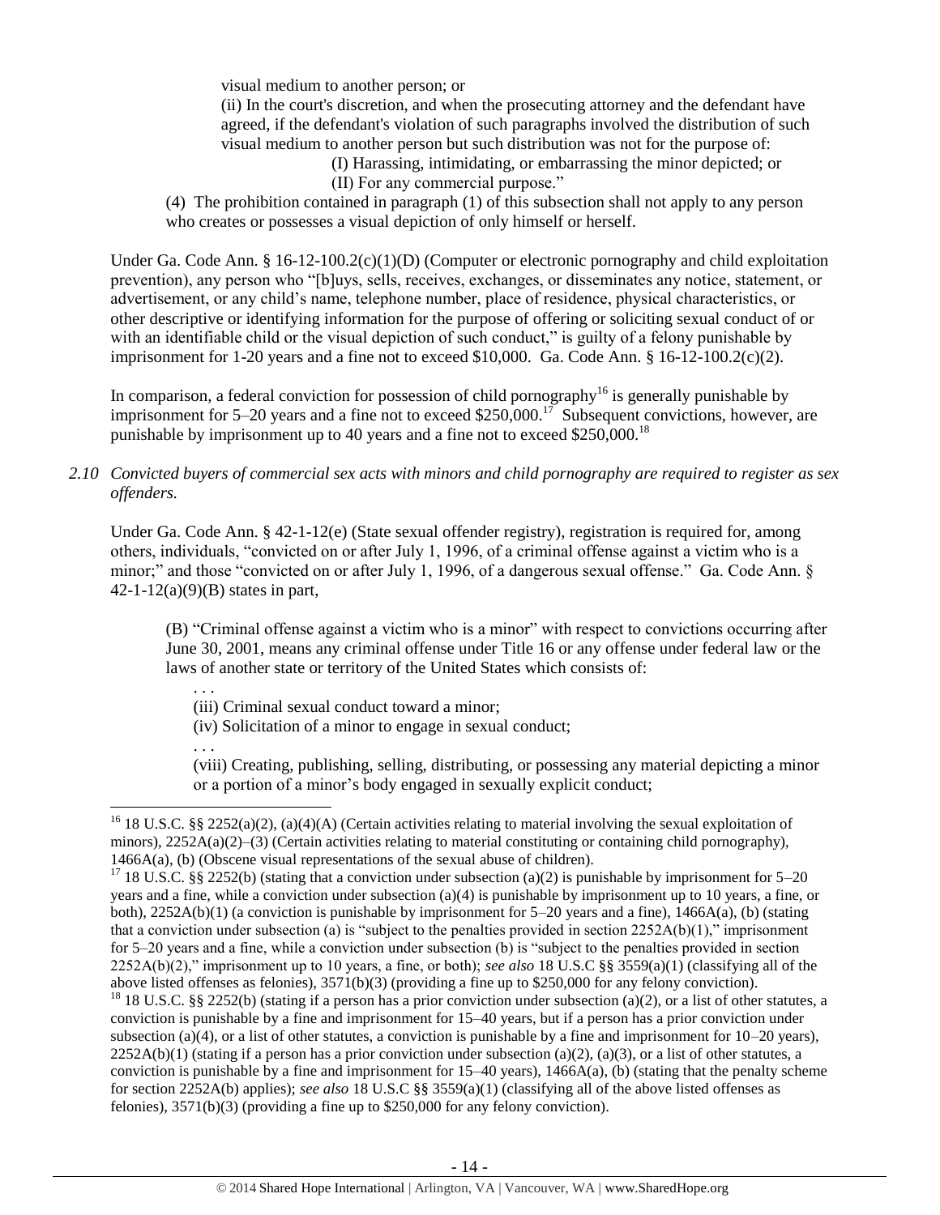visual medium to another person; or

(ii) In the court's discretion, and when the prosecuting attorney and the defendant have agreed, if the defendant's violation of such paragraphs involved the distribution of such visual medium to another person but such distribution was not for the purpose of:

(I) Harassing, intimidating, or embarrassing the minor depicted; or

(II) For any commercial purpose."

(4) The prohibition contained in paragraph (1) of this subsection shall not apply to any person who creates or possesses a visual depiction of only himself or herself.

Under Ga. Code Ann. § 16-12-100.2(c)(1)(D) (Computer or electronic pornography and child exploitation prevention), any person who "[b]uys, sells, receives, exchanges, or disseminates any notice, statement, or advertisement, or any child's name, telephone number, place of residence, physical characteristics, or other descriptive or identifying information for the purpose of offering or soliciting sexual conduct of or with an identifiable child or the visual depiction of such conduct," is guilty of a felony punishable by imprisonment for 1-20 years and a fine not to exceed $10,000. Ga. Code Ann. § 16-12-100.2(c)(2).

In comparison, a federal conviction for possession of child pornography[16] is generally punishable by imprisonment for 5–20 years and a fine not to exceed $250,000.[17] Subsequent convictions, however, are punishable by imprisonment up to 40 years and a fine not to exceed $250,000.[18]

*2.10 Convicted buyers of commercial sex acts with minors and child pornography are required to register as sex offenders.*

Under Ga. Code Ann. § 42-1-12(e) (State sexual offender registry), registration is required for, among others, individuals, "convicted on or after July 1, 1996, of a criminal offense against a victim who is a minor;" and those "convicted on or after July 1, 1996, of a dangerous sexual offense." Ga. Code Ann. § 42-1-12(a)(9)(B) states in part,

(B) "Criminal offense against a victim who is a minor" with respect to convictions occurring after June 30, 2001, means any criminal offense under Title 16 or any offense under federal law or the laws of another state or territory of the United States which consists of:

. . .

(iii) Criminal sexual conduct toward a minor;

(iv) Solicitation of a minor to engage in sexual conduct;

. . .

(viii) Creating, publishing, selling, distributing, or possessing any material depicting a minor or a portion of a minor's body engaged in sexually explicit conduct;

---

[16] 18 U.S.C. §§ 2252(a)(2), (a)(4)(A) (Certain activities relating to material involving the sexual exploitation of minors), 2252A(a)(2)–(3) (Certain activities relating to material constituting or containing child pornography), 1466A(a), (b) (Obscene visual representations of the sexual abuse of children).

[17] 18 U.S.C. §§ 2252(b) (stating that a conviction under subsection (a)(2) is punishable by imprisonment for 5–20 years and a fine, while a conviction under subsection (a)(4) is punishable by imprisonment up to 10 years, a fine, or both), 2252A(b)(1) (a conviction is punishable by imprisonment for 5–20 years and a fine), 1466A(a), (b) (stating that a conviction under subsection (a) is "subject to the penalties provided in section 2252A(b)(1)," imprisonment for 5–20 years and a fine, while a conviction under subsection (b) is "subject to the penalties provided in section 2252A(b)(2)," imprisonment up to 10 years, a fine, or both); *see also* 18 U.S.C §§ 3559(a)(1) (classifying all of the above listed offenses as felonies), 3571(b)(3) (providing a fine up to $250,000 for any felony conviction).

[18] 18 U.S.C. §§ 2252(b) (stating if a person has a prior conviction under subsection (a)(2), or a list of other statutes, a conviction is punishable by a fine and imprisonment for 15–40 years, but if a person has a prior conviction under subsection (a)(4), or a list of other statutes, a conviction is punishable by a fine and imprisonment for 10–20 years), 2252A(b)(1) (stating if a person has a prior conviction under subsection (a)(2), (a)(3), or a list of other statutes, a conviction is punishable by a fine and imprisonment for 15–40 years), 1466A(a), (b) (stating that the penalty scheme for section 2252A(b) applies); *see also* 18 U.S.C §§ 3559(a)(1) (classifying all of the above listed offenses as felonies), 3571(b)(3) (providing a fine up to $250,000 for any felony conviction).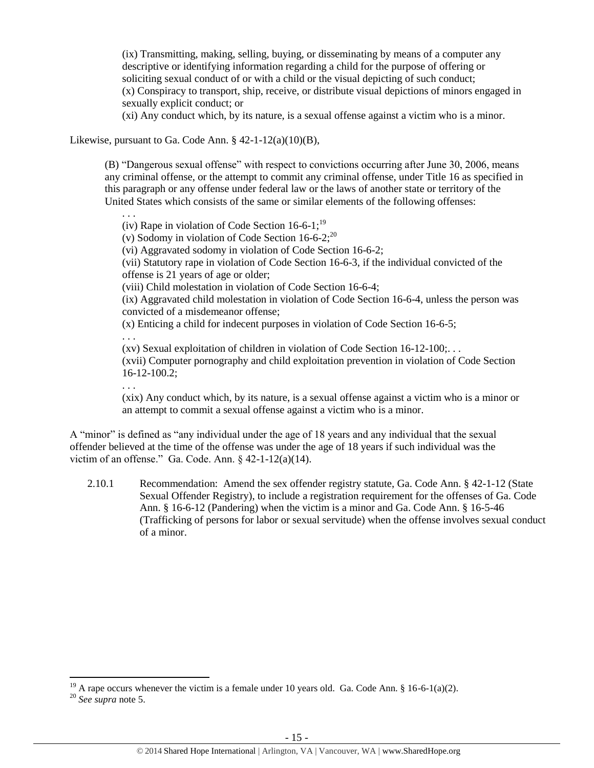(ix) Transmitting, making, selling, buying, or disseminating by means of a computer any descriptive or identifying information regarding a child for the purpose of offering or soliciting sexual conduct of or with a child or the visual depicting of such conduct;
(x) Conspiracy to transport, ship, receive, or distribute visual depictions of minors engaged in sexually explicit conduct; or
(xi) Any conduct which, by its nature, is a sexual offense against a victim who is a minor.

Likewise, pursuant to Ga. Code Ann. § 42-1-12(a)(10)(B),

> (B) "Dangerous sexual offense" with respect to convictions occurring after June 30, 2006, means any criminal offense, or the attempt to commit any criminal offense, under Title 16 as specified in this paragraph or any offense under federal law or the laws of another state or territory of the United States which consists of the same or similar elements of the following offenses:
>
> . . .
> (iv) Rape in violation of Code Section 16-6-1;[19]
> (v) Sodomy in violation of Code Section 16-6-2;[20]
> (vi) Aggravated sodomy in violation of Code Section 16-6-2;
> (vii) Statutory rape in violation of Code Section 16-6-3, if the individual convicted of the offense is 21 years of age or older;
> (viii) Child molestation in violation of Code Section 16-6-4;
> (ix) Aggravated child molestation in violation of Code Section 16-6-4, unless the person was convicted of a misdemeanor offense;
> (x) Enticing a child for indecent purposes in violation of Code Section 16-6-5;
> . . .
> (xv) Sexual exploitation of children in violation of Code Section 16-12-100;. . .
> (xvii) Computer pornography and child exploitation prevention in violation of Code Section 16-12-100.2;
> . . .
> (xix) Any conduct which, by its nature, is a sexual offense against a victim who is a minor or an attempt to commit a sexual offense against a victim who is a minor.

A "minor" is defined as "any individual under the age of 18 years and any individual that the sexual offender believed at the time of the offense was under the age of 18 years if such individual was the victim of an offense." Ga. Code. Ann. § 42-1-12(a)(14).

2.10.1 Recommendation: Amend the sex offender registry statute, Ga. Code Ann. § 42-1-12 (State Sexual Offender Registry), to include a registration requirement for the offenses of Ga. Code Ann. § 16-6-12 (Pandering) when the victim is a minor and Ga. Code Ann. § 16-5-46 (Trafficking of persons for labor or sexual servitude) when the offense involves sexual conduct of a minor.

---

[19] A rape occurs whenever the victim is a female under 10 years old. Ga. Code Ann. § 16-6-1(a)(2).
[20] *See supra* note 5.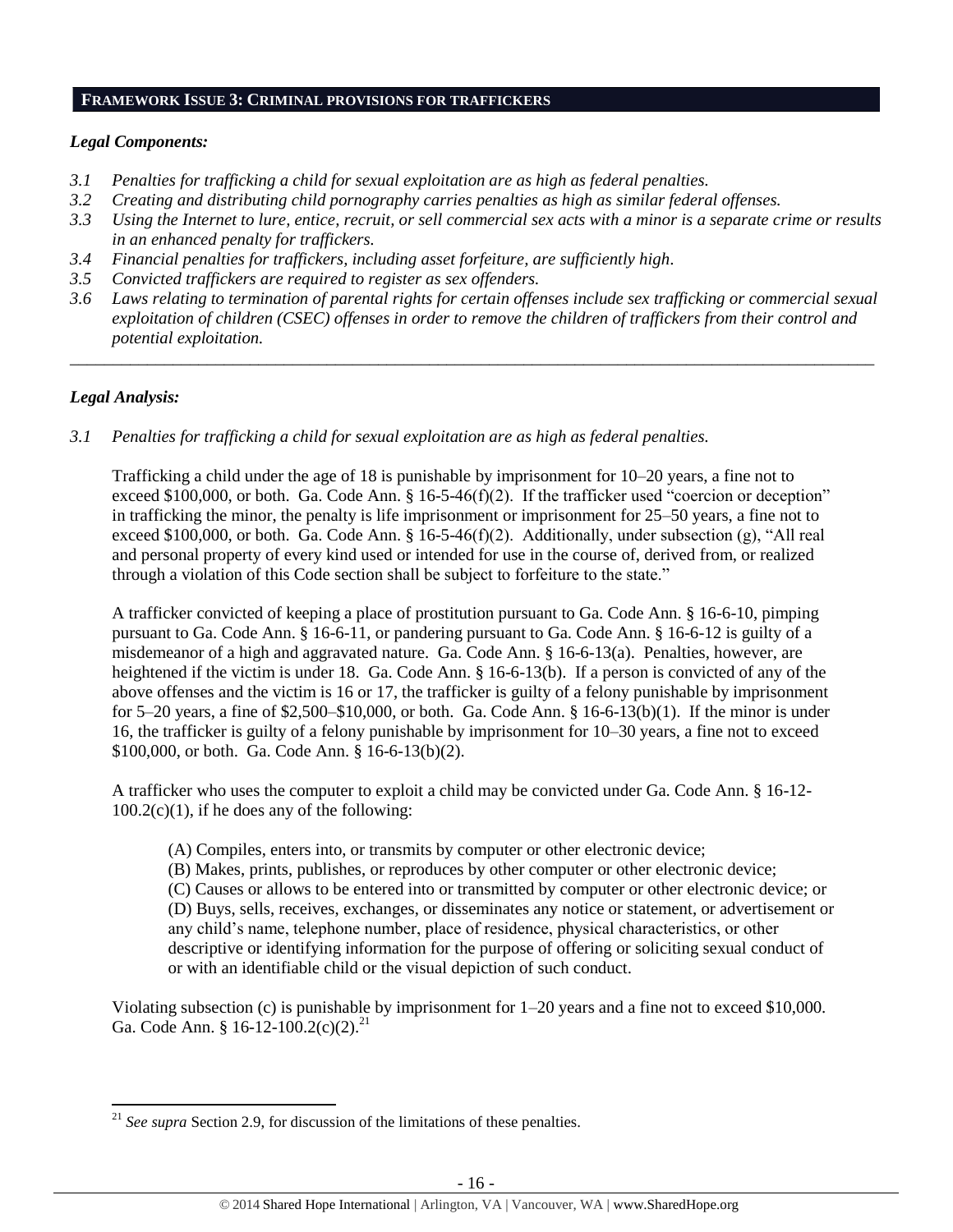## FRAMEWORK ISSUE 3: CRIMINAL PROVISIONS FOR TRAFFICKERS

### *Legal Components:*

*3.1 Penalties for trafficking a child for sexual exploitation are as high as federal penalties.*
*3.2 Creating and distributing child pornography carries penalties as high as similar federal offenses.*
*3.3 Using the Internet to lure, entice, recruit, or sell commercial sex acts with a minor is a separate crime or results in an enhanced penalty for traffickers.*
*3.4 Financial penalties for traffickers, including asset forfeiture, are sufficiently high.*
*3.5 Convicted traffickers are required to register as sex offenders.*
*3.6 Laws relating to termination of parental rights for certain offenses include sex trafficking or commercial sexual exploitation of children (CSEC) offenses in order to remove the children of traffickers from their control and potential exploitation.*

---

### *Legal Analysis:*

*3.1 Penalties for trafficking a child for sexual exploitation are as high as federal penalties.*

Trafficking a child under the age of 18 is punishable by imprisonment for 10–20 years, a fine not to exceed $100,000, or both. Ga. Code Ann. § 16-5-46(f)(2). If the trafficker used "coercion or deception" in trafficking the minor, the penalty is life imprisonment or imprisonment for 25–50 years, a fine not to exceed $100,000, or both. Ga. Code Ann. § 16-5-46(f)(2). Additionally, under subsection (g), "All real and personal property of every kind used or intended for use in the course of, derived from, or realized through a violation of this Code section shall be subject to forfeiture to the state."

A trafficker convicted of keeping a place of prostitution pursuant to Ga. Code Ann. § 16-6-10, pimping pursuant to Ga. Code Ann. § 16-6-11, or pandering pursuant to Ga. Code Ann. § 16-6-12 is guilty of a misdemeanor of a high and aggravated nature. Ga. Code Ann. § 16-6-13(a). Penalties, however, are heightened if the victim is under 18. Ga. Code Ann. § 16-6-13(b). If a person is convicted of any of the above offenses and the victim is 16 or 17, the trafficker is guilty of a felony punishable by imprisonment for 5–20 years, a fine of $2,500–$10,000, or both. Ga. Code Ann. § 16-6-13(b)(1). If the minor is under 16, the trafficker is guilty of a felony punishable by imprisonment for 10–30 years, a fine not to exceed $100,000, or both. Ga. Code Ann. § 16-6-13(b)(2).

A trafficker who uses the computer to exploit a child may be convicted under Ga. Code Ann. § 16-12-100.2(c)(1), if he does any of the following:

> (A) Compiles, enters into, or transmits by computer or other electronic device;
> (B) Makes, prints, publishes, or reproduces by other computer or other electronic device;
> (C) Causes or allows to be entered into or transmitted by computer or other electronic device; or
> (D) Buys, sells, receives, exchanges, or disseminates any notice or statement, or advertisement or any child's name, telephone number, place of residence, physical characteristics, or other descriptive or identifying information for the purpose of offering or soliciting sexual conduct of or with an identifiable child or the visual depiction of such conduct.

Violating subsection (c) is punishable by imprisonment for 1–20 years and a fine not to exceed $10,000. Ga. Code Ann. § 16-12-100.2(c)(2).[21]

---

[21] *See supra* Section 2.9, for discussion of the limitations of these penalties.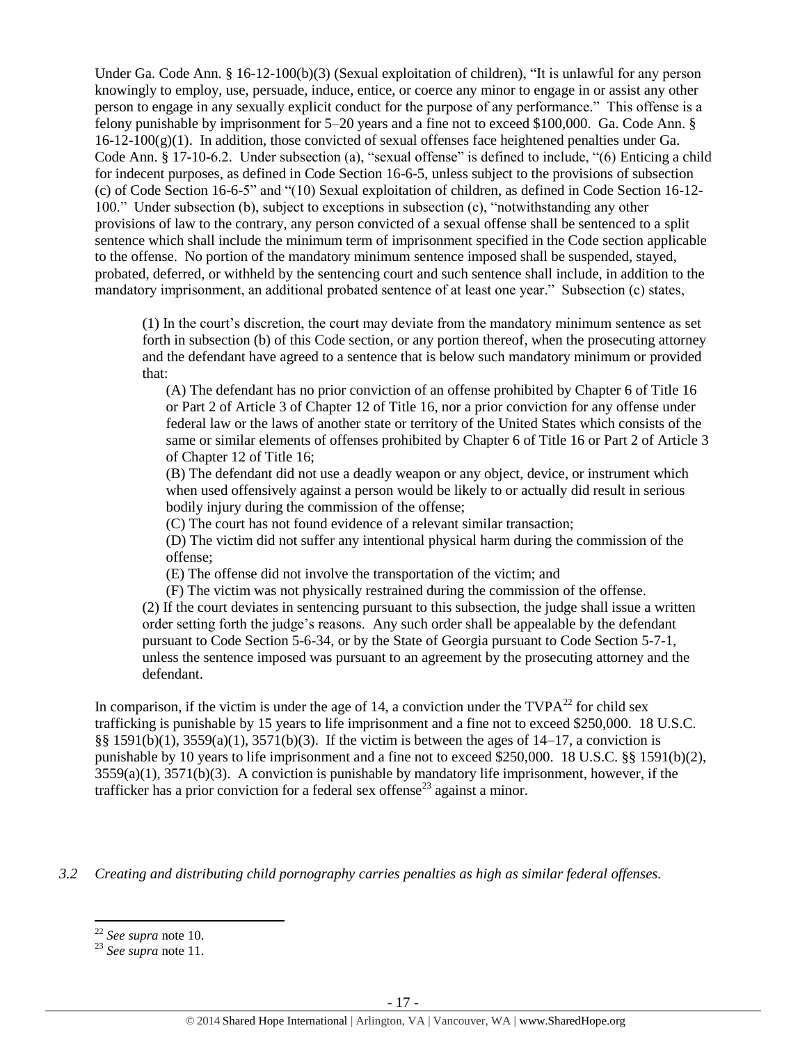Under Ga. Code Ann. § 16-12-100(b)(3) (Sexual exploitation of children), "It is unlawful for any person knowingly to employ, use, persuade, induce, entice, or coerce any minor to engage in or assist any other person to engage in any sexually explicit conduct for the purpose of any performance." This offense is a felony punishable by imprisonment for 5–20 years and a fine not to exceed $100,000. Ga. Code Ann. § 16-12-100(g)(1). In addition, those convicted of sexual offenses face heightened penalties under Ga. Code Ann. § 17-10-6.2. Under subsection (a), "sexual offense" is defined to include, "(6) Enticing a child for indecent purposes, as defined in Code Section 16-6-5, unless subject to the provisions of subsection (c) of Code Section 16-6-5" and "(10) Sexual exploitation of children, as defined in Code Section 16-12-100." Under subsection (b), subject to exceptions in subsection (c), "notwithstanding any other provisions of law to the contrary, any person convicted of a sexual offense shall be sentenced to a split sentence which shall include the minimum term of imprisonment specified in the Code section applicable to the offense. No portion of the mandatory minimum sentence imposed shall be suspended, stayed, probated, deferred, or withheld by the sentencing court and such sentence shall include, in addition to the mandatory imprisonment, an additional probated sentence of at least one year." Subsection (c) states,

> (1) In the court's discretion, the court may deviate from the mandatory minimum sentence as set forth in subsection (b) of this Code section, or any portion thereof, when the prosecuting attorney and the defendant have agreed to a sentence that is below such mandatory minimum or provided that:
>
> (A) The defendant has no prior conviction of an offense prohibited by Chapter 6 of Title 16 or Part 2 of Article 3 of Chapter 12 of Title 16, nor a prior conviction for any offense under federal law or the laws of another state or territory of the United States which consists of the same or similar elements of offenses prohibited by Chapter 6 of Title 16 or Part 2 of Article 3 of Chapter 12 of Title 16;
>
> (B) The defendant did not use a deadly weapon or any object, device, or instrument which when used offensively against a person would be likely to or actually did result in serious bodily injury during the commission of the offense;
>
> (C) The court has not found evidence of a relevant similar transaction;
>
> (D) The victim did not suffer any intentional physical harm during the commission of the offense;
>
> (E) The offense did not involve the transportation of the victim; and
>
> (F) The victim was not physically restrained during the commission of the offense.
>
> (2) If the court deviates in sentencing pursuant to this subsection, the judge shall issue a written order setting forth the judge's reasons. Any such order shall be appealable by the defendant pursuant to Code Section 5-6-34, or by the State of Georgia pursuant to Code Section 5-7-1, unless the sentence imposed was pursuant to an agreement by the prosecuting attorney and the defendant.

In comparison, if the victim is under the age of 14, a conviction under the TVPA[22] for child sex trafficking is punishable by 15 years to life imprisonment and a fine not to exceed $250,000. 18 U.S.C. §§ 1591(b)(1), 3559(a)(1), 3571(b)(3). If the victim is between the ages of 14–17, a conviction is punishable by 10 years to life imprisonment and a fine not to exceed $250,000. 18 U.S.C. §§ 1591(b)(2), 3559(a)(1), 3571(b)(3). A conviction is punishable by mandatory life imprisonment, however, if the trafficker has a prior conviction for a federal sex offense[23] against a minor.

*3.2 Creating and distributing child pornography carries penalties as high as similar federal offenses.*

---

[22] *See supra* note 10.

[23] *See supra* note 11.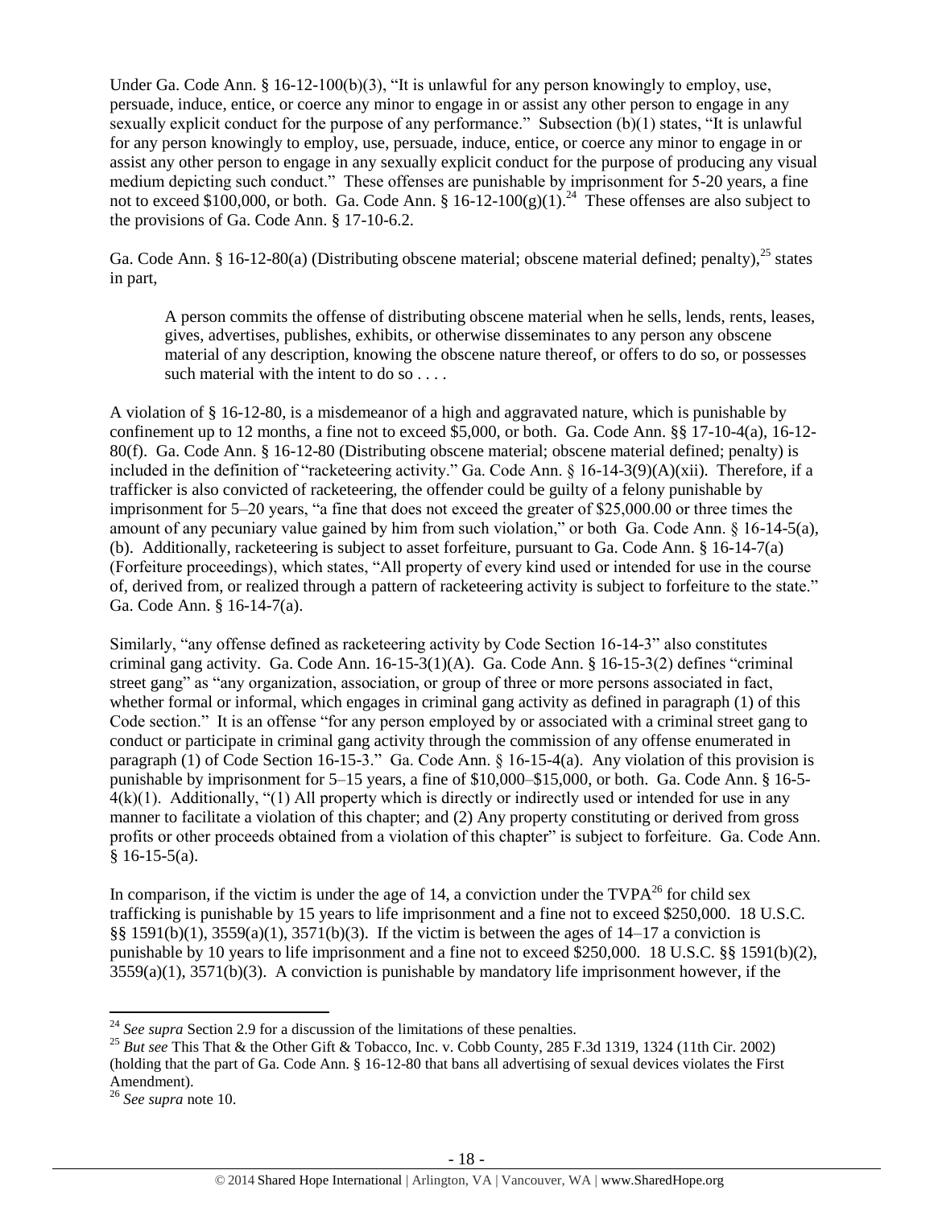Under Ga. Code Ann. § 16-12-100(b)(3), "It is unlawful for any person knowingly to employ, use, persuade, induce, entice, or coerce any minor to engage in or assist any other person to engage in any sexually explicit conduct for the purpose of any performance." Subsection (b)(1) states, "It is unlawful for any person knowingly to employ, use, persuade, induce, entice, or coerce any minor to engage in or assist any other person to engage in any sexually explicit conduct for the purpose of producing any visual medium depicting such conduct." These offenses are punishable by imprisonment for 5-20 years, a fine not to exceed $100,000, or both. Ga. Code Ann. § 16-12-100(g)(1).[24] These offenses are also subject to the provisions of Ga. Code Ann. § 17-10-6.2.

Ga. Code Ann. § 16-12-80(a) (Distributing obscene material; obscene material defined; penalty),[25] states in part,

> A person commits the offense of distributing obscene material when he sells, lends, rents, leases, gives, advertises, publishes, exhibits, or otherwise disseminates to any person any obscene material of any description, knowing the obscene nature thereof, or offers to do so, or possesses such material with the intent to do so . . . .

A violation of § 16-12-80, is a misdemeanor of a high and aggravated nature, which is punishable by confinement up to 12 months, a fine not to exceed $5,000, or both. Ga. Code Ann. §§ 17-10-4(a), 16-12-80(f). Ga. Code Ann. § 16-12-80 (Distributing obscene material; obscene material defined; penalty) is included in the definition of "racketeering activity." Ga. Code Ann. § 16-14-3(9)(A)(xii). Therefore, if a trafficker is also convicted of racketeering, the offender could be guilty of a felony punishable by imprisonment for 5–20 years, "a fine that does not exceed the greater of $25,000.00 or three times the amount of any pecuniary value gained by him from such violation," or both Ga. Code Ann. § 16-14-5(a), (b). Additionally, racketeering is subject to asset forfeiture, pursuant to Ga. Code Ann. § 16-14-7(a) (Forfeiture proceedings), which states, "All property of every kind used or intended for use in the course of, derived from, or realized through a pattern of racketeering activity is subject to forfeiture to the state." Ga. Code Ann. § 16-14-7(a).

Similarly, "any offense defined as racketeering activity by Code Section 16-14-3" also constitutes criminal gang activity. Ga. Code Ann. 16-15-3(1)(A). Ga. Code Ann. § 16-15-3(2) defines "criminal street gang" as "any organization, association, or group of three or more persons associated in fact, whether formal or informal, which engages in criminal gang activity as defined in paragraph (1) of this Code section." It is an offense "for any person employed by or associated with a criminal street gang to conduct or participate in criminal gang activity through the commission of any offense enumerated in paragraph (1) of Code Section 16-15-3." Ga. Code Ann. § 16-15-4(a). Any violation of this provision is punishable by imprisonment for 5–15 years, a fine of $10,000–$15,000, or both. Ga. Code Ann. § 16-5-4(k)(1). Additionally, "(1) All property which is directly or indirectly used or intended for use in any manner to facilitate a violation of this chapter; and (2) Any property constituting or derived from gross profits or other proceeds obtained from a violation of this chapter" is subject to forfeiture. Ga. Code Ann. § 16-15-5(a).

In comparison, if the victim is under the age of 14, a conviction under the TVPA[26] for child sex trafficking is punishable by 15 years to life imprisonment and a fine not to exceed $250,000. 18 U.S.C. §§ 1591(b)(1), 3559(a)(1), 3571(b)(3). If the victim is between the ages of 14–17 a conviction is punishable by 10 years to life imprisonment and a fine not to exceed $250,000. 18 U.S.C. §§ 1591(b)(2), 3559(a)(1), 3571(b)(3). A conviction is punishable by mandatory life imprisonment however, if the

---

[24] *See supra* Section 2.9 for a discussion of the limitations of these penalties.

[25] *But see* This That & the Other Gift & Tobacco, Inc. v. Cobb County, 285 F.3d 1319, 1324 (11th Cir. 2002) (holding that the part of Ga. Code Ann. § 16-12-80 that bans all advertising of sexual devices violates the First Amendment).

[26] *See supra* note 10.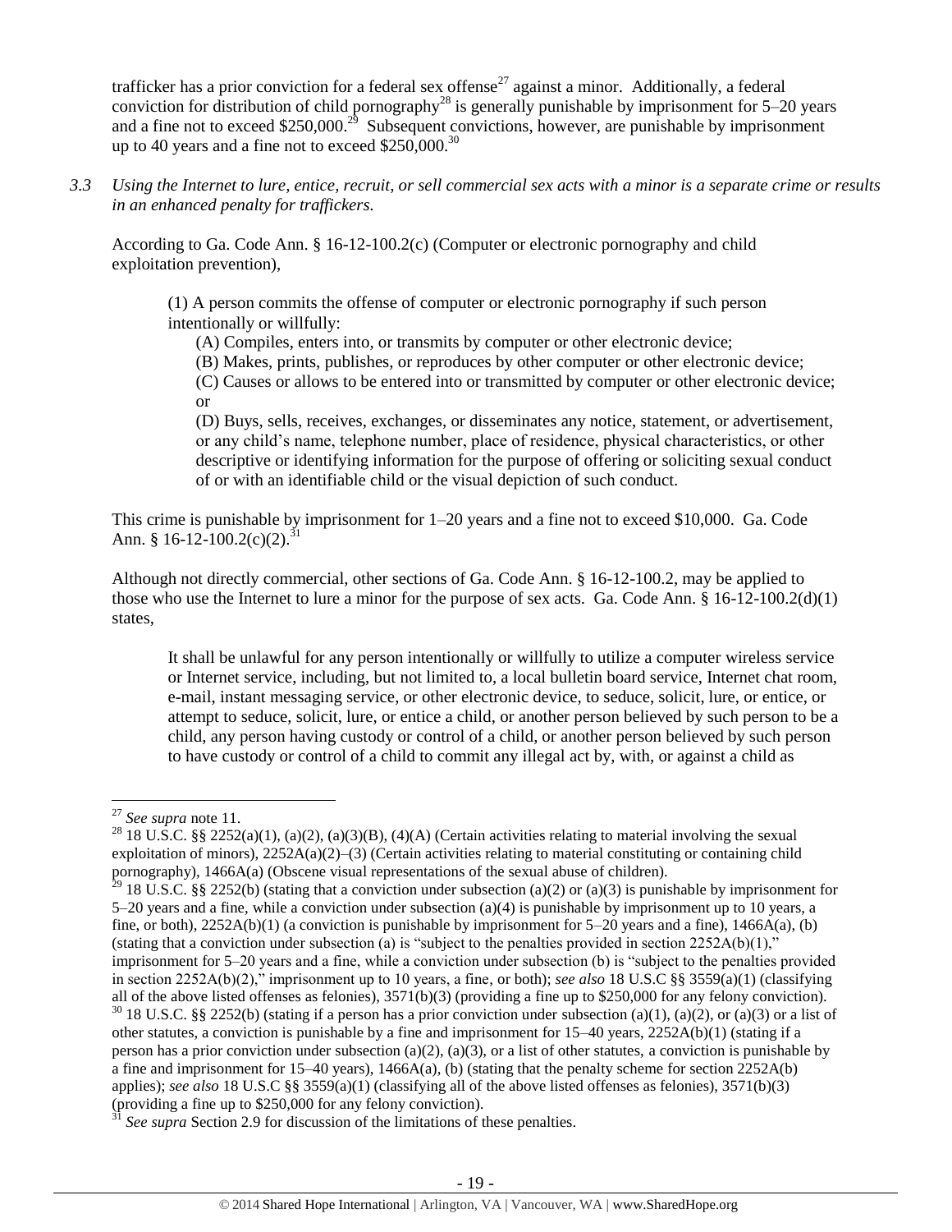trafficker has a prior conviction for a federal sex offense[27] against a minor. Additionally, a federal conviction for distribution of child pornography[28] is generally punishable by imprisonment for 5–20 years and a fine not to exceed $250,000.[29] Subsequent convictions, however, are punishable by imprisonment up to 40 years and a fine not to exceed $250,000.[30]

*3.3 Using the Internet to lure, entice, recruit, or sell commercial sex acts with a minor is a separate crime or results in an enhanced penalty for traffickers.*

According to Ga. Code Ann. § 16-12-100.2(c) (Computer or electronic pornography and child exploitation prevention),

> (1) A person commits the offense of computer or electronic pornography if such person intentionally or willfully:
>
> (A) Compiles, enters into, or transmits by computer or other electronic device;
>
> (B) Makes, prints, publishes, or reproduces by other computer or other electronic device;
>
> (C) Causes or allows to be entered into or transmitted by computer or other electronic device; or
>
> (D) Buys, sells, receives, exchanges, or disseminates any notice, statement, or advertisement, or any child's name, telephone number, place of residence, physical characteristics, or other descriptive or identifying information for the purpose of offering or soliciting sexual conduct of or with an identifiable child or the visual depiction of such conduct.

This crime is punishable by imprisonment for 1–20 years and a fine not to exceed $10,000. Ga. Code Ann. § 16-12-100.2(c)(2).[31]

Although not directly commercial, other sections of Ga. Code Ann. § 16-12-100.2, may be applied to those who use the Internet to lure a minor for the purpose of sex acts. Ga. Code Ann. § 16-12-100.2(d)(1) states,

> It shall be unlawful for any person intentionally or willfully to utilize a computer wireless service or Internet service, including, but not limited to, a local bulletin board service, Internet chat room, e-mail, instant messaging service, or other electronic device, to seduce, solicit, lure, or entice, or attempt to seduce, solicit, lure, or entice a child, or another person believed by such person to be a child, any person having custody or control of a child, or another person believed by such person to have custody or control of a child to commit any illegal act by, with, or against a child as

---

[27] *See supra* note 11.

[28] 18 U.S.C. §§ 2252(a)(1), (a)(2), (a)(3)(B), (4)(A) (Certain activities relating to material involving the sexual exploitation of minors), 2252A(a)(2)–(3) (Certain activities relating to material constituting or containing child pornography), 1466A(a) (Obscene visual representations of the sexual abuse of children).

[29] 18 U.S.C. §§ 2252(b) (stating that a conviction under subsection (a)(2) or (a)(3) is punishable by imprisonment for 5–20 years and a fine, while a conviction under subsection (a)(4) is punishable by imprisonment up to 10 years, a fine, or both), 2252A(b)(1) (a conviction is punishable by imprisonment for 5–20 years and a fine), 1466A(a), (b) (stating that a conviction under subsection (a) is "subject to the penalties provided in section 2252A(b)(1)," imprisonment for 5–20 years and a fine, while a conviction under subsection (b) is "subject to the penalties provided in section 2252A(b)(2)," imprisonment up to 10 years, a fine, or both); *see also* 18 U.S.C §§ 3559(a)(1) (classifying all of the above listed offenses as felonies), 3571(b)(3) (providing a fine up to $250,000 for any felony conviction).

[30] 18 U.S.C. §§ 2252(b) (stating if a person has a prior conviction under subsection (a)(1), (a)(2), or (a)(3) or a list of other statutes, a conviction is punishable by a fine and imprisonment for 15–40 years, 2252A(b)(1) (stating if a person has a prior conviction under subsection (a)(2), (a)(3), or a list of other statutes, a conviction is punishable by a fine and imprisonment for 15–40 years), 1466A(a), (b) (stating that the penalty scheme for section 2252A(b) applies); *see also* 18 U.S.C §§ 3559(a)(1) (classifying all of the above listed offenses as felonies), 3571(b)(3) (providing a fine up to $250,000 for any felony conviction).

[31] *See supra* Section 2.9 for discussion of the limitations of these penalties.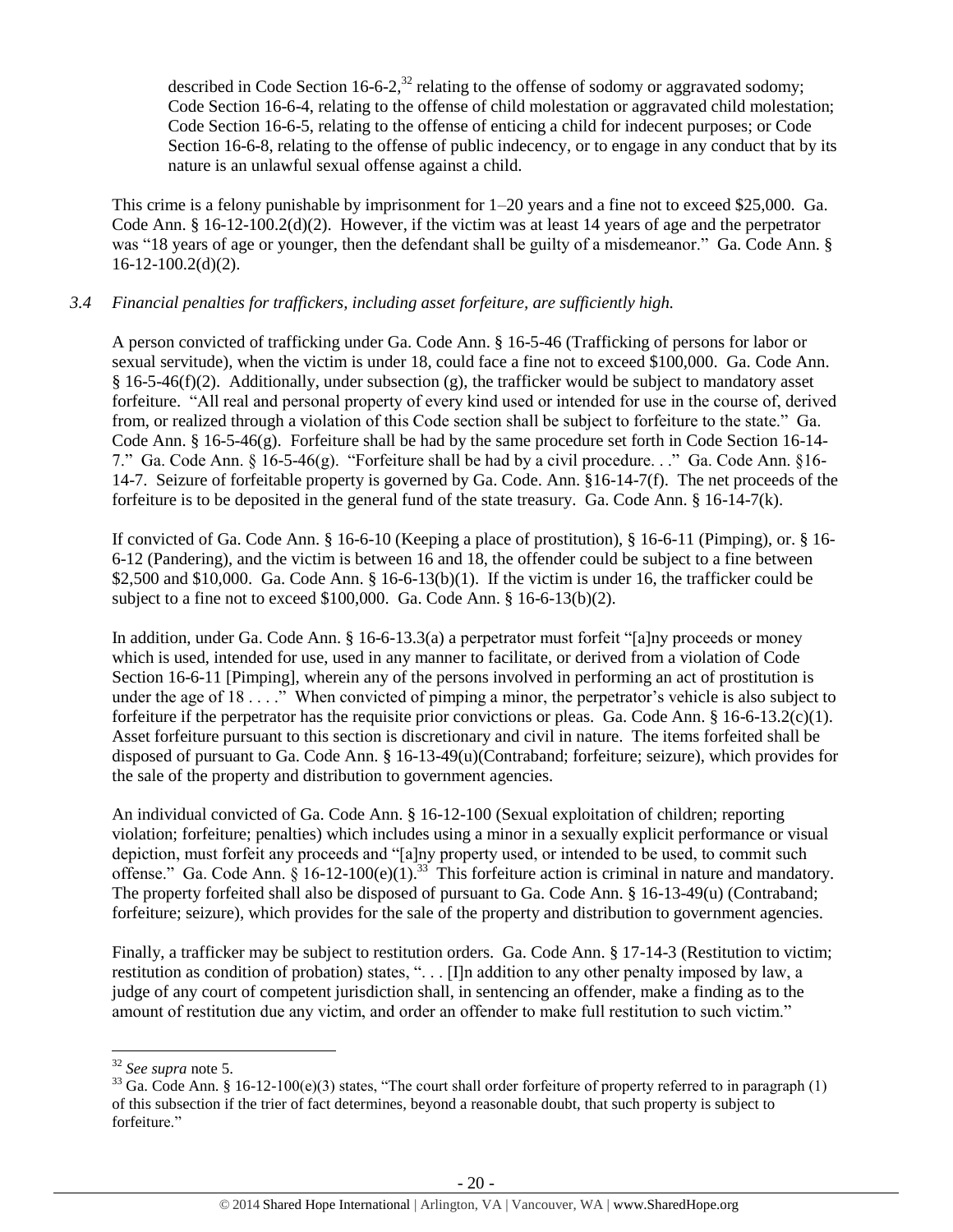described in Code Section 16-6-2,[32] relating to the offense of sodomy or aggravated sodomy; Code Section 16-6-4, relating to the offense of child molestation or aggravated child molestation; Code Section 16-6-5, relating to the offense of enticing a child for indecent purposes; or Code Section 16-6-8, relating to the offense of public indecency, or to engage in any conduct that by its nature is an unlawful sexual offense against a child.

This crime is a felony punishable by imprisonment for 1–20 years and a fine not to exceed $25,000. Ga. Code Ann. § 16-12-100.2(d)(2). However, if the victim was at least 14 years of age and the perpetrator was "18 years of age or younger, then the defendant shall be guilty of a misdemeanor." Ga. Code Ann. § 16-12-100.2(d)(2).

*3.4 Financial penalties for traffickers, including asset forfeiture, are sufficiently high.*

A person convicted of trafficking under Ga. Code Ann. § 16-5-46 (Trafficking of persons for labor or sexual servitude), when the victim is under 18, could face a fine not to exceed $100,000. Ga. Code Ann. § 16-5-46(f)(2). Additionally, under subsection (g), the trafficker would be subject to mandatory asset forfeiture. "All real and personal property of every kind used or intended for use in the course of, derived from, or realized through a violation of this Code section shall be subject to forfeiture to the state." Ga. Code Ann. § 16-5-46(g). Forfeiture shall be had by the same procedure set forth in Code Section 16-14-7." Ga. Code Ann. § 16-5-46(g). "Forfeiture shall be had by a civil procedure. . ." Ga. Code Ann. §16-14-7. Seizure of forfeitable property is governed by Ga. Code. Ann. §16-14-7(f). The net proceeds of the forfeiture is to be deposited in the general fund of the state treasury. Ga. Code Ann. § 16-14-7(k).

If convicted of Ga. Code Ann. § 16-6-10 (Keeping a place of prostitution), § 16-6-11 (Pimping), or. § 16-6-12 (Pandering), and the victim is between 16 and 18, the offender could be subject to a fine between $2,500 and $10,000. Ga. Code Ann. § 16-6-13(b)(1). If the victim is under 16, the trafficker could be subject to a fine not to exceed $100,000. Ga. Code Ann. § 16-6-13(b)(2).

In addition, under Ga. Code Ann. § 16-6-13.3(a) a perpetrator must forfeit "[a]ny proceeds or money which is used, intended for use, used in any manner to facilitate, or derived from a violation of Code Section 16-6-11 [Pimping], wherein any of the persons involved in performing an act of prostitution is under the age of 18 . . . ." When convicted of pimping a minor, the perpetrator's vehicle is also subject to forfeiture if the perpetrator has the requisite prior convictions or pleas. Ga. Code Ann. § 16-6-13.2(c)(1). Asset forfeiture pursuant to this section is discretionary and civil in nature. The items forfeited shall be disposed of pursuant to Ga. Code Ann. § 16-13-49(u)(Contraband; forfeiture; seizure), which provides for the sale of the property and distribution to government agencies.

An individual convicted of Ga. Code Ann. § 16-12-100 (Sexual exploitation of children; reporting violation; forfeiture; penalties) which includes using a minor in a sexually explicit performance or visual depiction, must forfeit any proceeds and "[a]ny property used, or intended to be used, to commit such offense." Ga. Code Ann. § 16-12-100(e)(1).[33] This forfeiture action is criminal in nature and mandatory. The property forfeited shall also be disposed of pursuant to Ga. Code Ann. § 16-13-49(u) (Contraband; forfeiture; seizure), which provides for the sale of the property and distribution to government agencies.

Finally, a trafficker may be subject to restitution orders. Ga. Code Ann. § 17-14-3 (Restitution to victim; restitution as condition of probation) states, ". . . [I]n addition to any other penalty imposed by law, a judge of any court of competent jurisdiction shall, in sentencing an offender, make a finding as to the amount of restitution due any victim, and order an offender to make full restitution to such victim."

---

[32] *See supra* note 5.

[33] Ga. Code Ann. § 16-12-100(e)(3) states, "The court shall order forfeiture of property referred to in paragraph (1) of this subsection if the trier of fact determines, beyond a reasonable doubt, that such property is subject to forfeiture."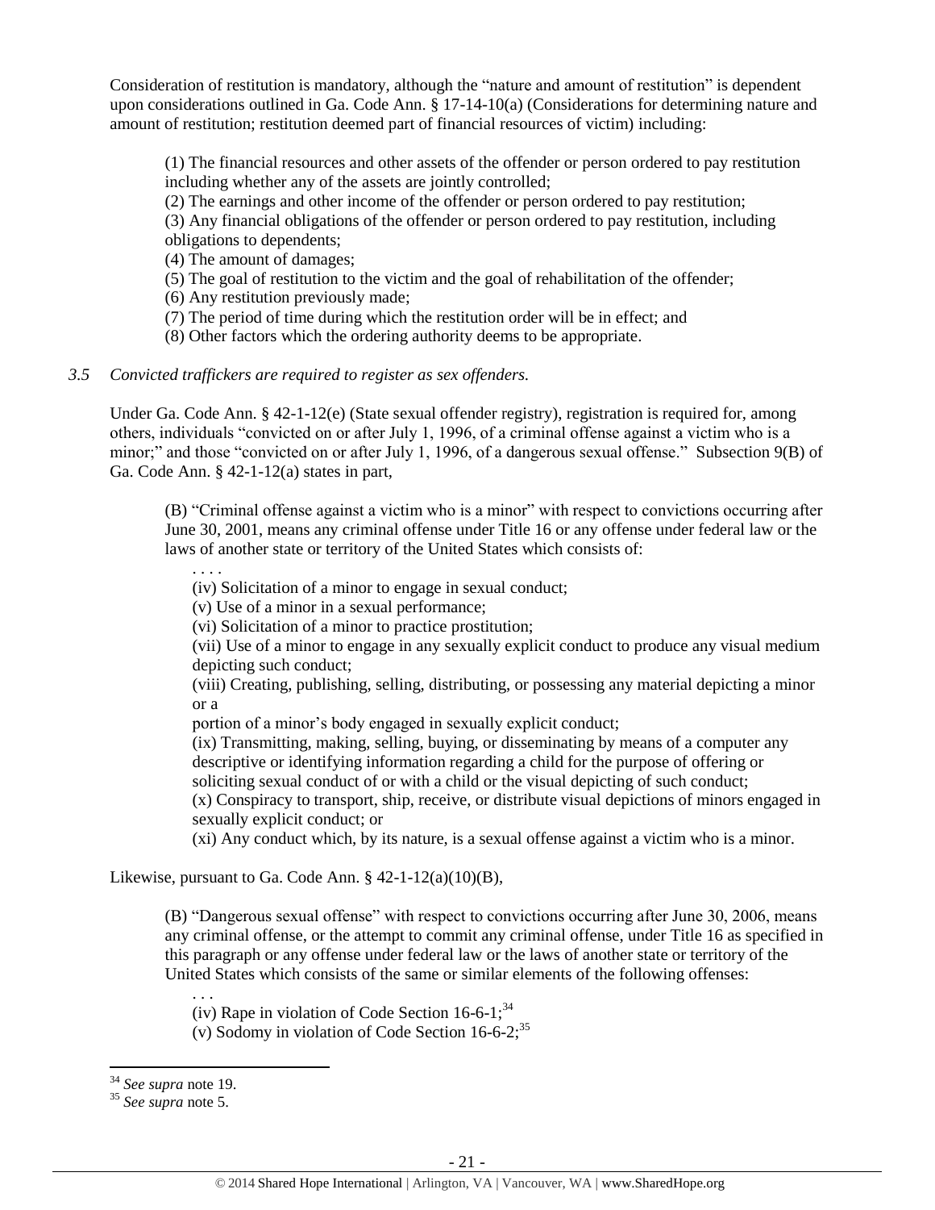Consideration of restitution is mandatory, although the "nature and amount of restitution" is dependent upon considerations outlined in Ga. Code Ann. § 17-14-10(a) (Considerations for determining nature and amount of restitution; restitution deemed part of financial resources of victim) including:

> (1) The financial resources and other assets of the offender or person ordered to pay restitution including whether any of the assets are jointly controlled;
> (2) The earnings and other income of the offender or person ordered to pay restitution;
> (3) Any financial obligations of the offender or person ordered to pay restitution, including obligations to dependents;
> (4) The amount of damages;
> (5) The goal of restitution to the victim and the goal of rehabilitation of the offender;
> (6) Any restitution previously made;
> (7) The period of time during which the restitution order will be in effect; and
> (8) Other factors which the ordering authority deems to be appropriate.

*3.5 Convicted traffickers are required to register as sex offenders.*

Under Ga. Code Ann. § 42-1-12(e) (State sexual offender registry), registration is required for, among others, individuals "convicted on or after July 1, 1996, of a criminal offense against a victim who is a minor;" and those "convicted on or after July 1, 1996, of a dangerous sexual offense." Subsection 9(B) of Ga. Code Ann. § 42-1-12(a) states in part,

> (B) "Criminal offense against a victim who is a minor" with respect to convictions occurring after June 30, 2001, means any criminal offense under Title 16 or any offense under federal law or the laws of another state or territory of the United States which consists of:
>
> . . . .
> (iv) Solicitation of a minor to engage in sexual conduct;
> (v) Use of a minor in a sexual performance;
> (vi) Solicitation of a minor to practice prostitution;
> (vii) Use of a minor to engage in any sexually explicit conduct to produce any visual medium depicting such conduct;
> (viii) Creating, publishing, selling, distributing, or possessing any material depicting a minor or a
> portion of a minor's body engaged in sexually explicit conduct;
> (ix) Transmitting, making, selling, buying, or disseminating by means of a computer any descriptive or identifying information regarding a child for the purpose of offering or soliciting sexual conduct of or with a child or the visual depicting of such conduct;
> (x) Conspiracy to transport, ship, receive, or distribute visual depictions of minors engaged in sexually explicit conduct; or
> (xi) Any conduct which, by its nature, is a sexual offense against a victim who is a minor.

Likewise, pursuant to Ga. Code Ann. § 42-1-12(a)(10)(B),

> (B) "Dangerous sexual offense" with respect to convictions occurring after June 30, 2006, means any criminal offense, or the attempt to commit any criminal offense, under Title 16 as specified in this paragraph or any offense under federal law or the laws of another state or territory of the United States which consists of the same or similar elements of the following offenses:
>
> . . .
> (iv) Rape in violation of Code Section 16-6-1;[34]
> (v) Sodomy in violation of Code Section 16-6-2;[35]

[34] *See supra* note 19.
[35] *See supra* note 5.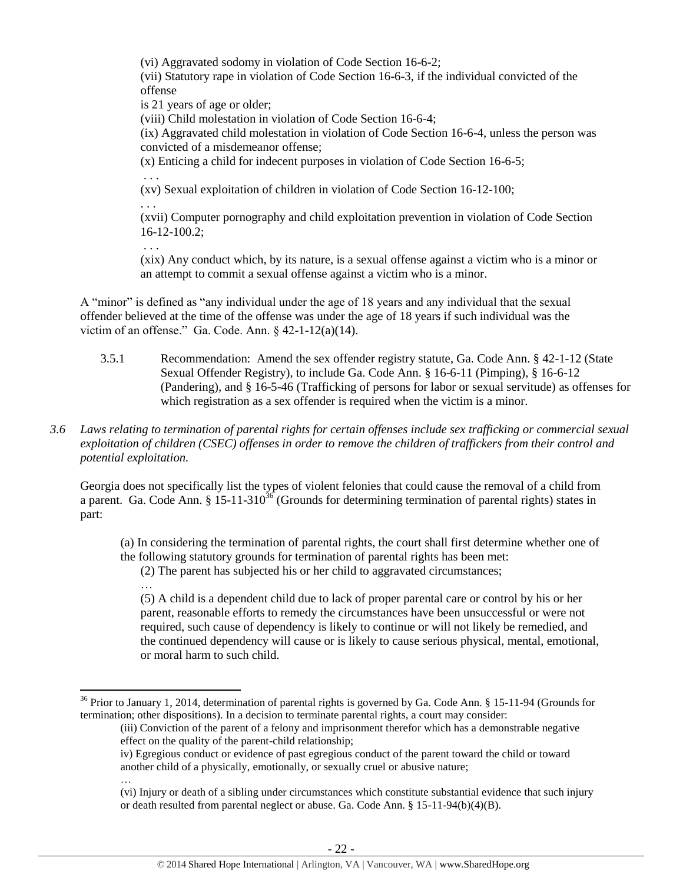(vi) Aggravated sodomy in violation of Code Section 16-6-2;

(vii) Statutory rape in violation of Code Section 16-6-3, if the individual convicted of the offense

is 21 years of age or older;

(viii) Child molestation in violation of Code Section 16-6-4;

(ix) Aggravated child molestation in violation of Code Section 16-6-4, unless the person was convicted of a misdemeanor offense;

(x) Enticing a child for indecent purposes in violation of Code Section 16-6-5;

. . .

(xv) Sexual exploitation of children in violation of Code Section 16-12-100;

. . .

(xvii) Computer pornography and child exploitation prevention in violation of Code Section 16-12-100.2;

. . .

(xix) Any conduct which, by its nature, is a sexual offense against a victim who is a minor or an attempt to commit a sexual offense against a victim who is a minor.

A "minor" is defined as "any individual under the age of 18 years and any individual that the sexual offender believed at the time of the offense was under the age of 18 years if such individual was the victim of an offense." Ga. Code Ann. § 42-1-12(a)(14).

3.5.1 Recommendation: Amend the sex offender registry statute, Ga. Code Ann. § 42-1-12 (State Sexual Offender Registry), to include Ga. Code Ann. § 16-6-11 (Pimping), § 16-6-12 (Pandering), and § 16-5-46 (Trafficking of persons for labor or sexual servitude) as offenses for which registration as a sex offender is required when the victim is a minor.

*3.6 Laws relating to termination of parental rights for certain offenses include sex trafficking or commercial sexual exploitation of children (CSEC) offenses in order to remove the children of traffickers from their control and potential exploitation.*

Georgia does not specifically list the types of violent felonies that could cause the removal of a child from a parent. Ga. Code Ann. § 15-11-310[36] (Grounds for determining termination of parental rights) states in part:

(a) In considering the termination of parental rights, the court shall first determine whether one of the following statutory grounds for termination of parental rights has been met:

(2) The parent has subjected his or her child to aggravated circumstances;

…

(5) A child is a dependent child due to lack of proper parental care or control by his or her parent, reasonable efforts to remedy the circumstances have been unsuccessful or were not required, such cause of dependency is likely to continue or will not likely be remedied, and the continued dependency will cause or is likely to cause serious physical, mental, emotional, or moral harm to such child.

---

[36] Prior to January 1, 2014, determination of parental rights is governed by Ga. Code Ann. § 15-11-94 (Grounds for termination; other dispositions). In a decision to terminate parental rights, a court may consider:

(iii) Conviction of the parent of a felony and imprisonment therefor which has a demonstrable negative effect on the quality of the parent-child relationship;

iv) Egregious conduct or evidence of past egregious conduct of the parent toward the child or toward another child of a physically, emotionally, or sexually cruel or abusive nature;

…

(vi) Injury or death of a sibling under circumstances which constitute substantial evidence that such injury or death resulted from parental neglect or abuse. Ga. Code Ann. § 15-11-94(b)(4)(B).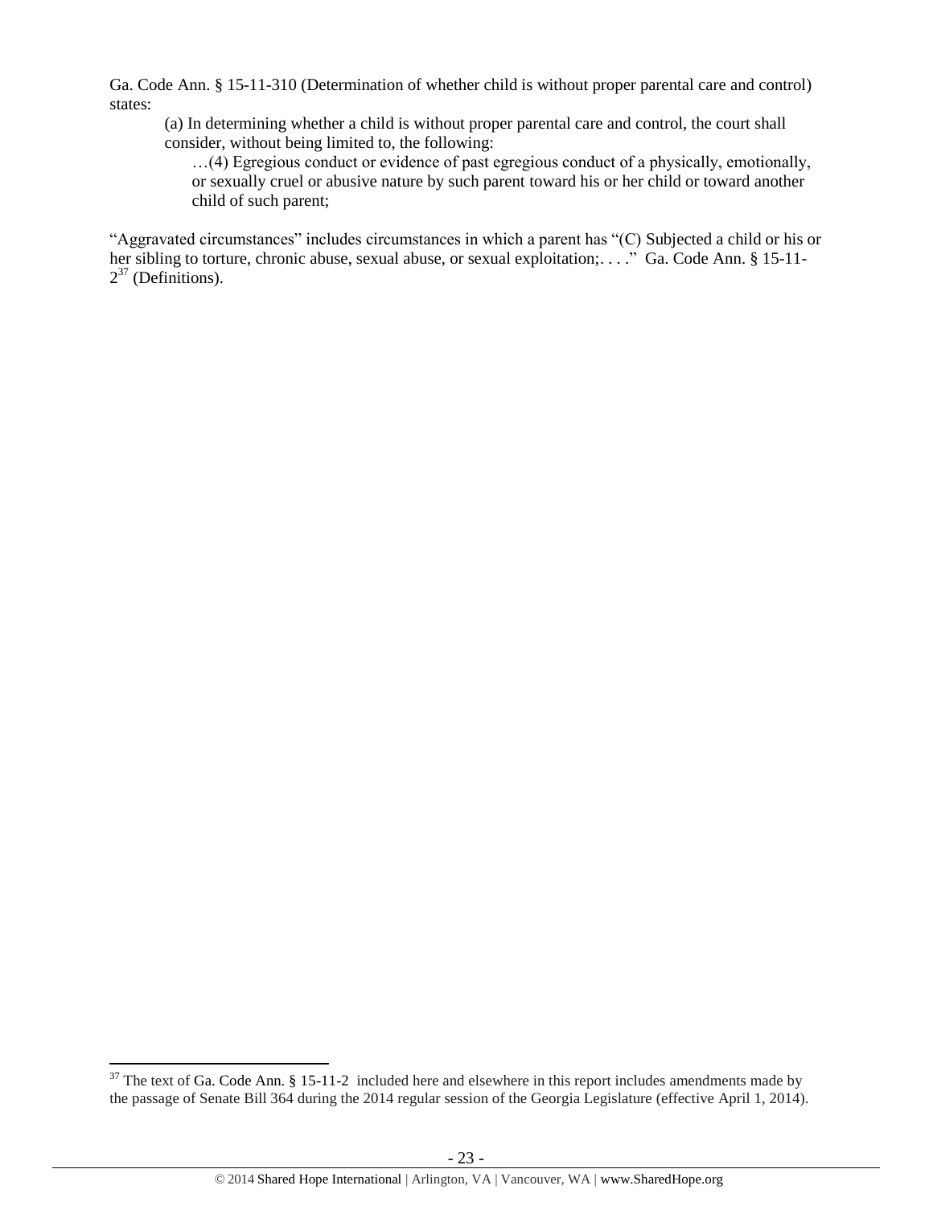Ga. Code Ann. § 15-11-310 (Determination of whether child is without proper parental care and control) states:

> (a) In determining whether a child is without proper parental care and control, the court shall consider, without being limited to, the following:
>
> …(4) Egregious conduct or evidence of past egregious conduct of a physically, emotionally, or sexually cruel or abusive nature by such parent toward his or her child or toward another child of such parent;

"Aggravated circumstances" includes circumstances in which a parent has "(C) Subjected a child or his or her sibling to torture, chronic abuse, sexual abuse, or sexual exploitation;. . . ." Ga. Code Ann. § 15-11-2[37] (Definitions).

---

[37] The text of Ga. Code Ann. § 15-11-2 included here and elsewhere in this report includes amendments made by the passage of Senate Bill 364 during the 2014 regular session of the Georgia Legislature (effective April 1, 2014).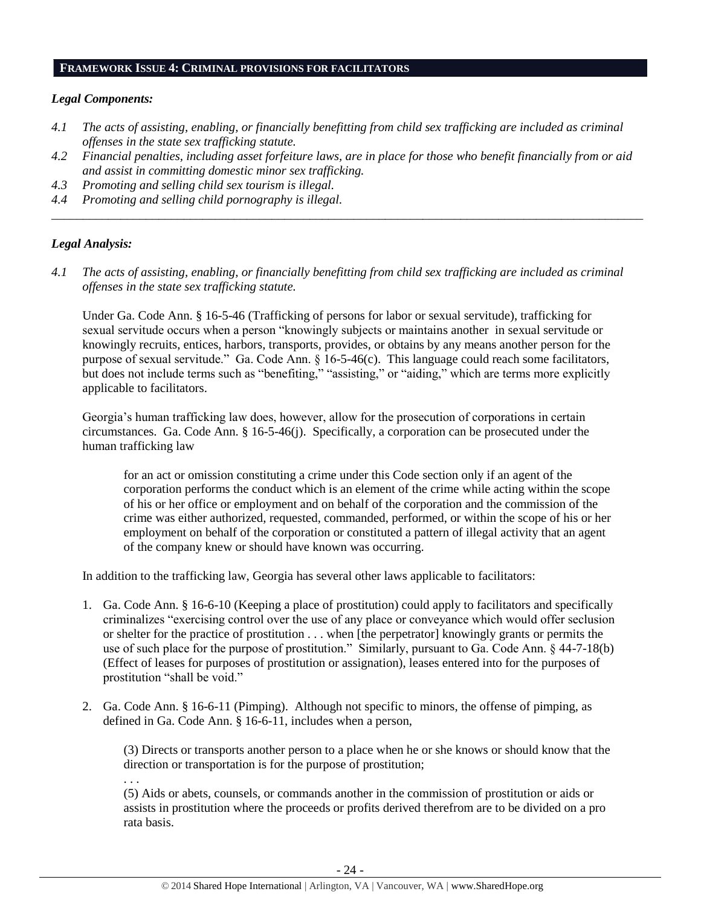## FRAMEWORK ISSUE 4: CRIMINAL PROVISIONS FOR FACILITATORS

### *Legal Components:*

*4.1 The acts of assisting, enabling, or financially benefitting from child sex trafficking are included as criminal offenses in the state sex trafficking statute.*

*4.2 Financial penalties, including asset forfeiture laws, are in place for those who benefit financially from or aid and assist in committing domestic minor sex trafficking.*

*4.3 Promoting and selling child sex tourism is illegal.*

*4.4 Promoting and selling child pornography is illegal.*

---

### *Legal Analysis:*

*4.1 The acts of assisting, enabling, or financially benefitting from child sex trafficking are included as criminal offenses in the state sex trafficking statute.*

Under Ga. Code Ann. § 16-5-46 (Trafficking of persons for labor or sexual servitude), trafficking for sexual servitude occurs when a person "knowingly subjects or maintains another in sexual servitude or knowingly recruits, entices, harbors, transports, provides, or obtains by any means another person for the purpose of sexual servitude." Ga. Code Ann. § 16-5-46(c). This language could reach some facilitators, but does not include terms such as "benefiting," "assisting," or "aiding," which are terms more explicitly applicable to facilitators.

Georgia's human trafficking law does, however, allow for the prosecution of corporations in certain circumstances. Ga. Code Ann. § 16-5-46(j). Specifically, a corporation can be prosecuted under the human trafficking law

> for an act or omission constituting a crime under this Code section only if an agent of the corporation performs the conduct which is an element of the crime while acting within the scope of his or her office or employment and on behalf of the corporation and the commission of the crime was either authorized, requested, commanded, performed, or within the scope of his or her employment on behalf of the corporation or constituted a pattern of illegal activity that an agent of the company knew or should have known was occurring.

In addition to the trafficking law, Georgia has several other laws applicable to facilitators:

1. Ga. Code Ann. § 16-6-10 (Keeping a place of prostitution) could apply to facilitators and specifically criminalizes "exercising control over the use of any place or conveyance which would offer seclusion or shelter for the practice of prostitution . . . when [the perpetrator] knowingly grants or permits the use of such place for the purpose of prostitution." Similarly, pursuant to Ga. Code Ann. § 44-7-18(b) (Effect of leases for purposes of prostitution or assignation), leases entered into for the purposes of prostitution "shall be void."

2. Ga. Code Ann. § 16-6-11 (Pimping). Although not specific to minors, the offense of pimping, as defined in Ga. Code Ann. § 16-6-11, includes when a person,

   > (3) Directs or transports another person to a place when he or she knows or should know that the direction or transportation is for the purpose of prostitution;
   >
   > . . .
   >
   > (5) Aids or abets, counsels, or commands another in the commission of prostitution or aids or assists in prostitution where the proceeds or profits derived therefrom are to be divided on a pro rata basis.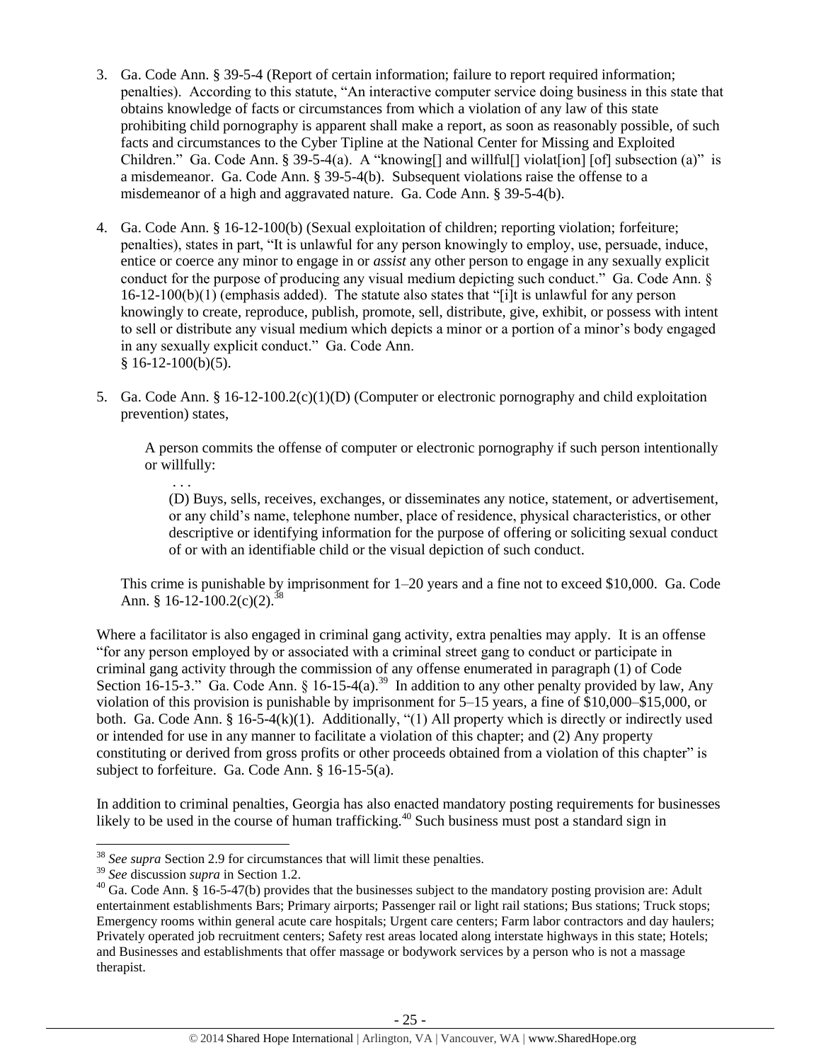3. Ga. Code Ann. § 39-5-4 (Report of certain information; failure to report required information; penalties). According to this statute, "An interactive computer service doing business in this state that obtains knowledge of facts or circumstances from which a violation of any law of this state prohibiting child pornography is apparent shall make a report, as soon as reasonably possible, of such facts and circumstances to the Cyber Tipline at the National Center for Missing and Exploited Children." Ga. Code Ann. § 39-5-4(a). A "knowing[] and willful[] violat[ion] [of] subsection (a)" is a misdemeanor. Ga. Code Ann. § 39-5-4(b). Subsequent violations raise the offense to a misdemeanor of a high and aggravated nature. Ga. Code Ann. § 39-5-4(b).

4. Ga. Code Ann. § 16-12-100(b) (Sexual exploitation of children; reporting violation; forfeiture; penalties), states in part, "It is unlawful for any person knowingly to employ, use, persuade, induce, entice or coerce any minor to engage in or *assist* any other person to engage in any sexually explicit conduct for the purpose of producing any visual medium depicting such conduct." Ga. Code Ann. § 16-12-100(b)(1) (emphasis added). The statute also states that "[i]t is unlawful for any person knowingly to create, reproduce, publish, promote, sell, distribute, give, exhibit, or possess with intent to sell or distribute any visual medium which depicts a minor or a portion of a minor's body engaged in any sexually explicit conduct." Ga. Code Ann. § 16-12-100(b)(5).

5. Ga. Code Ann. § 16-12-100.2(c)(1)(D) (Computer or electronic pornography and child exploitation prevention) states,

   > A person commits the offense of computer or electronic pornography if such person intentionally or willfully:
   >
   > . . .
   >
   > (D) Buys, sells, receives, exchanges, or disseminates any notice, statement, or advertisement, or any child's name, telephone number, place of residence, physical characteristics, or other descriptive or identifying information for the purpose of offering or soliciting sexual conduct of or with an identifiable child or the visual depiction of such conduct.

   This crime is punishable by imprisonment for 1–20 years and a fine not to exceed $10,000. Ga. Code Ann. § 16-12-100.2(c)(2).[38]

Where a facilitator is also engaged in criminal gang activity, extra penalties may apply. It is an offense "for any person employed by or associated with a criminal street gang to conduct or participate in criminal gang activity through the commission of any offense enumerated in paragraph (1) of Code Section 16-15-3." Ga. Code Ann. § 16-15-4(a).[39] In addition to any other penalty provided by law, Any violation of this provision is punishable by imprisonment for 5–15 years, a fine of $10,000–$15,000, or both. Ga. Code Ann. § 16-5-4(k)(1). Additionally, "(1) All property which is directly or indirectly used or intended for use in any manner to facilitate a violation of this chapter; and (2) Any property constituting or derived from gross profits or other proceeds obtained from a violation of this chapter" is subject to forfeiture. Ga. Code Ann. § 16-15-5(a).

In addition to criminal penalties, Georgia has also enacted mandatory posting requirements for businesses likely to be used in the course of human trafficking.[40] Such business must post a standard sign in

---

[38] *See supra* Section 2.9 for circumstances that will limit these penalties.

[39] *See* discussion *supra* in Section 1.2.

[40] Ga. Code Ann. § 16-5-47(b) provides that the businesses subject to the mandatory posting provision are: Adult entertainment establishments Bars; Primary airports; Passenger rail or light rail stations; Bus stations; Truck stops; Emergency rooms within general acute care hospitals; Urgent care centers; Farm labor contractors and day haulers; Privately operated job recruitment centers; Safety rest areas located along interstate highways in this state; Hotels; and Businesses and establishments that offer massage or bodywork services by a person who is not a massage therapist.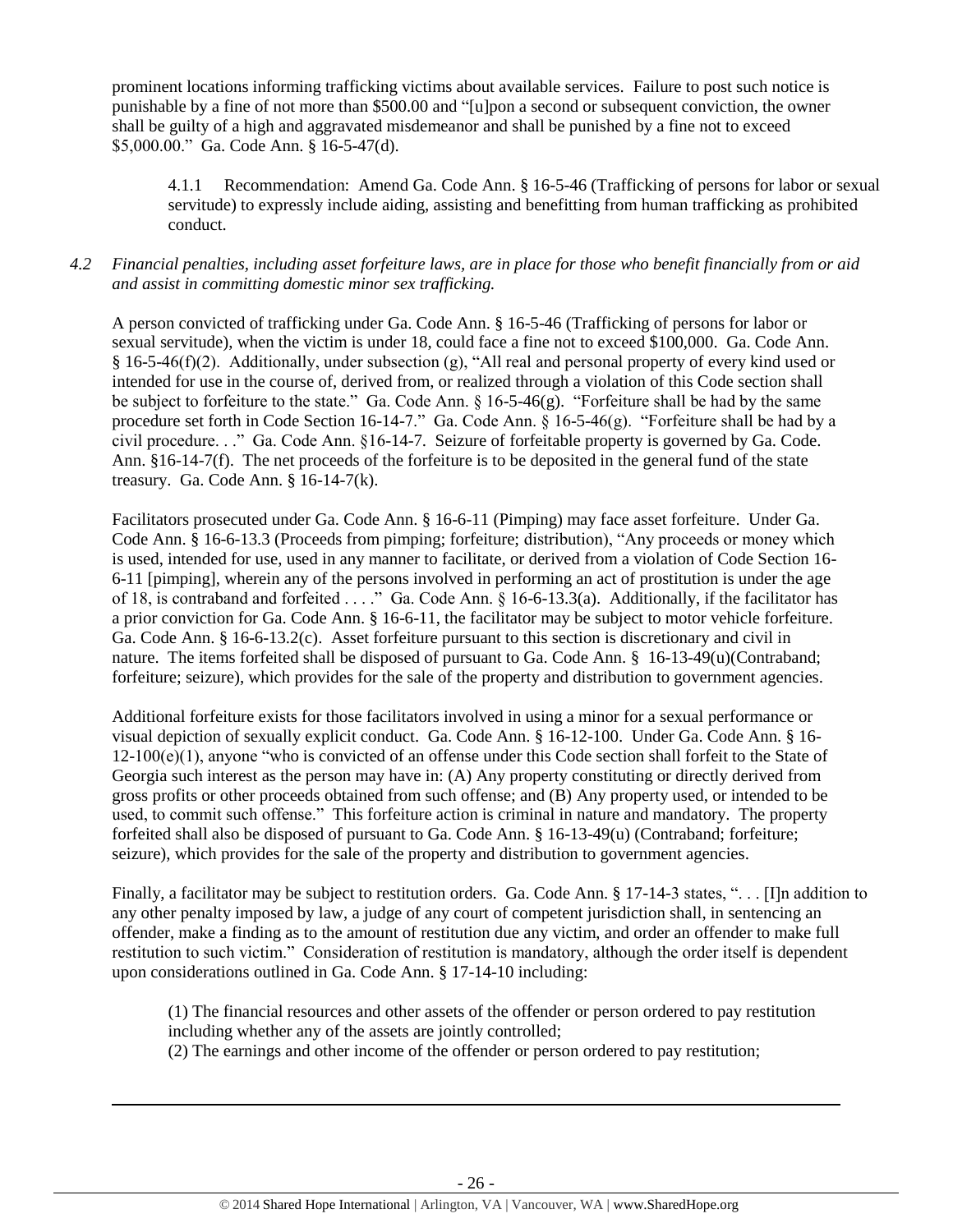prominent locations informing trafficking victims about available services. Failure to post such notice is punishable by a fine of not more than $500.00 and "[u]pon a second or subsequent conviction, the owner shall be guilty of a high and aggravated misdemeanor and shall be punished by a fine not to exceed $5,000.00." Ga. Code Ann. § 16-5-47(d).

> 4.1.1 Recommendation: Amend Ga. Code Ann. § 16-5-46 (Trafficking of persons for labor or sexual servitude) to expressly include aiding, assisting and benefitting from human trafficking as prohibited conduct.

*4.2 Financial penalties, including asset forfeiture laws, are in place for those who benefit financially from or aid and assist in committing domestic minor sex trafficking.*

A person convicted of trafficking under Ga. Code Ann. § 16-5-46 (Trafficking of persons for labor or sexual servitude), when the victim is under 18, could face a fine not to exceed $100,000. Ga. Code Ann. § 16-5-46(f)(2). Additionally, under subsection (g), "All real and personal property of every kind used or intended for use in the course of, derived from, or realized through a violation of this Code section shall be subject to forfeiture to the state." Ga. Code Ann. § 16-5-46(g). "Forfeiture shall be had by the same procedure set forth in Code Section 16-14-7." Ga. Code Ann. § 16-5-46(g). "Forfeiture shall be had by a civil procedure. . ." Ga. Code Ann. §16-14-7. Seizure of forfeitable property is governed by Ga. Code. Ann. §16-14-7(f). The net proceeds of the forfeiture is to be deposited in the general fund of the state treasury. Ga. Code Ann. § 16-14-7(k).

Facilitators prosecuted under Ga. Code Ann. § 16-6-11 (Pimping) may face asset forfeiture. Under Ga. Code Ann. § 16-6-13.3 (Proceeds from pimping; forfeiture; distribution), "Any proceeds or money which is used, intended for use, used in any manner to facilitate, or derived from a violation of Code Section 16-6-11 [pimping], wherein any of the persons involved in performing an act of prostitution is under the age of 18, is contraband and forfeited . . . ." Ga. Code Ann. § 16-6-13.3(a). Additionally, if the facilitator has a prior conviction for Ga. Code Ann. § 16-6-11, the facilitator may be subject to motor vehicle forfeiture. Ga. Code Ann. § 16-6-13.2(c). Asset forfeiture pursuant to this section is discretionary and civil in nature. The items forfeited shall be disposed of pursuant to Ga. Code Ann. § 16-13-49(u)(Contraband; forfeiture; seizure), which provides for the sale of the property and distribution to government agencies.

Additional forfeiture exists for those facilitators involved in using a minor for a sexual performance or visual depiction of sexually explicit conduct. Ga. Code Ann. § 16-12-100. Under Ga. Code Ann. § 16-12-100(e)(1), anyone "who is convicted of an offense under this Code section shall forfeit to the State of Georgia such interest as the person may have in: (A) Any property constituting or directly derived from gross profits or other proceeds obtained from such offense; and (B) Any property used, or intended to be used, to commit such offense." This forfeiture action is criminal in nature and mandatory. The property forfeited shall also be disposed of pursuant to Ga. Code Ann. § 16-13-49(u) (Contraband; forfeiture; seizure), which provides for the sale of the property and distribution to government agencies.

Finally, a facilitator may be subject to restitution orders. Ga. Code Ann. § 17-14-3 states, ". . . [I]n addition to any other penalty imposed by law, a judge of any court of competent jurisdiction shall, in sentencing an offender, make a finding as to the amount of restitution due any victim, and order an offender to make full restitution to such victim." Consideration of restitution is mandatory, although the order itself is dependent upon considerations outlined in Ga. Code Ann. § 17-14-10 including:

> (1) The financial resources and other assets of the offender or person ordered to pay restitution including whether any of the assets are jointly controlled;
> (2) The earnings and other income of the offender or person ordered to pay restitution;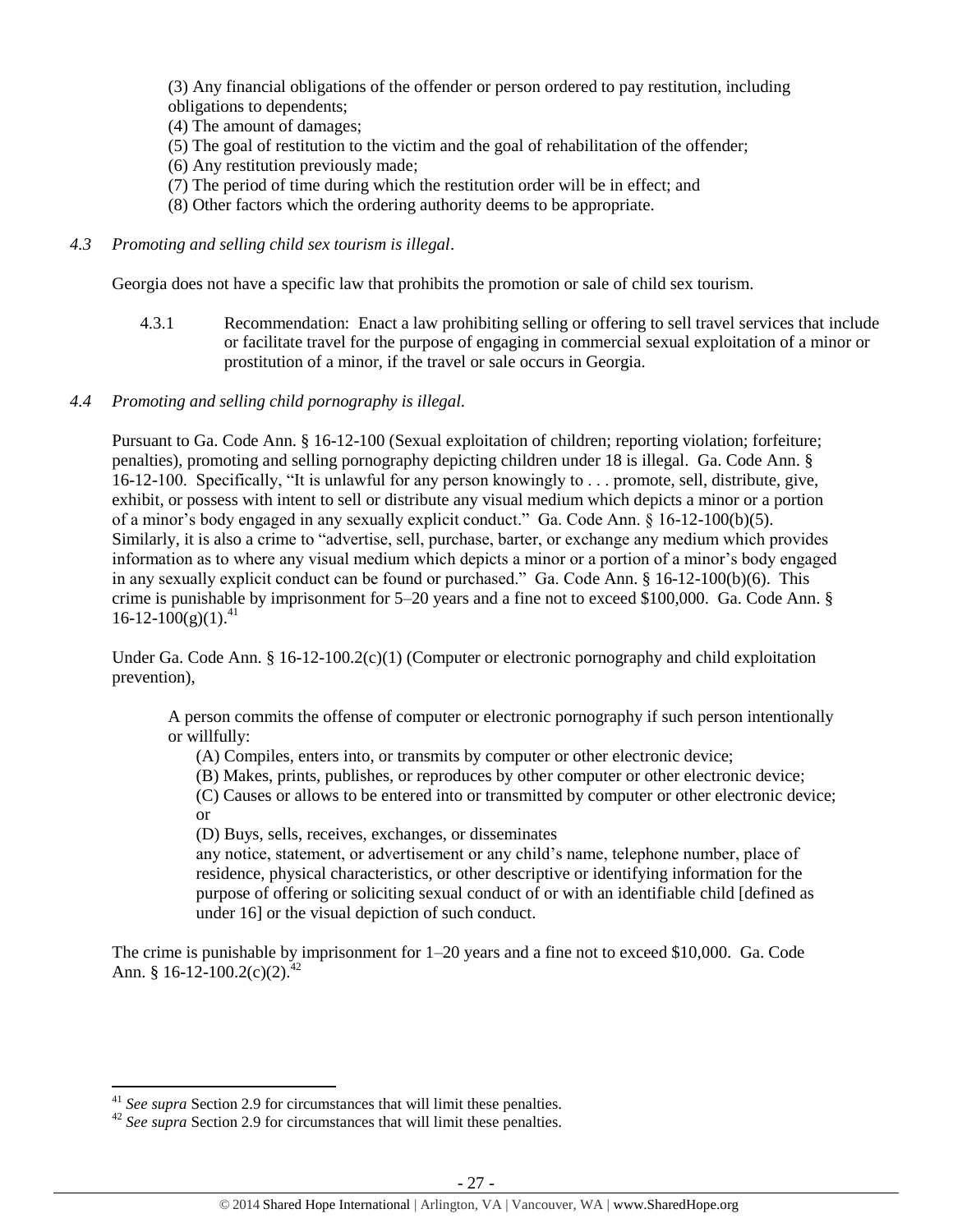(3) Any financial obligations of the offender or person ordered to pay restitution, including obligations to dependents;
(4) The amount of damages;
(5) The goal of restitution to the victim and the goal of rehabilitation of the offender;
(6) Any restitution previously made;
(7) The period of time during which the restitution order will be in effect; and
(8) Other factors which the ordering authority deems to be appropriate.

*4.3 Promoting and selling child sex tourism is illegal*.

Georgia does not have a specific law that prohibits the promotion or sale of child sex tourism.

4.3.1 Recommendation: Enact a law prohibiting selling or offering to sell travel services that include or facilitate travel for the purpose of engaging in commercial sexual exploitation of a minor or prostitution of a minor, if the travel or sale occurs in Georgia.

*4.4 Promoting and selling child pornography is illegal.*

Pursuant to Ga. Code Ann. § 16-12-100 (Sexual exploitation of children; reporting violation; forfeiture; penalties), promoting and selling pornography depicting children under 18 is illegal. Ga. Code Ann. § 16-12-100. Specifically, "It is unlawful for any person knowingly to . . . promote, sell, distribute, give, exhibit, or possess with intent to sell or distribute any visual medium which depicts a minor or a portion of a minor's body engaged in any sexually explicit conduct." Ga. Code Ann. § 16-12-100(b)(5). Similarly, it is also a crime to "advertise, sell, purchase, barter, or exchange any medium which provides information as to where any visual medium which depicts a minor or a portion of a minor's body engaged in any sexually explicit conduct can be found or purchased." Ga. Code Ann. § 16-12-100(b)(6). This crime is punishable by imprisonment for 5–20 years and a fine not to exceed $100,000. Ga. Code Ann. § 16-12-100(g)(1).[41]

Under Ga. Code Ann. § 16-12-100.2(c)(1) (Computer or electronic pornography and child exploitation prevention),

> A person commits the offense of computer or electronic pornography if such person intentionally or willfully:
>
> (A) Compiles, enters into, or transmits by computer or other electronic device;
> (B) Makes, prints, publishes, or reproduces by other computer or other electronic device;
> (C) Causes or allows to be entered into or transmitted by computer or other electronic device; or
> (D) Buys, sells, receives, exchanges, or disseminates
>
> any notice, statement, or advertisement or any child's name, telephone number, place of residence, physical characteristics, or other descriptive or identifying information for the purpose of offering or soliciting sexual conduct of or with an identifiable child [defined as under 16] or the visual depiction of such conduct.

The crime is punishable by imprisonment for 1–20 years and a fine not to exceed $10,000. Ga. Code Ann. § 16-12-100.2(c)(2).[42]

---

[41] *See supra* Section 2.9 for circumstances that will limit these penalties.

[42] *See supra* Section 2.9 for circumstances that will limit these penalties.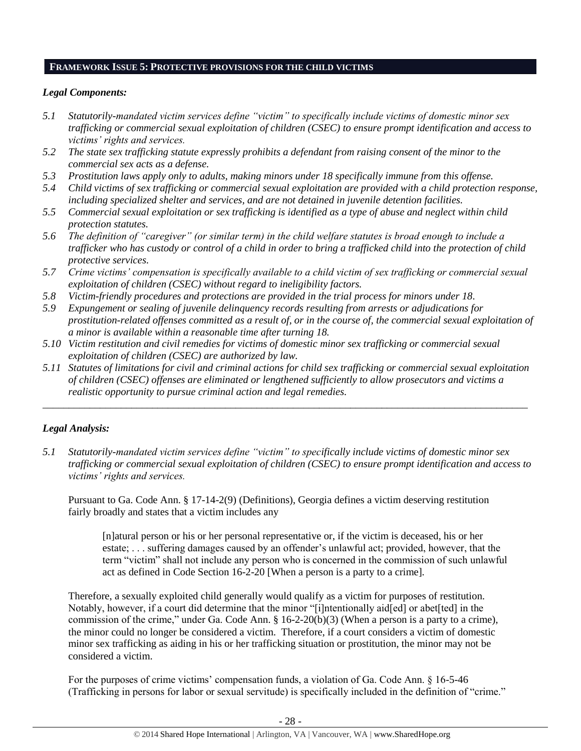## FRAMEWORK ISSUE 5: PROTECTIVE PROVISIONS FOR THE CHILD VICTIMS

### *Legal Components:*

*5.1 Statutorily-mandated victim services define "victim" to specifically include victims of domestic minor sex trafficking or commercial sexual exploitation of children (CSEC) to ensure prompt identification and access to victims' rights and services.*

*5.2 The state sex trafficking statute expressly prohibits a defendant from raising consent of the minor to the commercial sex acts as a defense.*

*5.3 Prostitution laws apply only to adults, making minors under 18 specifically immune from this offense.*

*5.4 Child victims of sex trafficking or commercial sexual exploitation are provided with a child protection response, including specialized shelter and services, and are not detained in juvenile detention facilities.*

*5.5 Commercial sexual exploitation or sex trafficking is identified as a type of abuse and neglect within child protection statutes.*

*5.6 The definition of "caregiver" (or similar term) in the child welfare statutes is broad enough to include a trafficker who has custody or control of a child in order to bring a trafficked child into the protection of child protective services.*

*5.7 Crime victims' compensation is specifically available to a child victim of sex trafficking or commercial sexual exploitation of children (CSEC) without regard to ineligibility factors.*

*5.8 Victim-friendly procedures and protections are provided in the trial process for minors under 18.*

*5.9 Expungement or sealing of juvenile delinquency records resulting from arrests or adjudications for prostitution-related offenses committed as a result of, or in the course of, the commercial sexual exploitation of a minor is available within a reasonable time after turning 18.*

*5.10 Victim restitution and civil remedies for victims of domestic minor sex trafficking or commercial sexual exploitation of children (CSEC) are authorized by law.*

*5.11 Statutes of limitations for civil and criminal actions for child sex trafficking or commercial sexual exploitation of children (CSEC) offenses are eliminated or lengthened sufficiently to allow prosecutors and victims a realistic opportunity to pursue criminal action and legal remedies.*

---

### *Legal Analysis:*

*5.1 Statutorily-mandated victim services define "victim" to specifically include victims of domestic minor sex trafficking or commercial sexual exploitation of children (CSEC) to ensure prompt identification and access to victims' rights and services.*

Pursuant to Ga. Code Ann. § 17-14-2(9) (Definitions), Georgia defines a victim deserving restitution fairly broadly and states that a victim includes any

> [n]atural person or his or her personal representative or, if the victim is deceased, his or her estate; . . . suffering damages caused by an offender's unlawful act; provided, however, that the term "victim" shall not include any person who is concerned in the commission of such unlawful act as defined in Code Section 16-2-20 [When a person is a party to a crime].

Therefore, a sexually exploited child generally would qualify as a victim for purposes of restitution. Notably, however, if a court did determine that the minor "[i]ntentionally aid[ed] or abet[ted] in the commission of the crime," under Ga. Code Ann. § 16-2-20(b)(3) (When a person is a party to a crime), the minor could no longer be considered a victim. Therefore, if a court considers a victim of domestic minor sex trafficking as aiding in his or her trafficking situation or prostitution, the minor may not be considered a victim.

For the purposes of crime victims' compensation funds, a violation of Ga. Code Ann. § 16-5-46 (Trafficking in persons for labor or sexual servitude) is specifically included in the definition of "crime."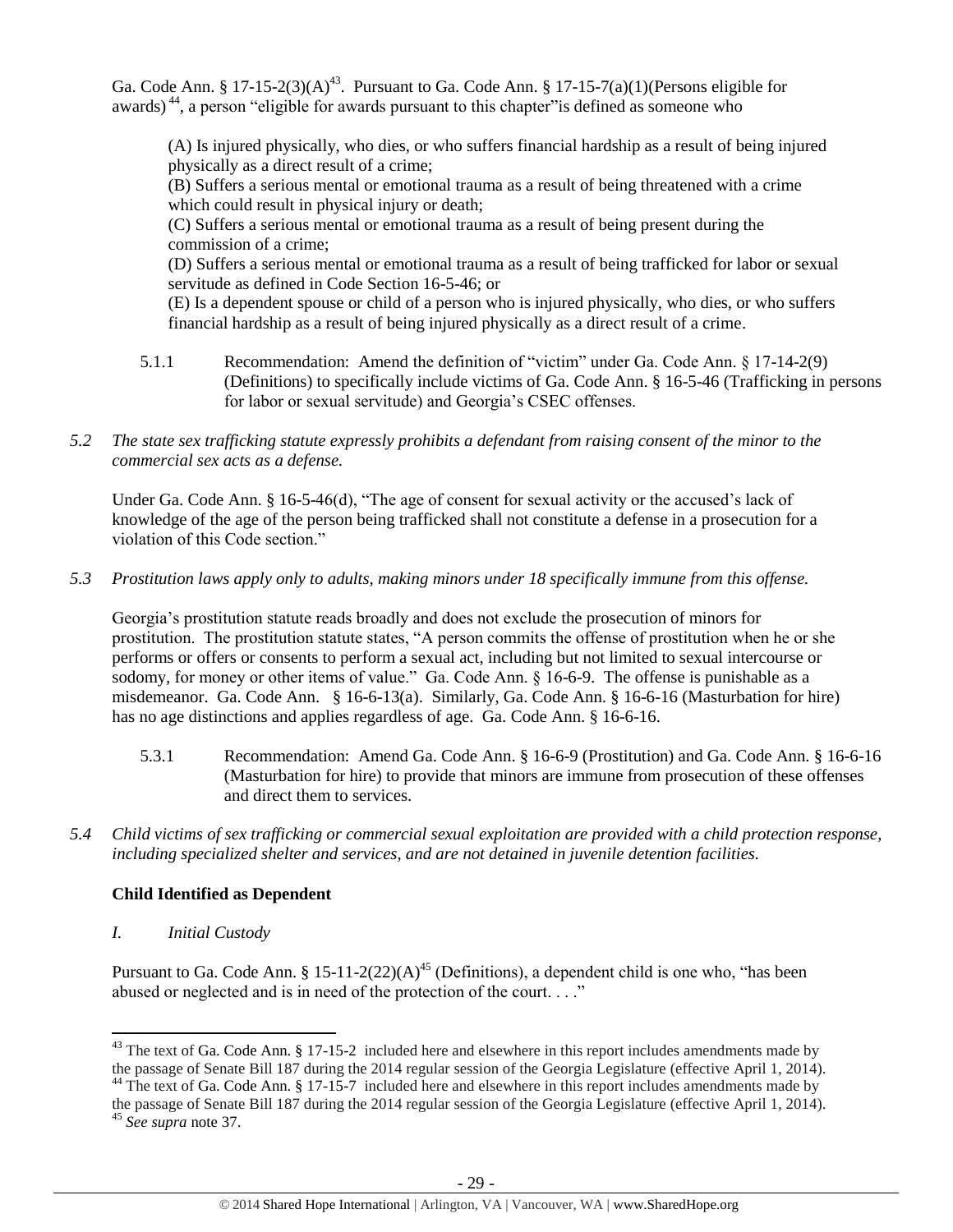Ga. Code Ann. § 17-15-2(3)(A)[43]. Pursuant to Ga. Code Ann. § 17-15-7(a)(1)(Persons eligible for awards)[44], a person "eligible for awards pursuant to this chapter"is defined as someone who

> (A) Is injured physically, who dies, or who suffers financial hardship as a result of being injured physically as a direct result of a crime;
> (B) Suffers a serious mental or emotional trauma as a result of being threatened with a crime which could result in physical injury or death;
> (C) Suffers a serious mental or emotional trauma as a result of being present during the commission of a crime;
> (D) Suffers a serious mental or emotional trauma as a result of being trafficked for labor or sexual servitude as defined in Code Section 16-5-46; or
> (E) Is a dependent spouse or child of a person who is injured physically, who dies, or who suffers financial hardship as a result of being injured physically as a direct result of a crime.

5.1.1 Recommendation: Amend the definition of "victim" under Ga. Code Ann. § 17-14-2(9) (Definitions) to specifically include victims of Ga. Code Ann. § 16-5-46 (Trafficking in persons for labor or sexual servitude) and Georgia's CSEC offenses.

*5.2 The state sex trafficking statute expressly prohibits a defendant from raising consent of the minor to the commercial sex acts as a defense.*

Under Ga. Code Ann. § 16-5-46(d), "The age of consent for sexual activity or the accused's lack of knowledge of the age of the person being trafficked shall not constitute a defense in a prosecution for a violation of this Code section."

*5.3 Prostitution laws apply only to adults, making minors under 18 specifically immune from this offense.*

Georgia's prostitution statute reads broadly and does not exclude the prosecution of minors for prostitution. The prostitution statute states, "A person commits the offense of prostitution when he or she performs or offers or consents to perform a sexual act, including but not limited to sexual intercourse or sodomy, for money or other items of value." Ga. Code Ann. § 16-6-9. The offense is punishable as a misdemeanor. Ga. Code Ann. § 16-6-13(a). Similarly, Ga. Code Ann. § 16-6-16 (Masturbation for hire) has no age distinctions and applies regardless of age. Ga. Code Ann. § 16-6-16.

5.3.1 Recommendation: Amend Ga. Code Ann. § 16-6-9 (Prostitution) and Ga. Code Ann. § 16-6-16 (Masturbation for hire) to provide that minors are immune from prosecution of these offenses and direct them to services.

*5.4 Child victims of sex trafficking or commercial sexual exploitation are provided with a child protection response, including specialized shelter and services, and are not detained in juvenile detention facilities.*

**Child Identified as Dependent**

*I. Initial Custody*

Pursuant to Ga. Code Ann. § 15-11-2(22)(A)[45] (Definitions), a dependent child is one who, "has been abused or neglected and is in need of the protection of the court. . . ."

---

[43] The text of Ga. Code Ann. § 17-15-2 included here and elsewhere in this report includes amendments made by the passage of Senate Bill 187 during the 2014 regular session of the Georgia Legislature (effective April 1, 2014).
[44] The text of Ga. Code Ann. § 17-15-7 included here and elsewhere in this report includes amendments made by the passage of Senate Bill 187 during the 2014 regular session of the Georgia Legislature (effective April 1, 2014).
[45] *See supra* note 37.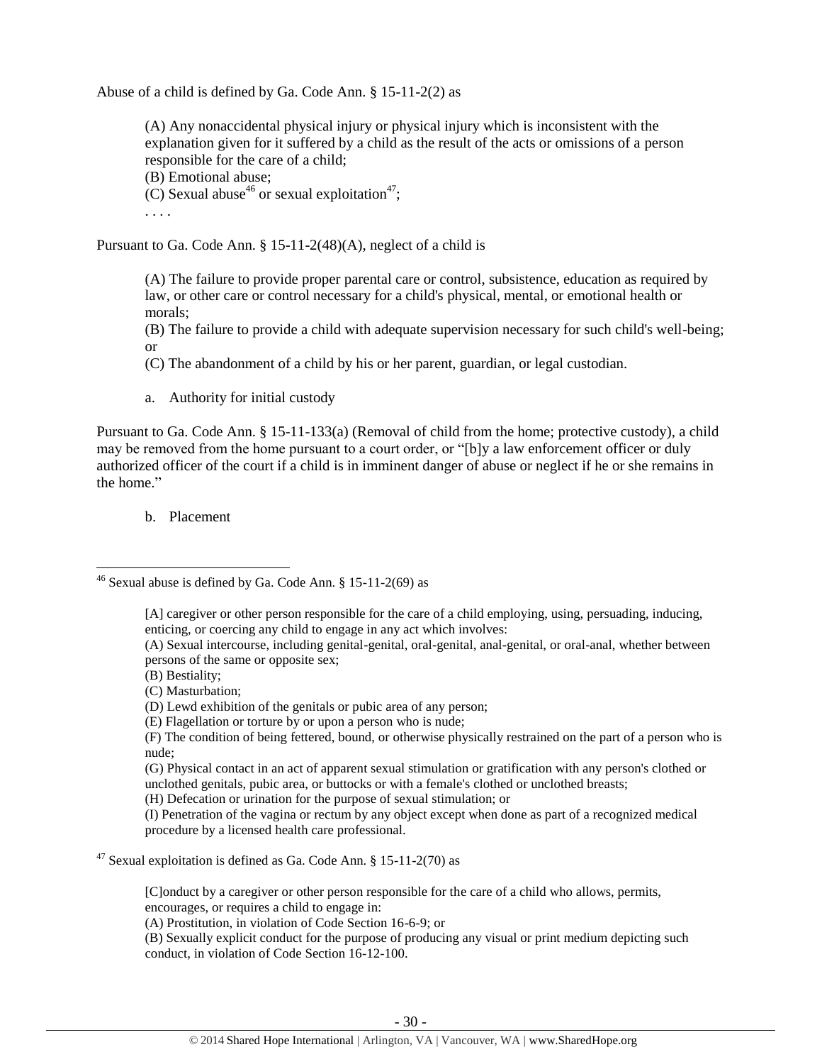Abuse of a child is defined by Ga. Code Ann. § 15-11-2(2) as

> (A) Any nonaccidental physical injury or physical injury which is inconsistent with the explanation given for it suffered by a child as the result of the acts or omissions of a person responsible for the care of a child;
> (B) Emotional abuse;
> (C) Sexual abuse[46] or sexual exploitation[47];
> . . . .

Pursuant to Ga. Code Ann. § 15-11-2(48)(A), neglect of a child is

> (A) The failure to provide proper parental care or control, subsistence, education as required by law, or other care or control necessary for a child's physical, mental, or emotional health or morals;
> (B) The failure to provide a child with adequate supervision necessary for such child's well-being; or
> (C) The abandonment of a child by his or her parent, guardian, or legal custodian.

a. Authority for initial custody

Pursuant to Ga. Code Ann. § 15-11-133(a) (Removal of child from the home; protective custody), a child may be removed from the home pursuant to a court order, or "[b]y a law enforcement officer or duly authorized officer of the court if a child is in imminent danger of abuse or neglect if he or she remains in the home."

b. Placement

---

[46] Sexual abuse is defined by Ga. Code Ann. § 15-11-2(69) as

> [A] caregiver or other person responsible for the care of a child employing, using, persuading, inducing, enticing, or coercing any child to engage in any act which involves:
> (A) Sexual intercourse, including genital-genital, oral-genital, anal-genital, or oral-anal, whether between persons of the same or opposite sex;
> (B) Bestiality;
> (C) Masturbation;
> (D) Lewd exhibition of the genitals or pubic area of any person;
> (E) Flagellation or torture by or upon a person who is nude;
> (F) The condition of being fettered, bound, or otherwise physically restrained on the part of a person who is nude;
> (G) Physical contact in an act of apparent sexual stimulation or gratification with any person's clothed or unclothed genitals, pubic area, or buttocks or with a female's clothed or unclothed breasts;
> (H) Defecation or urination for the purpose of sexual stimulation; or
> (I) Penetration of the vagina or rectum by any object except when done as part of a recognized medical procedure by a licensed health care professional.

[47] Sexual exploitation is defined as Ga. Code Ann. § 15-11-2(70) as

> [C]onduct by a caregiver or other person responsible for the care of a child who allows, permits, encourages, or requires a child to engage in:
> (A) Prostitution, in violation of Code Section 16-6-9; or
> (B) Sexually explicit conduct for the purpose of producing any visual or print medium depicting such conduct, in violation of Code Section 16-12-100.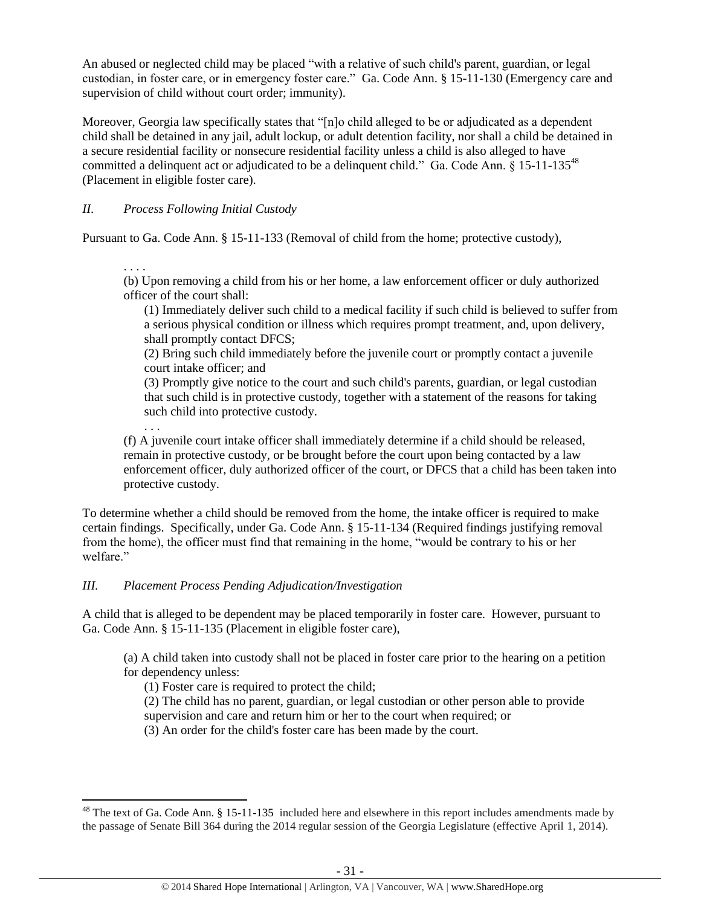An abused or neglected child may be placed "with a relative of such child's parent, guardian, or legal custodian, in foster care, or in emergency foster care." Ga. Code Ann. § 15-11-130 (Emergency care and supervision of child without court order; immunity).

Moreover, Georgia law specifically states that "[n]o child alleged to be or adjudicated as a dependent child shall be detained in any jail, adult lockup, or adult detention facility, nor shall a child be detained in a secure residential facility or nonsecure residential facility unless a child is also alleged to have committed a delinquent act or adjudicated to be a delinquent child." Ga. Code Ann. § 15-11-135[48] (Placement in eligible foster care).

### *II. Process Following Initial Custody*

Pursuant to Ga. Code Ann. § 15-11-133 (Removal of child from the home; protective custody),

> . . . .
>
> (b) Upon removing a child from his or her home, a law enforcement officer or duly authorized officer of the court shall:
>
> > (1) Immediately deliver such child to a medical facility if such child is believed to suffer from a serious physical condition or illness which requires prompt treatment, and, upon delivery, shall promptly contact DFCS;
> >
> > (2) Bring such child immediately before the juvenile court or promptly contact a juvenile court intake officer; and
> >
> > (3) Promptly give notice to the court and such child's parents, guardian, or legal custodian that such child is in protective custody, together with a statement of the reasons for taking such child into protective custody.
> >
> > . . .
>
> (f) A juvenile court intake officer shall immediately determine if a child should be released, remain in protective custody, or be brought before the court upon being contacted by a law enforcement officer, duly authorized officer of the court, or DFCS that a child has been taken into protective custody.

To determine whether a child should be removed from the home, the intake officer is required to make certain findings. Specifically, under Ga. Code Ann. § 15-11-134 (Required findings justifying removal from the home), the officer must find that remaining in the home, "would be contrary to his or her welfare."

### *III. Placement Process Pending Adjudication/Investigation*

A child that is alleged to be dependent may be placed temporarily in foster care. However, pursuant to Ga. Code Ann. § 15-11-135 (Placement in eligible foster care),

> (a) A child taken into custody shall not be placed in foster care prior to the hearing on a petition for dependency unless:
>
> > (1) Foster care is required to protect the child;
> >
> > (2) The child has no parent, guardian, or legal custodian or other person able to provide supervision and care and return him or her to the court when required; or
> >
> > (3) An order for the child's foster care has been made by the court.

---

[48] The text of Ga. Code Ann. § 15-11-135 included here and elsewhere in this report includes amendments made by the passage of Senate Bill 364 during the 2014 regular session of the Georgia Legislature (effective April 1, 2014).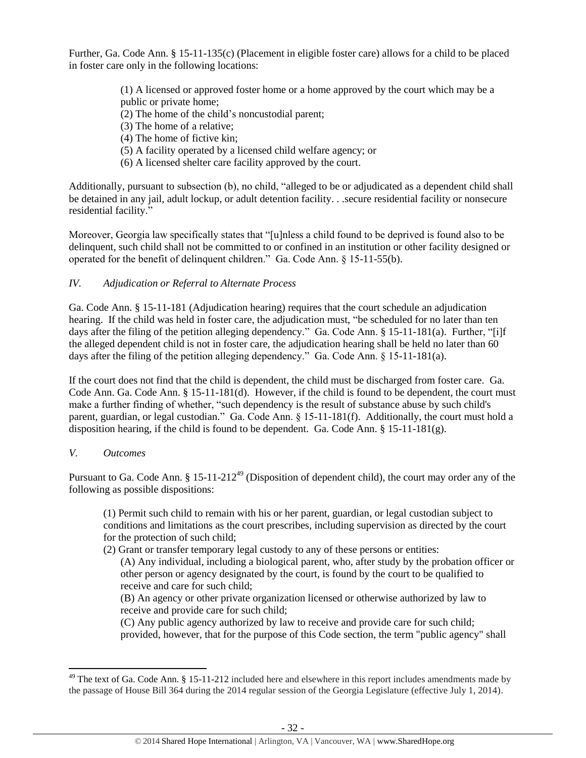Further, Ga. Code Ann. § 15-11-135(c) (Placement in eligible foster care) allows for a child to be placed in foster care only in the following locations:

> (1) A licensed or approved foster home or a home approved by the court which may be a public or private home;
> (2) The home of the child's noncustodial parent;
> (3) The home of a relative;
> (4) The home of fictive kin;
> (5) A facility operated by a licensed child welfare agency; or
> (6) A licensed shelter care facility approved by the court.

Additionally, pursuant to subsection (b), no child, "alleged to be or adjudicated as a dependent child shall be detained in any jail, adult lockup, or adult detention facility. . .secure residential facility or nonsecure residential facility."

Moreover, Georgia law specifically states that "[u]nless a child found to be deprived is found also to be delinquent, such child shall not be committed to or confined in an institution or other facility designed or operated for the benefit of delinquent children." Ga. Code Ann. § 15-11-55(b).

*IV. Adjudication or Referral to Alternate Process*

Ga. Code Ann. § 15-11-181 (Adjudication hearing) requires that the court schedule an adjudication hearing. If the child was held in foster care, the adjudication must, "be scheduled for no later than ten days after the filing of the petition alleging dependency." Ga. Code Ann. § 15-11-181(a). Further, "[i]f the alleged dependent child is not in foster care, the adjudication hearing shall be held no later than 60 days after the filing of the petition alleging dependency." Ga. Code Ann. § 15-11-181(a).

If the court does not find that the child is dependent, the child must be discharged from foster care. Ga. Code Ann. Ga. Code Ann. § 15-11-181(d). However, if the child is found to be dependent, the court must make a further finding of whether, "such dependency is the result of substance abuse by such child's parent, guardian, or legal custodian." Ga. Code Ann. § 15-11-181(f). Additionally, the court must hold a disposition hearing, if the child is found to be dependent. Ga. Code Ann. § 15-11-181(g).

*V. Outcomes*

Pursuant to Ga. Code Ann. § 15-11-212[49] (Disposition of dependent child), the court may order any of the following as possible dispositions:

> (1) Permit such child to remain with his or her parent, guardian, or legal custodian subject to conditions and limitations as the court prescribes, including supervision as directed by the court for the protection of such child;
> (2) Grant or transfer temporary legal custody to any of these persons or entities:
>> (A) Any individual, including a biological parent, who, after study by the probation officer or other person or agency designated by the court, is found by the court to be qualified to receive and care for such child;
>> (B) An agency or other private organization licensed or otherwise authorized by law to receive and provide care for such child;
>> (C) Any public agency authorized by law to receive and provide care for such child; provided, however, that for the purpose of this Code section, the term "public agency" shall

[49] The text of Ga. Code Ann. § 15-11-212 included here and elsewhere in this report includes amendments made by the passage of House Bill 364 during the 2014 regular session of the Georgia Legislature (effective July 1, 2014).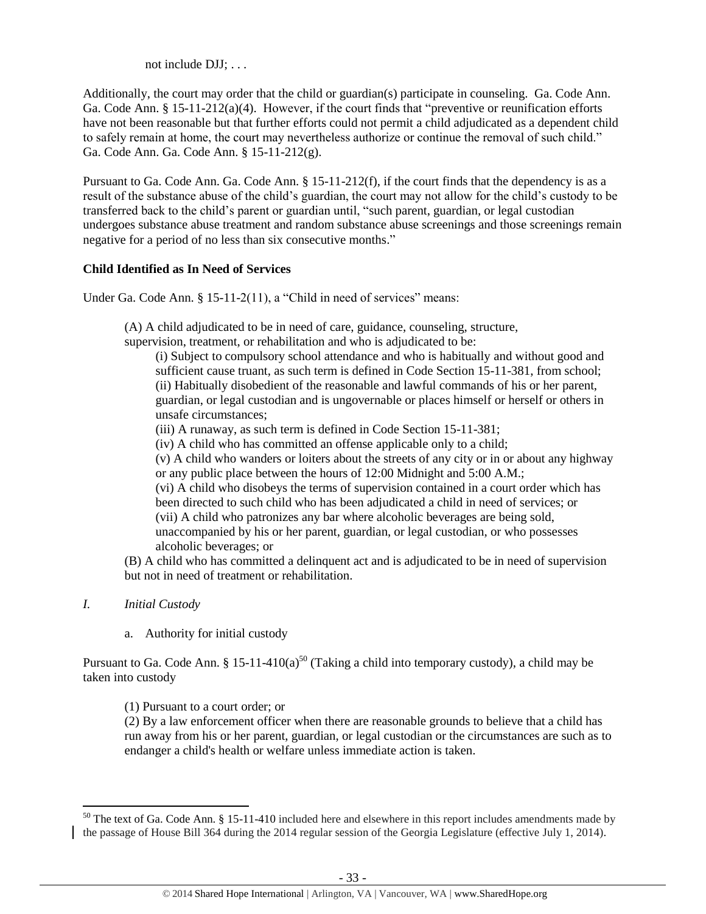not include DJJ; . . .

Additionally, the court may order that the child or guardian(s) participate in counseling. Ga. Code Ann. Ga. Code Ann. § 15-11-212(a)(4). However, if the court finds that "preventive or reunification efforts have not been reasonable but that further efforts could not permit a child adjudicated as a dependent child to safely remain at home, the court may nevertheless authorize or continue the removal of such child." Ga. Code Ann. Ga. Code Ann. § 15-11-212(g).

Pursuant to Ga. Code Ann. Ga. Code Ann. § 15-11-212(f), if the court finds that the dependency is as a result of the substance abuse of the child's guardian, the court may not allow for the child's custody to be transferred back to the child's parent or guardian until, "such parent, guardian, or legal custodian undergoes substance abuse treatment and random substance abuse screenings and those screenings remain negative for a period of no less than six consecutive months."

**Child Identified as In Need of Services**

Under Ga. Code Ann. § 15-11-2(11), a "Child in need of services" means:

> (A) A child adjudicated to be in need of care, guidance, counseling, structure, supervision, treatment, or rehabilitation and who is adjudicated to be:
>
> > (i) Subject to compulsory school attendance and who is habitually and without good and sufficient cause truant, as such term is defined in Code Section 15-11-381, from school;
> > (ii) Habitually disobedient of the reasonable and lawful commands of his or her parent, guardian, or legal custodian and is ungovernable or places himself or herself or others in unsafe circumstances;
> > (iii) A runaway, as such term is defined in Code Section 15-11-381;
> > (iv) A child who has committed an offense applicable only to a child;
> > (v) A child who wanders or loiters about the streets of any city or in or about any highway or any public place between the hours of 12:00 Midnight and 5:00 A.M.;
> > (vi) A child who disobeys the terms of supervision contained in a court order which has been directed to such child who has been adjudicated a child in need of services; or
> > (vii) A child who patronizes any bar where alcoholic beverages are being sold, unaccompanied by his or her parent, guardian, or legal custodian, or who possesses alcoholic beverages; or
>
> (B) A child who has committed a delinquent act and is adjudicated to be in need of supervision but not in need of treatment or rehabilitation.

*I. Initial Custody*

a. Authority for initial custody

Pursuant to Ga. Code Ann. § 15-11-410(a)[50] (Taking a child into temporary custody), a child may be taken into custody

> (1) Pursuant to a court order; or
> (2) By a law enforcement officer when there are reasonable grounds to believe that a child has run away from his or her parent, guardian, or legal custodian or the circumstances are such as to endanger a child's health or welfare unless immediate action is taken.

[50] The text of Ga. Code Ann. § 15-11-410 included here and elsewhere in this report includes amendments made by the passage of House Bill 364 during the 2014 regular session of the Georgia Legislature (effective July 1, 2014).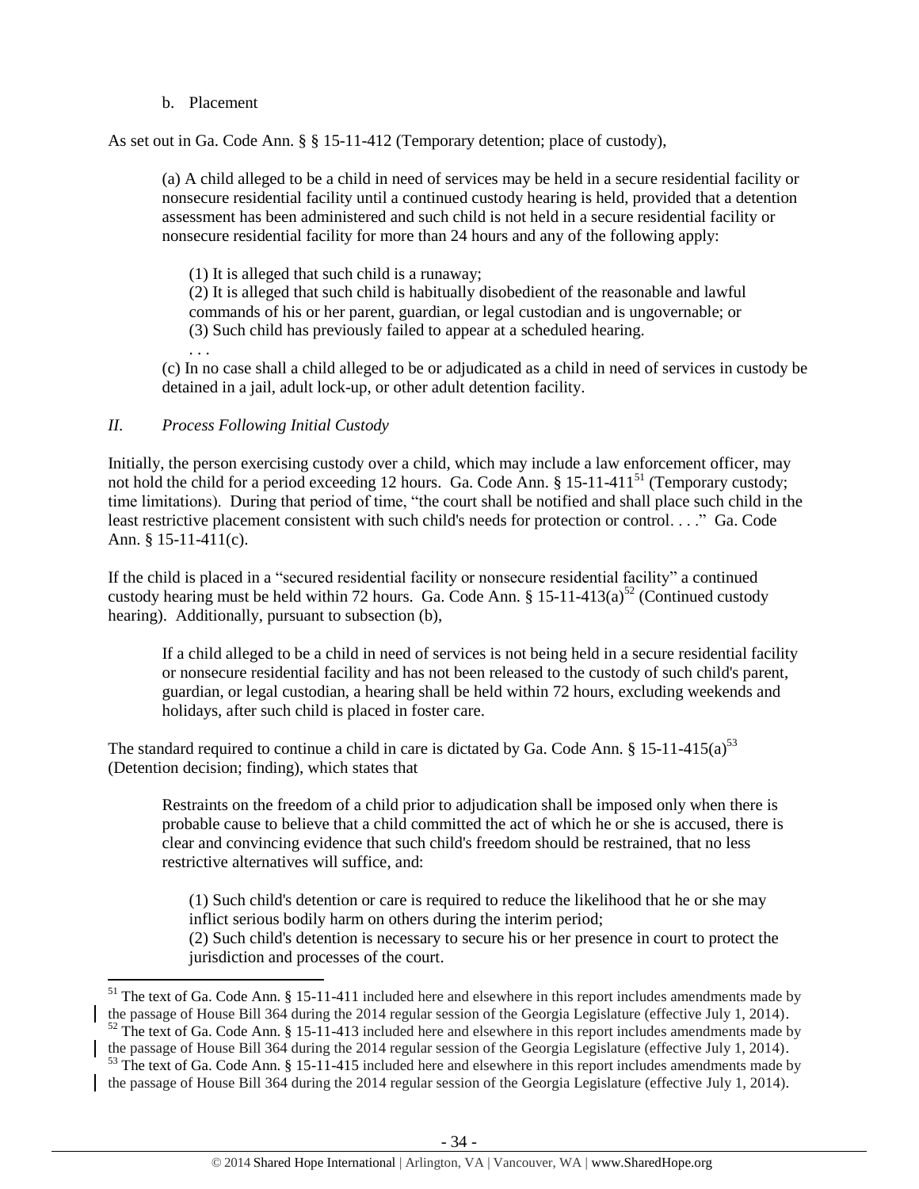b. Placement

As set out in Ga. Code Ann. § § 15-11-412 (Temporary detention; place of custody),

> (a) A child alleged to be a child in need of services may be held in a secure residential facility or nonsecure residential facility until a continued custody hearing is held, provided that a detention assessment has been administered and such child is not held in a secure residential facility or nonsecure residential facility for more than 24 hours and any of the following apply:
>
> > (1) It is alleged that such child is a runaway;
> > (2) It is alleged that such child is habitually disobedient of the reasonable and lawful commands of his or her parent, guardian, or legal custodian and is ungovernable; or
> > (3) Such child has previously failed to appear at a scheduled hearing.
> > . . .
>
> (c) In no case shall a child alleged to be or adjudicated as a child in need of services in custody be detained in a jail, adult lock-up, or other adult detention facility.

### *II. Process Following Initial Custody*

Initially, the person exercising custody over a child, which may include a law enforcement officer, may not hold the child for a period exceeding 12 hours. Ga. Code Ann. § 15-11-411[51] (Temporary custody; time limitations). During that period of time, "the court shall be notified and shall place such child in the least restrictive placement consistent with such child's needs for protection or control. . . ." Ga. Code Ann. § 15-11-411(c).

If the child is placed in a "secured residential facility or nonsecure residential facility" a continued custody hearing must be held within 72 hours. Ga. Code Ann. § 15-11-413(a)[52] (Continued custody hearing). Additionally, pursuant to subsection (b),

> If a child alleged to be a child in need of services is not being held in a secure residential facility or nonsecure residential facility and has not been released to the custody of such child's parent, guardian, or legal custodian, a hearing shall be held within 72 hours, excluding weekends and holidays, after such child is placed in foster care.

The standard required to continue a child in care is dictated by Ga. Code Ann. § 15-11-415(a)[53] (Detention decision; finding), which states that

> Restraints on the freedom of a child prior to adjudication shall be imposed only when there is probable cause to believe that a child committed the act of which he or she is accused, there is clear and convincing evidence that such child's freedom should be restrained, that no less restrictive alternatives will suffice, and:
>
> > (1) Such child's detention or care is required to reduce the likelihood that he or she may inflict serious bodily harm on others during the interim period;
> > (2) Such child's detention is necessary to secure his or her presence in court to protect the jurisdiction and processes of the court.

---

[51] The text of Ga. Code Ann. § 15-11-411 included here and elsewhere in this report includes amendments made by the passage of House Bill 364 during the 2014 regular session of the Georgia Legislature (effective July 1, 2014).

[52] The text of Ga. Code Ann. § 15-11-413 included here and elsewhere in this report includes amendments made by the passage of House Bill 364 during the 2014 regular session of the Georgia Legislature (effective July 1, 2014).

[53] The text of Ga. Code Ann. § 15-11-415 included here and elsewhere in this report includes amendments made by the passage of House Bill 364 during the 2014 regular session of the Georgia Legislature (effective July 1, 2014).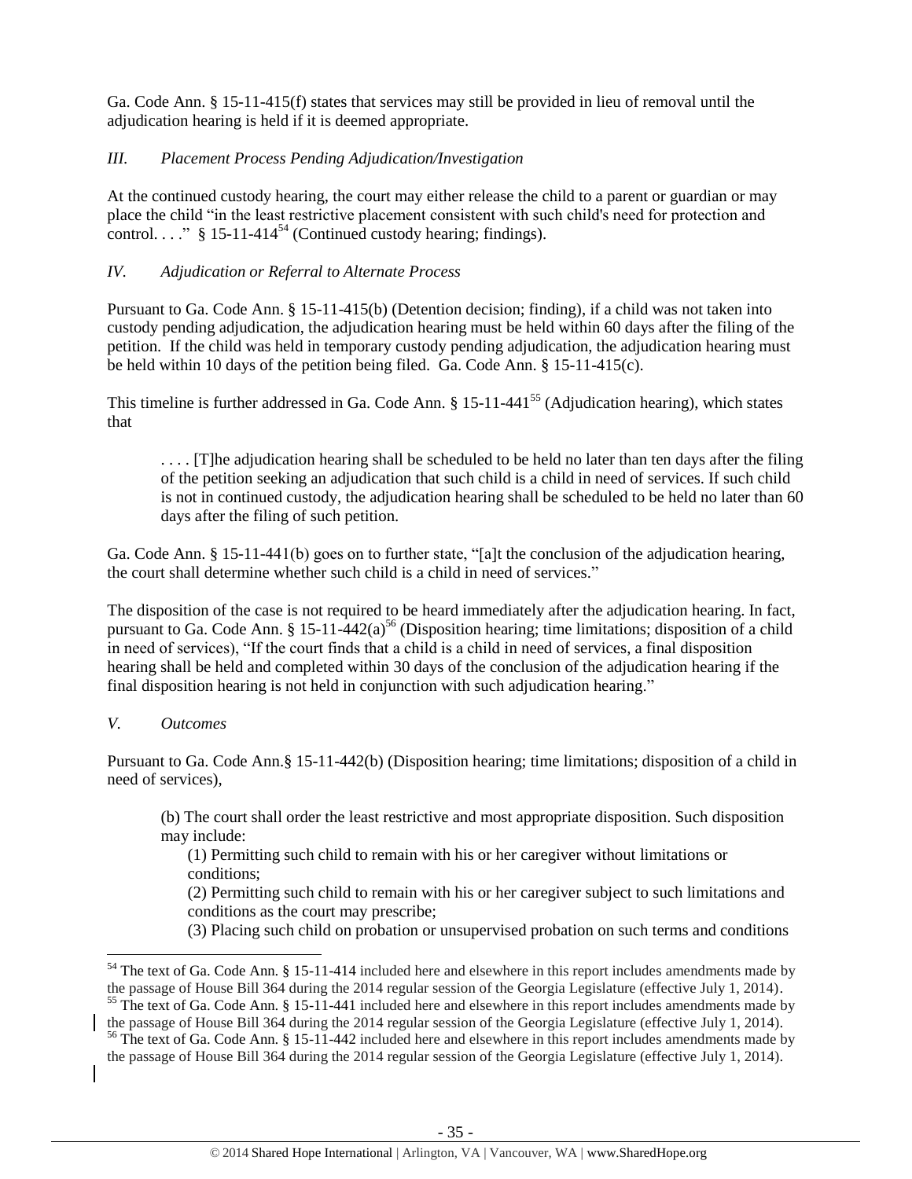Ga. Code Ann. § 15-11-415(f) states that services may still be provided in lieu of removal until the adjudication hearing is held if it is deemed appropriate.

### *III. Placement Process Pending Adjudication/Investigation*

At the continued custody hearing, the court may either release the child to a parent or guardian or may place the child "in the least restrictive placement consistent with such child's need for protection and control. . . ." § 15-11-414[54] (Continued custody hearing; findings).

### *IV. Adjudication or Referral to Alternate Process*

Pursuant to Ga. Code Ann. § 15-11-415(b) (Detention decision; finding), if a child was not taken into custody pending adjudication, the adjudication hearing must be held within 60 days after the filing of the petition. If the child was held in temporary custody pending adjudication, the adjudication hearing must be held within 10 days of the petition being filed. Ga. Code Ann. § 15-11-415(c).

This timeline is further addressed in Ga. Code Ann. § 15-11-441[55] (Adjudication hearing), which states that

> . . . . [T]he adjudication hearing shall be scheduled to be held no later than ten days after the filing of the petition seeking an adjudication that such child is a child in need of services. If such child is not in continued custody, the adjudication hearing shall be scheduled to be held no later than 60 days after the filing of such petition.

Ga. Code Ann. § 15-11-441(b) goes on to further state, "[a]t the conclusion of the adjudication hearing, the court shall determine whether such child is a child in need of services."

The disposition of the case is not required to be heard immediately after the adjudication hearing. In fact, pursuant to Ga. Code Ann. § 15-11-442(a)[56] (Disposition hearing; time limitations; disposition of a child in need of services), "If the court finds that a child is a child in need of services, a final disposition hearing shall be held and completed within 30 days of the conclusion of the adjudication hearing if the final disposition hearing is not held in conjunction with such adjudication hearing."

### *V. Outcomes*

Pursuant to Ga. Code Ann.§ 15-11-442(b) (Disposition hearing; time limitations; disposition of a child in need of services),

> (b) The court shall order the least restrictive and most appropriate disposition. Such disposition may include:
>
> (1) Permitting such child to remain with his or her caregiver without limitations or conditions;
>
> (2) Permitting such child to remain with his or her caregiver subject to such limitations and conditions as the court may prescribe;
>
> (3) Placing such child on probation or unsupervised probation on such terms and conditions

---

[54] The text of Ga. Code Ann. § 15-11-414 included here and elsewhere in this report includes amendments made by the passage of House Bill 364 during the 2014 regular session of the Georgia Legislature (effective July 1, 2014).

[55] The text of Ga. Code Ann. § 15-11-441 included here and elsewhere in this report includes amendments made by the passage of House Bill 364 during the 2014 regular session of the Georgia Legislature (effective July 1, 2014).

[56] The text of Ga. Code Ann. § 15-11-442 included here and elsewhere in this report includes amendments made by the passage of House Bill 364 during the 2014 regular session of the Georgia Legislature (effective July 1, 2014).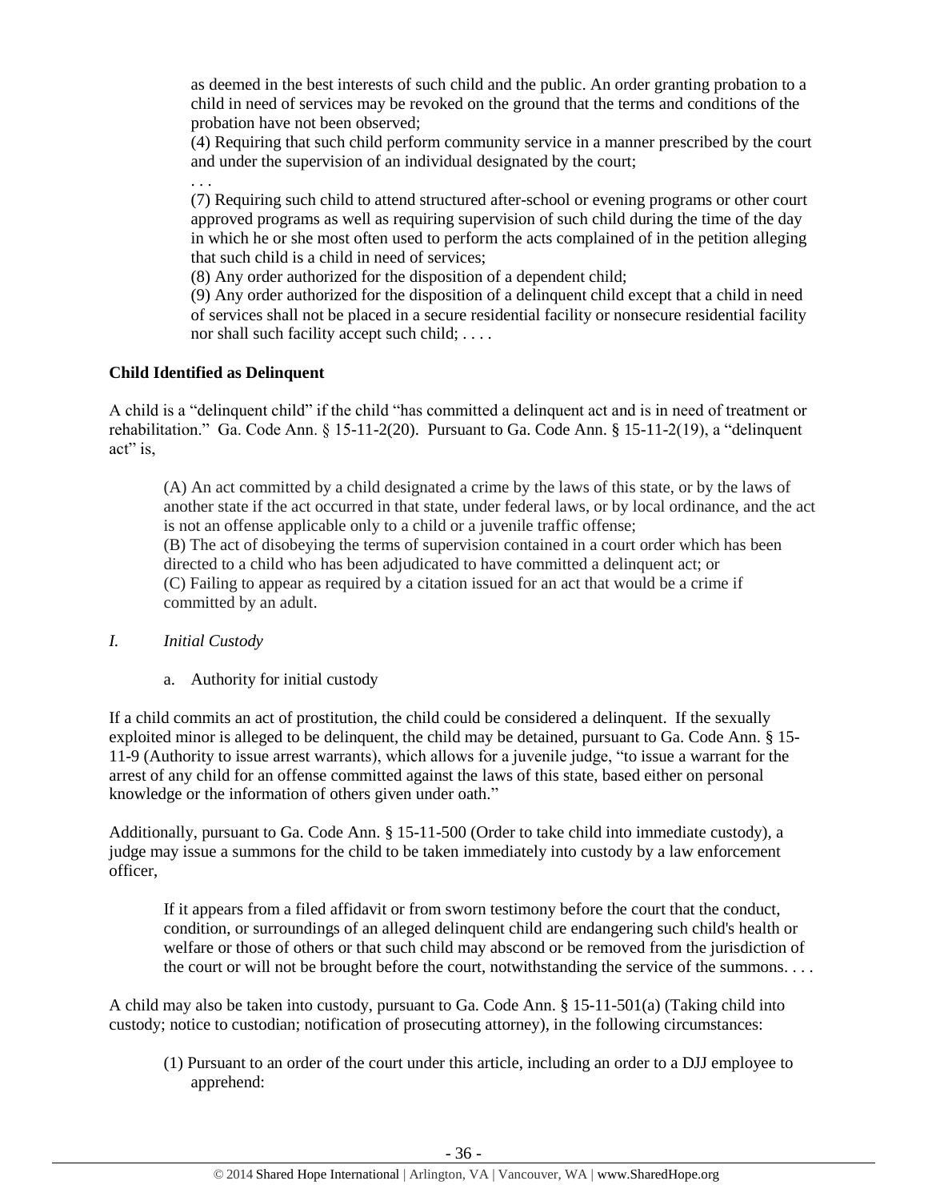as deemed in the best interests of such child and the public. An order granting probation to a child in need of services may be revoked on the ground that the terms and conditions of the probation have not been observed;

(4) Requiring that such child perform community service in a manner prescribed by the court and under the supervision of an individual designated by the court;

. . .

(7) Requiring such child to attend structured after-school or evening programs or other court approved programs as well as requiring supervision of such child during the time of the day in which he or she most often used to perform the acts complained of in the petition alleging that such child is a child in need of services;

(8) Any order authorized for the disposition of a dependent child;

(9) Any order authorized for the disposition of a delinquent child except that a child in need of services shall not be placed in a secure residential facility or nonsecure residential facility nor shall such facility accept such child; . . . .

**Child Identified as Delinquent**

A child is a "delinquent child" if the child "has committed a delinquent act and is in need of treatment or rehabilitation." Ga. Code Ann. § 15-11-2(20). Pursuant to Ga. Code Ann. § 15-11-2(19), a "delinquent act" is,

> (A) An act committed by a child designated a crime by the laws of this state, or by the laws of another state if the act occurred in that state, under federal laws, or by local ordinance, and the act is not an offense applicable only to a child or a juvenile traffic offense;
> (B) The act of disobeying the terms of supervision contained in a court order which has been directed to a child who has been adjudicated to have committed a delinquent act; or
> (C) Failing to appear as required by a citation issued for an act that would be a crime if committed by an adult.

*I. Initial Custody*

a. Authority for initial custody

If a child commits an act of prostitution, the child could be considered a delinquent. If the sexually exploited minor is alleged to be delinquent, the child may be detained, pursuant to Ga. Code Ann. § 15-11-9 (Authority to issue arrest warrants), which allows for a juvenile judge, "to issue a warrant for the arrest of any child for an offense committed against the laws of this state, based either on personal knowledge or the information of others given under oath."

Additionally, pursuant to Ga. Code Ann. § 15-11-500 (Order to take child into immediate custody), a judge may issue a summons for the child to be taken immediately into custody by a law enforcement officer,

> If it appears from a filed affidavit or from sworn testimony before the court that the conduct, condition, or surroundings of an alleged delinquent child are endangering such child's health or welfare or those of others or that such child may abscond or be removed from the jurisdiction of the court or will not be brought before the court, notwithstanding the service of the summons. . . .

A child may also be taken into custody, pursuant to Ga. Code Ann. § 15-11-501(a) (Taking child into custody; notice to custodian; notification of prosecuting attorney), in the following circumstances:

> (1) Pursuant to an order of the court under this article, including an order to a DJJ employee to apprehend: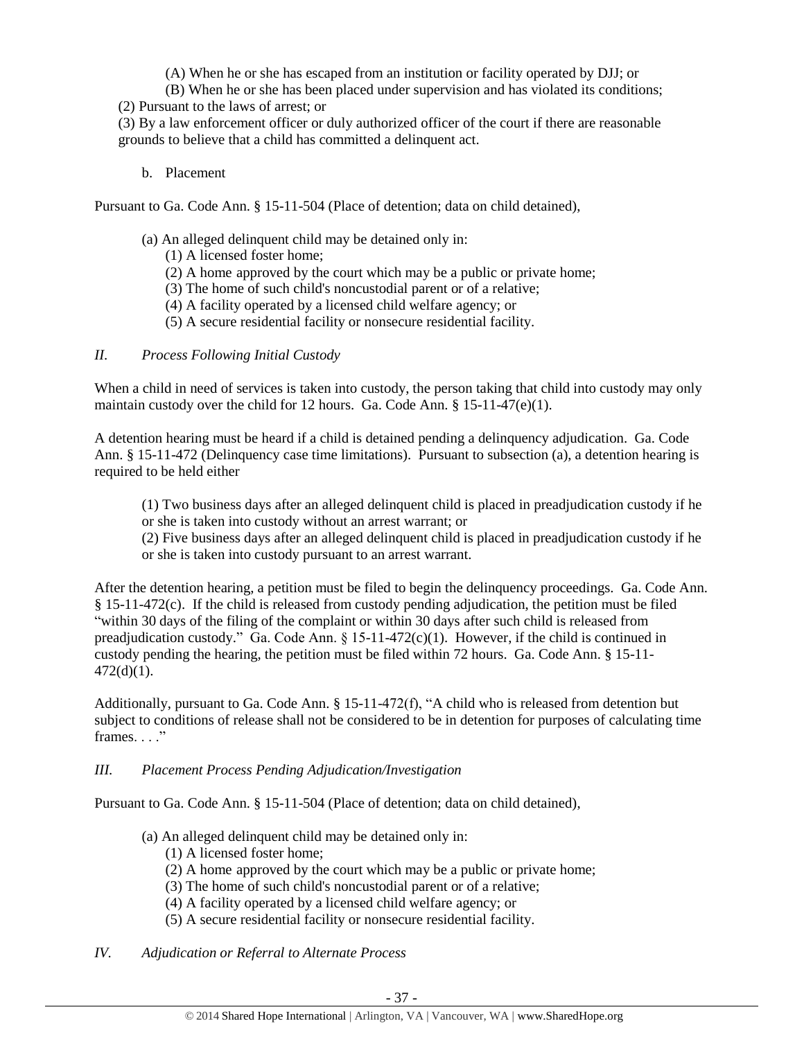(A) When he or she has escaped from an institution or facility operated by DJJ; or

(B) When he or she has been placed under supervision and has violated its conditions;

(2) Pursuant to the laws of arrest; or

(3) By a law enforcement officer or duly authorized officer of the court if there are reasonable grounds to believe that a child has committed a delinquent act.

b. Placement

Pursuant to Ga. Code Ann. § 15-11-504 (Place of detention; data on child detained),

(a) An alleged delinquent child may be detained only in:
  (1) A licensed foster home;
  (2) A home approved by the court which may be a public or private home;
  (3) The home of such child's noncustodial parent or of a relative;
  (4) A facility operated by a licensed child welfare agency; or
  (5) A secure residential facility or nonsecure residential facility.

## *II. Process Following Initial Custody*

When a child in need of services is taken into custody, the person taking that child into custody may only maintain custody over the child for 12 hours. Ga. Code Ann. § 15-11-47(e)(1).

A detention hearing must be heard if a child is detained pending a delinquency adjudication. Ga. Code Ann. § 15-11-472 (Delinquency case time limitations). Pursuant to subsection (a), a detention hearing is required to be held either

(1) Two business days after an alleged delinquent child is placed in preadjudication custody if he or she is taken into custody without an arrest warrant; or

(2) Five business days after an alleged delinquent child is placed in preadjudication custody if he or she is taken into custody pursuant to an arrest warrant.

After the detention hearing, a petition must be filed to begin the delinquency proceedings. Ga. Code Ann. § 15-11-472(c). If the child is released from custody pending adjudication, the petition must be filed "within 30 days of the filing of the complaint or within 30 days after such child is released from preadjudication custody." Ga. Code Ann. § 15-11-472(c)(1). However, if the child is continued in custody pending the hearing, the petition must be filed within 72 hours. Ga. Code Ann. § 15-11-472(d)(1).

Additionally, pursuant to Ga. Code Ann. § 15-11-472(f), "A child who is released from detention but subject to conditions of release shall not be considered to be in detention for purposes of calculating time frames. . . ."

## *III. Placement Process Pending Adjudication/Investigation*

Pursuant to Ga. Code Ann. § 15-11-504 (Place of detention; data on child detained),

(a) An alleged delinquent child may be detained only in:
  (1) A licensed foster home;
  (2) A home approved by the court which may be a public or private home;
  (3) The home of such child's noncustodial parent or of a relative;
  (4) A facility operated by a licensed child welfare agency; or
  (5) A secure residential facility or nonsecure residential facility.

## *IV. Adjudication or Referral to Alternate Process*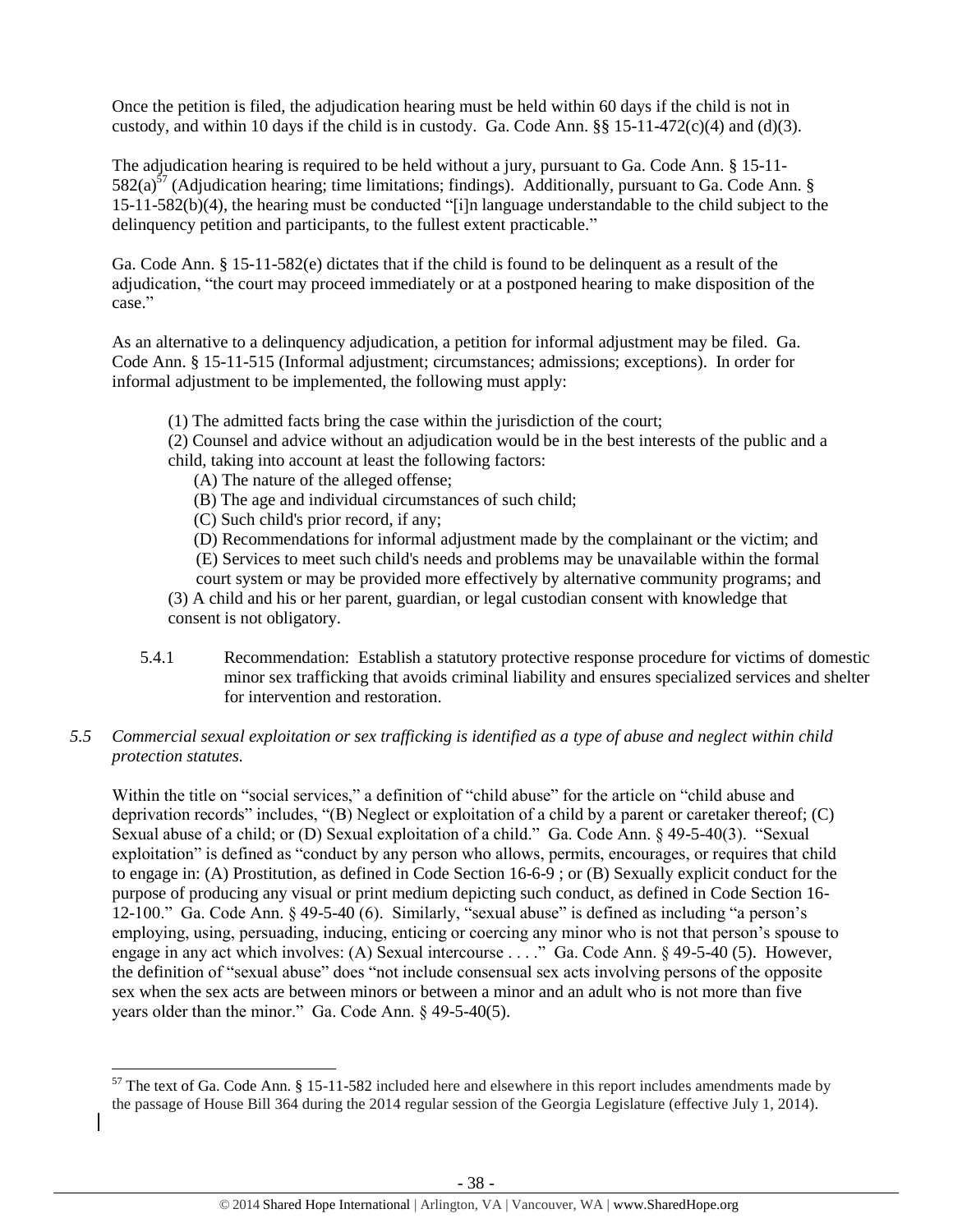Once the petition is filed, the adjudication hearing must be held within 60 days if the child is not in custody, and within 10 days if the child is in custody. Ga. Code Ann. §§ 15-11-472(c)(4) and (d)(3).

The adjudication hearing is required to be held without a jury, pursuant to Ga. Code Ann. § 15-11-582(a)[57] (Adjudication hearing; time limitations; findings). Additionally, pursuant to Ga. Code Ann. § 15-11-582(b)(4), the hearing must be conducted "[i]n language understandable to the child subject to the delinquency petition and participants, to the fullest extent practicable."

Ga. Code Ann. § 15-11-582(e) dictates that if the child is found to be delinquent as a result of the adjudication, "the court may proceed immediately or at a postponed hearing to make disposition of the case."

As an alternative to a delinquency adjudication, a petition for informal adjustment may be filed. Ga. Code Ann. § 15-11-515 (Informal adjustment; circumstances; admissions; exceptions). In order for informal adjustment to be implemented, the following must apply:

> (1) The admitted facts bring the case within the jurisdiction of the court;
> (2) Counsel and advice without an adjudication would be in the best interests of the public and a child, taking into account at least the following factors:
> (A) The nature of the alleged offense;
> (B) The age and individual circumstances of such child;
> (C) Such child's prior record, if any;
> (D) Recommendations for informal adjustment made by the complainant or the victim; and
> (E) Services to meet such child's needs and problems may be unavailable within the formal court system or may be provided more effectively by alternative community programs; and
> (3) A child and his or her parent, guardian, or legal custodian consent with knowledge that consent is not obligatory.

5.4.1 Recommendation: Establish a statutory protective response procedure for victims of domestic minor sex trafficking that avoids criminal liability and ensures specialized services and shelter for intervention and restoration.

*5.5 Commercial sexual exploitation or sex trafficking is identified as a type of abuse and neglect within child protection statutes.*

Within the title on "social services," a definition of "child abuse" for the article on "child abuse and deprivation records" includes, "(B) Neglect or exploitation of a child by a parent or caretaker thereof; (C) Sexual abuse of a child; or (D) Sexual exploitation of a child." Ga. Code Ann. § 49-5-40(3). "Sexual exploitation" is defined as "conduct by any person who allows, permits, encourages, or requires that child to engage in: (A) Prostitution, as defined in Code Section 16-6-9 ; or (B) Sexually explicit conduct for the purpose of producing any visual or print medium depicting such conduct, as defined in Code Section 16-12-100." Ga. Code Ann. § 49-5-40 (6). Similarly, "sexual abuse" is defined as including "a person's employing, using, persuading, inducing, enticing or coercing any minor who is not that person's spouse to engage in any act which involves: (A) Sexual intercourse . . . ." Ga. Code Ann. § 49-5-40 (5). However, the definition of "sexual abuse" does "not include consensual sex acts involving persons of the opposite sex when the sex acts are between minors or between a minor and an adult who is not more than five years older than the minor." Ga. Code Ann. § 49-5-40(5).

[57] The text of Ga. Code Ann. § 15-11-582 included here and elsewhere in this report includes amendments made by the passage of House Bill 364 during the 2014 regular session of the Georgia Legislature (effective July 1, 2014).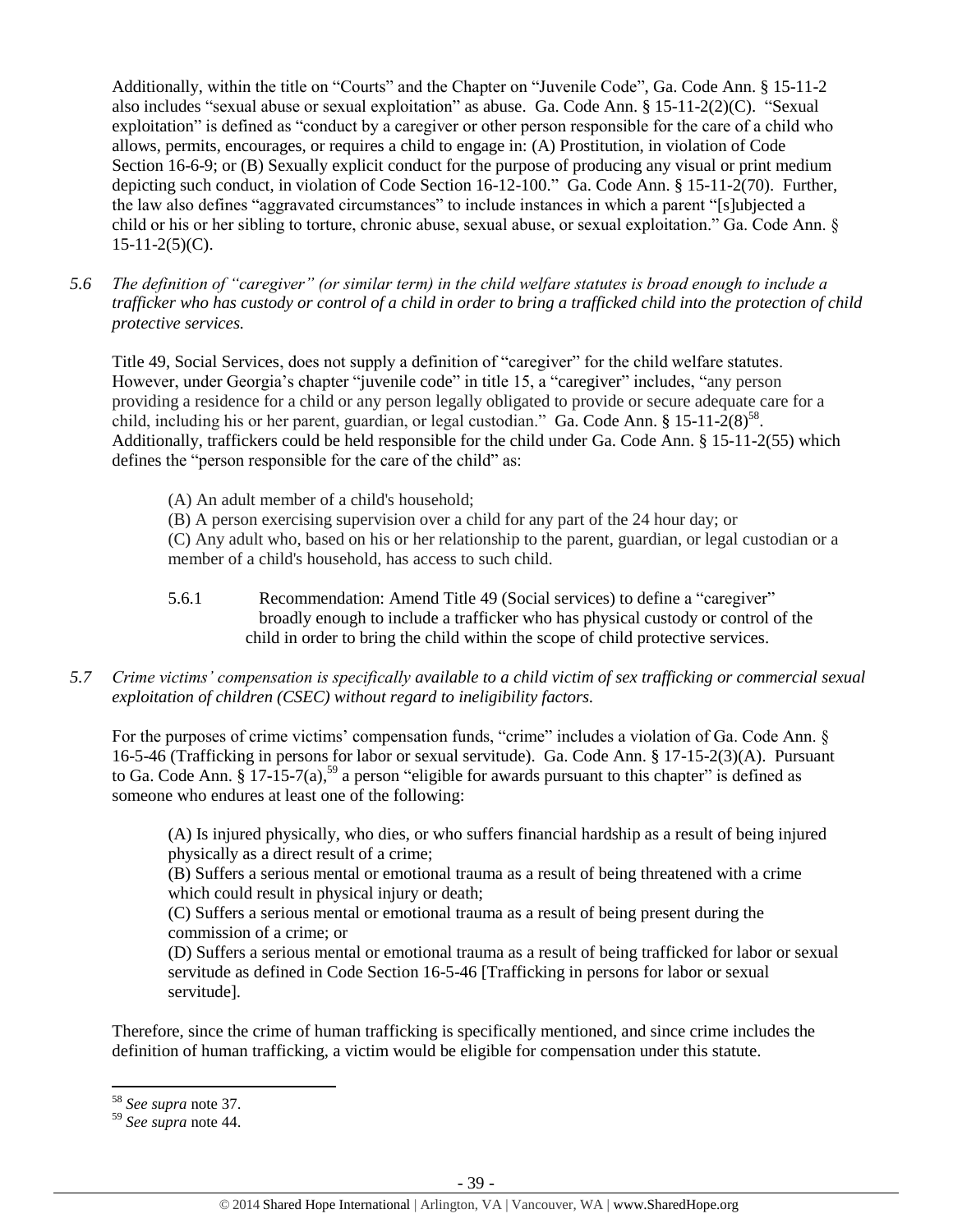Additionally, within the title on "Courts" and the Chapter on "Juvenile Code", Ga. Code Ann. § 15-11-2 also includes "sexual abuse or sexual exploitation" as abuse. Ga. Code Ann. § 15-11-2(2)(C). "Sexual exploitation" is defined as "conduct by a caregiver or other person responsible for the care of a child who allows, permits, encourages, or requires a child to engage in: (A) Prostitution, in violation of Code Section 16-6-9; or (B) Sexually explicit conduct for the purpose of producing any visual or print medium depicting such conduct, in violation of Code Section 16-12-100." Ga. Code Ann. § 15-11-2(70). Further, the law also defines "aggravated circumstances" to include instances in which a parent "[s]ubjected a child or his or her sibling to torture, chronic abuse, sexual abuse, or sexual exploitation." Ga. Code Ann. § 15-11-2(5)(C).

*5.6 The definition of "caregiver" (or similar term) in the child welfare statutes is broad enough to include a trafficker who has custody or control of a child in order to bring a trafficked child into the protection of child protective services.*

Title 49, Social Services, does not supply a definition of "caregiver" for the child welfare statutes. However, under Georgia's chapter "juvenile code" in title 15, a "caregiver" includes, "any person providing a residence for a child or any person legally obligated to provide or secure adequate care for a child, including his or her parent, guardian, or legal custodian." Ga. Code Ann. § 15-11-2(8)[58]. Additionally, traffickers could be held responsible for the child under Ga. Code Ann. § 15-11-2(55) which defines the "person responsible for the care of the child" as:

> (A) An adult member of a child's household;
> (B) A person exercising supervision over a child for any part of the 24 hour day; or
> (C) Any adult who, based on his or her relationship to the parent, guardian, or legal custodian or a member of a child's household, has access to such child.

5.6.1 Recommendation: Amend Title 49 (Social services) to define a "caregiver" broadly enough to include a trafficker who has physical custody or control of the child in order to bring the child within the scope of child protective services.

*5.7 Crime victims' compensation is specifically available to a child victim of sex trafficking or commercial sexual exploitation of children (CSEC) without regard to ineligibility factors.*

For the purposes of crime victims' compensation funds, "crime" includes a violation of Ga. Code Ann. § 16-5-46 (Trafficking in persons for labor or sexual servitude). Ga. Code Ann. § 17-15-2(3)(A). Pursuant to Ga. Code Ann. § 17-15-7(a),[59] a person "eligible for awards pursuant to this chapter" is defined as someone who endures at least one of the following:

> (A) Is injured physically, who dies, or who suffers financial hardship as a result of being injured physically as a direct result of a crime;
> (B) Suffers a serious mental or emotional trauma as a result of being threatened with a crime which could result in physical injury or death;
> (C) Suffers a serious mental or emotional trauma as a result of being present during the commission of a crime; or
> (D) Suffers a serious mental or emotional trauma as a result of being trafficked for labor or sexual servitude as defined in Code Section 16-5-46 [Trafficking in persons for labor or sexual servitude].

Therefore, since the crime of human trafficking is specifically mentioned, and since crime includes the definition of human trafficking, a victim would be eligible for compensation under this statute.

---

[58] *See supra* note 37.
[59] *See supra* note 44.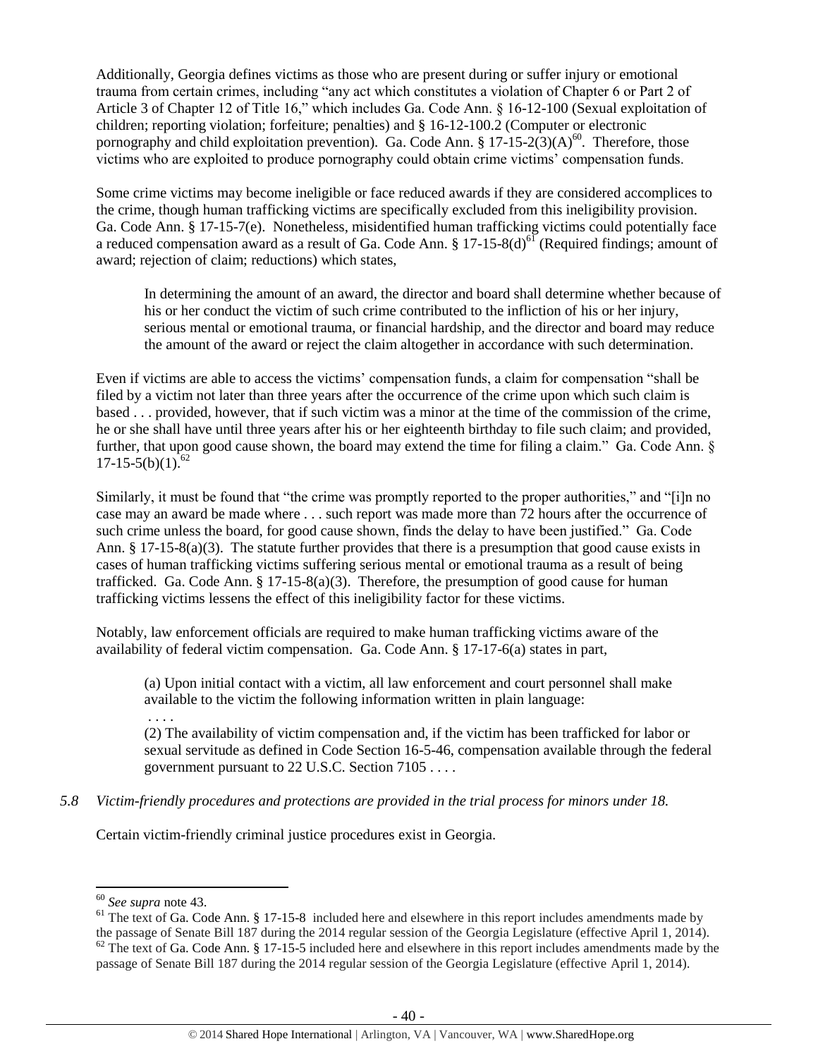Additionally, Georgia defines victims as those who are present during or suffer injury or emotional trauma from certain crimes, including "any act which constitutes a violation of Chapter 6 or Part 2 of Article 3 of Chapter 12 of Title 16," which includes Ga. Code Ann. § 16-12-100 (Sexual exploitation of children; reporting violation; forfeiture; penalties) and § 16-12-100.2 (Computer or electronic pornography and child exploitation prevention). Ga. Code Ann. § 17-15-2(3)(A)[60]. Therefore, those victims who are exploited to produce pornography could obtain crime victims' compensation funds.

Some crime victims may become ineligible or face reduced awards if they are considered accomplices to the crime, though human trafficking victims are specifically excluded from this ineligibility provision. Ga. Code Ann. § 17-15-7(e). Nonetheless, misidentified human trafficking victims could potentially face a reduced compensation award as a result of Ga. Code Ann. § 17-15-8(d)[61] (Required findings; amount of award; rejection of claim; reductions) which states,

> In determining the amount of an award, the director and board shall determine whether because of his or her conduct the victim of such crime contributed to the infliction of his or her injury, serious mental or emotional trauma, or financial hardship, and the director and board may reduce the amount of the award or reject the claim altogether in accordance with such determination.

Even if victims are able to access the victims' compensation funds, a claim for compensation "shall be filed by a victim not later than three years after the occurrence of the crime upon which such claim is based . . . provided, however, that if such victim was a minor at the time of the commission of the crime, he or she shall have until three years after his or her eighteenth birthday to file such claim; and provided, further, that upon good cause shown, the board may extend the time for filing a claim." Ga. Code Ann. § 17-15-5(b)(1).[62]

Similarly, it must be found that "the crime was promptly reported to the proper authorities," and "[i]n no case may an award be made where . . . such report was made more than 72 hours after the occurrence of such crime unless the board, for good cause shown, finds the delay to have been justified." Ga. Code Ann. § 17-15-8(a)(3). The statute further provides that there is a presumption that good cause exists in cases of human trafficking victims suffering serious mental or emotional trauma as a result of being trafficked. Ga. Code Ann. § 17-15-8(a)(3). Therefore, the presumption of good cause for human trafficking victims lessens the effect of this ineligibility factor for these victims.

Notably, law enforcement officials are required to make human trafficking victims aware of the availability of federal victim compensation. Ga. Code Ann. § 17-17-6(a) states in part,

> (a) Upon initial contact with a victim, all law enforcement and court personnel shall make available to the victim the following information written in plain language:
>
> . . . .
>
> (2) The availability of victim compensation and, if the victim has been trafficked for labor or sexual servitude as defined in Code Section 16-5-46, compensation available through the federal government pursuant to 22 U.S.C. Section 7105 . . . .

*5.8 Victim-friendly procedures and protections are provided in the trial process for minors under 18.*

Certain victim-friendly criminal justice procedures exist in Georgia.

---

[60] *See supra* note 43.

[61] The text of Ga. Code Ann. § 17-15-8 included here and elsewhere in this report includes amendments made by the passage of Senate Bill 187 during the 2014 regular session of the Georgia Legislature (effective April 1, 2014).

[62] The text of Ga. Code Ann. § 17-15-5 included here and elsewhere in this report includes amendments made by the passage of Senate Bill 187 during the 2014 regular session of the Georgia Legislature (effective April 1, 2014).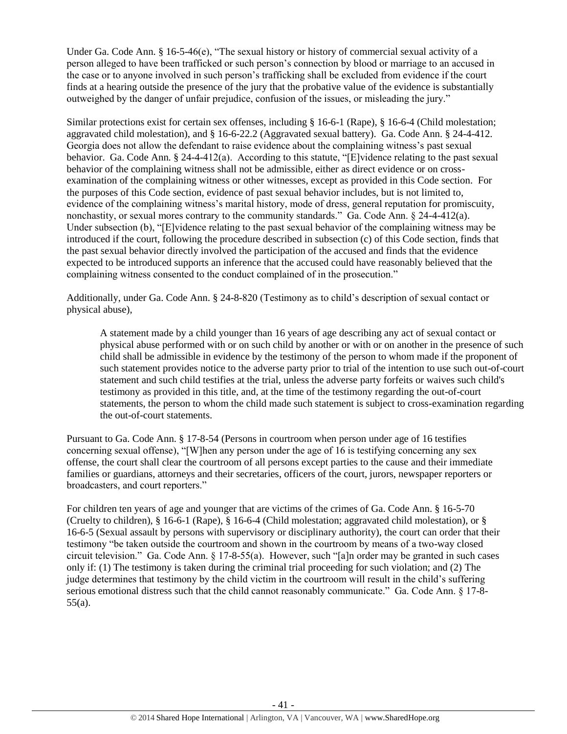Under Ga. Code Ann. § 16-5-46(e), "The sexual history or history of commercial sexual activity of a person alleged to have been trafficked or such person's connection by blood or marriage to an accused in the case or to anyone involved in such person's trafficking shall be excluded from evidence if the court finds at a hearing outside the presence of the jury that the probative value of the evidence is substantially outweighed by the danger of unfair prejudice, confusion of the issues, or misleading the jury."

Similar protections exist for certain sex offenses, including § 16-6-1 (Rape), § 16-6-4 (Child molestation; aggravated child molestation), and § 16-6-22.2 (Aggravated sexual battery). Ga. Code Ann. § 24-4-412. Georgia does not allow the defendant to raise evidence about the complaining witness's past sexual behavior. Ga. Code Ann. § 24-4-412(a). According to this statute, "[E]vidence relating to the past sexual behavior of the complaining witness shall not be admissible, either as direct evidence or on cross-examination of the complaining witness or other witnesses, except as provided in this Code section. For the purposes of this Code section, evidence of past sexual behavior includes, but is not limited to, evidence of the complaining witness's marital history, mode of dress, general reputation for promiscuity, nonchastity, or sexual mores contrary to the community standards." Ga. Code Ann. § 24-4-412(a). Under subsection (b), "[E]vidence relating to the past sexual behavior of the complaining witness may be introduced if the court, following the procedure described in subsection (c) of this Code section, finds that the past sexual behavior directly involved the participation of the accused and finds that the evidence expected to be introduced supports an inference that the accused could have reasonably believed that the complaining witness consented to the conduct complained of in the prosecution."

Additionally, under Ga. Code Ann. § 24-8-820 (Testimony as to child's description of sexual contact or physical abuse),

> A statement made by a child younger than 16 years of age describing any act of sexual contact or physical abuse performed with or on such child by another or with or on another in the presence of such child shall be admissible in evidence by the testimony of the person to whom made if the proponent of such statement provides notice to the adverse party prior to trial of the intention to use such out-of-court statement and such child testifies at the trial, unless the adverse party forfeits or waives such child's testimony as provided in this title, and, at the time of the testimony regarding the out-of-court statements, the person to whom the child made such statement is subject to cross-examination regarding the out-of-court statements.

Pursuant to Ga. Code Ann. § 17-8-54 (Persons in courtroom when person under age of 16 testifies concerning sexual offense), "[W]hen any person under the age of 16 is testifying concerning any sex offense, the court shall clear the courtroom of all persons except parties to the cause and their immediate families or guardians, attorneys and their secretaries, officers of the court, jurors, newspaper reporters or broadcasters, and court reporters."

For children ten years of age and younger that are victims of the crimes of Ga. Code Ann. § 16-5-70 (Cruelty to children), § 16-6-1 (Rape), § 16-6-4 (Child molestation; aggravated child molestation), or § 16-6-5 (Sexual assault by persons with supervisory or disciplinary authority), the court can order that their testimony "be taken outside the courtroom and shown in the courtroom by means of a two-way closed circuit television." Ga. Code Ann. § 17-8-55(a). However, such "[a]n order may be granted in such cases only if: (1) The testimony is taken during the criminal trial proceeding for such violation; and (2) The judge determines that testimony by the child victim in the courtroom will result in the child's suffering serious emotional distress such that the child cannot reasonably communicate." Ga. Code Ann. § 17-8-55(a).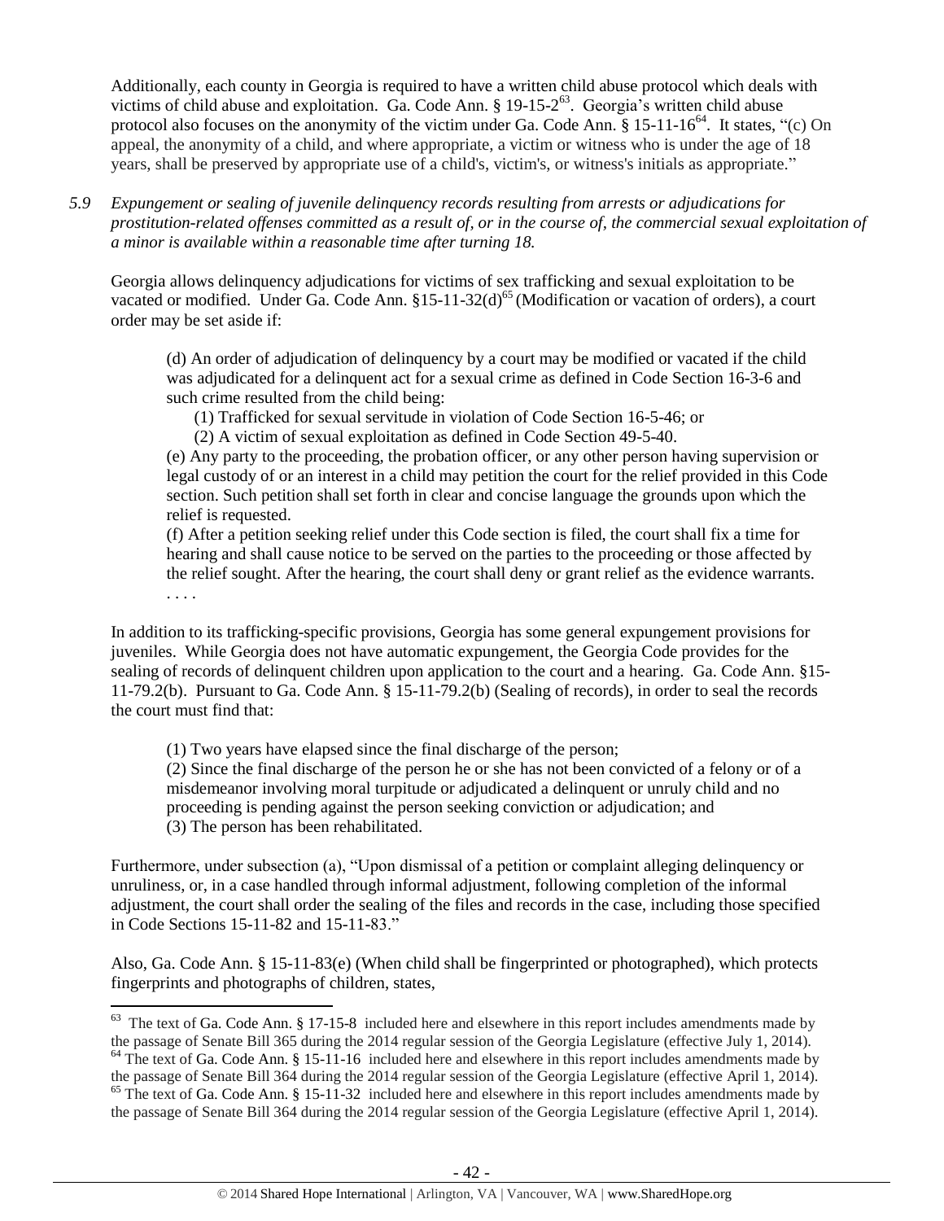Additionally, each county in Georgia is required to have a written child abuse protocol which deals with victims of child abuse and exploitation. Ga. Code Ann. § 19-15-2[63]. Georgia's written child abuse protocol also focuses on the anonymity of the victim under Ga. Code Ann. § 15-11-16[64]. It states, "(c) On appeal, the anonymity of a child, and where appropriate, a victim or witness who is under the age of 18 years, shall be preserved by appropriate use of a child's, victim's, or witness's initials as appropriate."

*5.9 Expungement or sealing of juvenile delinquency records resulting from arrests or adjudications for prostitution-related offenses committed as a result of, or in the course of, the commercial sexual exploitation of a minor is available within a reasonable time after turning 18.*

Georgia allows delinquency adjudications for victims of sex trafficking and sexual exploitation to be vacated or modified. Under Ga. Code Ann. §15-11-32(d)[65] (Modification or vacation of orders), a court order may be set aside if:

> (d) An order of adjudication of delinquency by a court may be modified or vacated if the child was adjudicated for a delinquent act for a sexual crime as defined in Code Section 16-3-6 and such crime resulted from the child being:
>
> (1) Trafficked for sexual servitude in violation of Code Section 16-5-46; or
>
> (2) A victim of sexual exploitation as defined in Code Section 49-5-40.
>
> (e) Any party to the proceeding, the probation officer, or any other person having supervision or legal custody of or an interest in a child may petition the court for the relief provided in this Code section. Such petition shall set forth in clear and concise language the grounds upon which the relief is requested.
>
> (f) After a petition seeking relief under this Code section is filed, the court shall fix a time for hearing and shall cause notice to be served on the parties to the proceeding or those affected by the relief sought. After the hearing, the court shall deny or grant relief as the evidence warrants.
>
> . . . .

In addition to its trafficking-specific provisions, Georgia has some general expungement provisions for juveniles. While Georgia does not have automatic expungement, the Georgia Code provides for the sealing of records of delinquent children upon application to the court and a hearing. Ga. Code Ann. §15-11-79.2(b). Pursuant to Ga. Code Ann. § 15-11-79.2(b) (Sealing of records), in order to seal the records the court must find that:

> (1) Two years have elapsed since the final discharge of the person;
>
> (2) Since the final discharge of the person he or she has not been convicted of a felony or of a misdemeanor involving moral turpitude or adjudicated a delinquent or unruly child and no proceeding is pending against the person seeking conviction or adjudication; and
>
> (3) The person has been rehabilitated.

Furthermore, under subsection (a), "Upon dismissal of a petition or complaint alleging delinquency or unruliness, or, in a case handled through informal adjustment, following completion of the informal adjustment, the court shall order the sealing of the files and records in the case, including those specified in Code Sections 15-11-82 and 15-11-83."

Also, Ga. Code Ann. § 15-11-83(e) (When child shall be fingerprinted or photographed), which protects fingerprints and photographs of children, states,

---

[63] The text of Ga. Code Ann. § 17-15-8 included here and elsewhere in this report includes amendments made by the passage of Senate Bill 365 during the 2014 regular session of the Georgia Legislature (effective July 1, 2014).

[64] The text of Ga. Code Ann. § 15-11-16 included here and elsewhere in this report includes amendments made by the passage of Senate Bill 364 during the 2014 regular session of the Georgia Legislature (effective April 1, 2014).

[65] The text of Ga. Code Ann. § 15-11-32 included here and elsewhere in this report includes amendments made by the passage of Senate Bill 364 during the 2014 regular session of the Georgia Legislature (effective April 1, 2014).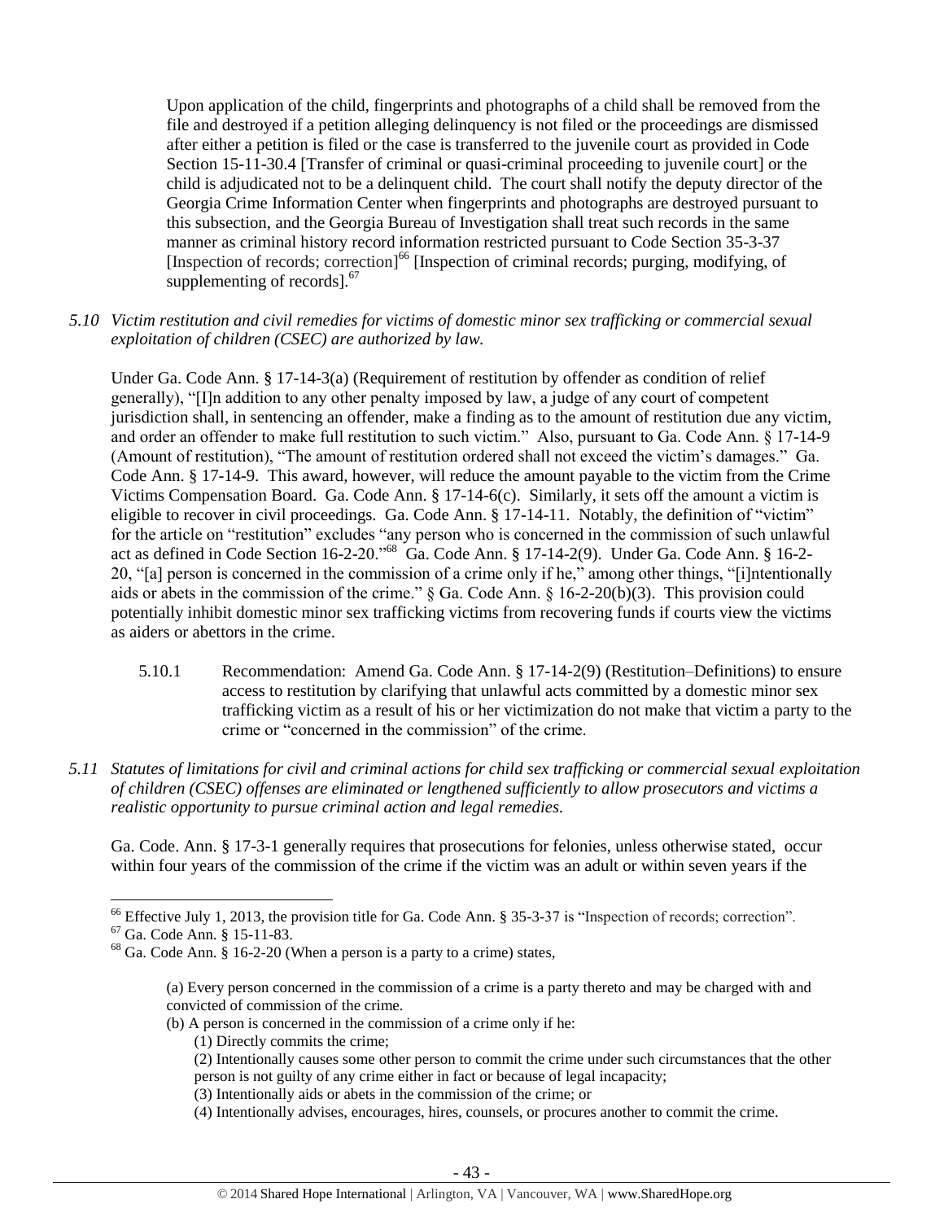Upon application of the child, fingerprints and photographs of a child shall be removed from the file and destroyed if a petition alleging delinquency is not filed or the proceedings are dismissed after either a petition is filed or the case is transferred to the juvenile court as provided in Code Section 15-11-30.4 [Transfer of criminal or quasi-criminal proceeding to juvenile court] or the child is adjudicated not to be a delinquent child. The court shall notify the deputy director of the Georgia Crime Information Center when fingerprints and photographs are destroyed pursuant to this subsection, and the Georgia Bureau of Investigation shall treat such records in the same manner as criminal history record information restricted pursuant to Code Section 35-3-37 [Inspection of records; correction][66] [Inspection of criminal records; purging, modifying, of supplementing of records].[67]

*5.10 Victim restitution and civil remedies for victims of domestic minor sex trafficking or commercial sexual exploitation of children (CSEC) are authorized by law.*

Under Ga. Code Ann. § 17-14-3(a) (Requirement of restitution by offender as condition of relief generally), "[I]n addition to any other penalty imposed by law, a judge of any court of competent jurisdiction shall, in sentencing an offender, make a finding as to the amount of restitution due any victim, and order an offender to make full restitution to such victim." Also, pursuant to Ga. Code Ann. § 17-14-9 (Amount of restitution), "The amount of restitution ordered shall not exceed the victim's damages." Ga. Code Ann. § 17-14-9. This award, however, will reduce the amount payable to the victim from the Crime Victims Compensation Board. Ga. Code Ann. § 17-14-6(c). Similarly, it sets off the amount a victim is eligible to recover in civil proceedings. Ga. Code Ann. § 17-14-11. Notably, the definition of "victim" for the article on "restitution" excludes "any person who is concerned in the commission of such unlawful act as defined in Code Section 16-2-20."[68] Ga. Code Ann. § 17-14-2(9). Under Ga. Code Ann. § 16-2-20, "[a] person is concerned in the commission of a crime only if he," among other things, "[i]ntentionally aids or abets in the commission of the crime." § Ga. Code Ann. § 16-2-20(b)(3). This provision could potentially inhibit domestic minor sex trafficking victims from recovering funds if courts view the victims as aiders or abettors in the crime.

5.10.1 Recommendation: Amend Ga. Code Ann. § 17-14-2(9) (Restitution–Definitions) to ensure access to restitution by clarifying that unlawful acts committed by a domestic minor sex trafficking victim as a result of his or her victimization do not make that victim a party to the crime or "concerned in the commission" of the crime.

*5.11 Statutes of limitations for civil and criminal actions for child sex trafficking or commercial sexual exploitation of children (CSEC) offenses are eliminated or lengthened sufficiently to allow prosecutors and victims a realistic opportunity to pursue criminal action and legal remedies.*

Ga. Code. Ann. § 17-3-1 generally requires that prosecutions for felonies, unless otherwise stated, occur within four years of the commission of the crime if the victim was an adult or within seven years if the

---

[66] Effective July 1, 2013, the provision title for Ga. Code Ann. § 35-3-37 is "Inspection of records; correction".

[67] Ga. Code Ann. § 15-11-83.

[68] Ga. Code Ann. § 16-2-20 (When a person is a party to a crime) states,

> (a) Every person concerned in the commission of a crime is a party thereto and may be charged with and convicted of commission of the crime.
>
> (b) A person is concerned in the commission of a crime only if he:
>
> (1) Directly commits the crime;
>
> (2) Intentionally causes some other person to commit the crime under such circumstances that the other person is not guilty of any crime either in fact or because of legal incapacity;
>
> (3) Intentionally aids or abets in the commission of the crime; or
>
> (4) Intentionally advises, encourages, hires, counsels, or procures another to commit the crime.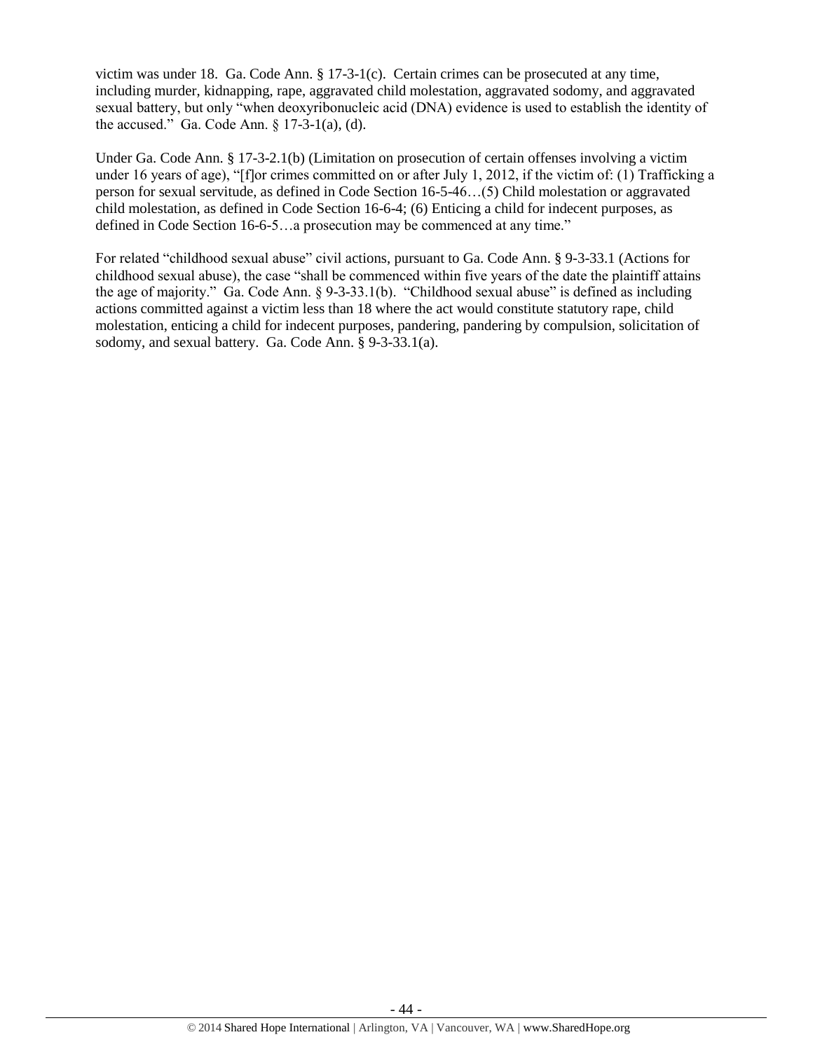victim was under 18. Ga. Code Ann. § 17-3-1(c). Certain crimes can be prosecuted at any time, including murder, kidnapping, rape, aggravated child molestation, aggravated sodomy, and aggravated sexual battery, but only "when deoxyribonucleic acid (DNA) evidence is used to establish the identity of the accused." Ga. Code Ann. § 17-3-1(a), (d).

Under Ga. Code Ann. § 17-3-2.1(b) (Limitation on prosecution of certain offenses involving a victim under 16 years of age), "[f]or crimes committed on or after July 1, 2012, if the victim of: (1) Trafficking a person for sexual servitude, as defined in Code Section 16-5-46…(5) Child molestation or aggravated child molestation, as defined in Code Section 16-6-4; (6) Enticing a child for indecent purposes, as defined in Code Section 16-6-5…a prosecution may be commenced at any time."

For related "childhood sexual abuse" civil actions, pursuant to Ga. Code Ann. § 9-3-33.1 (Actions for childhood sexual abuse), the case "shall be commenced within five years of the date the plaintiff attains the age of majority." Ga. Code Ann. § 9-3-33.1(b). "Childhood sexual abuse" is defined as including actions committed against a victim less than 18 where the act would constitute statutory rape, child molestation, enticing a child for indecent purposes, pandering, pandering by compulsion, solicitation of sodomy, and sexual battery. Ga. Code Ann. § 9-3-33.1(a).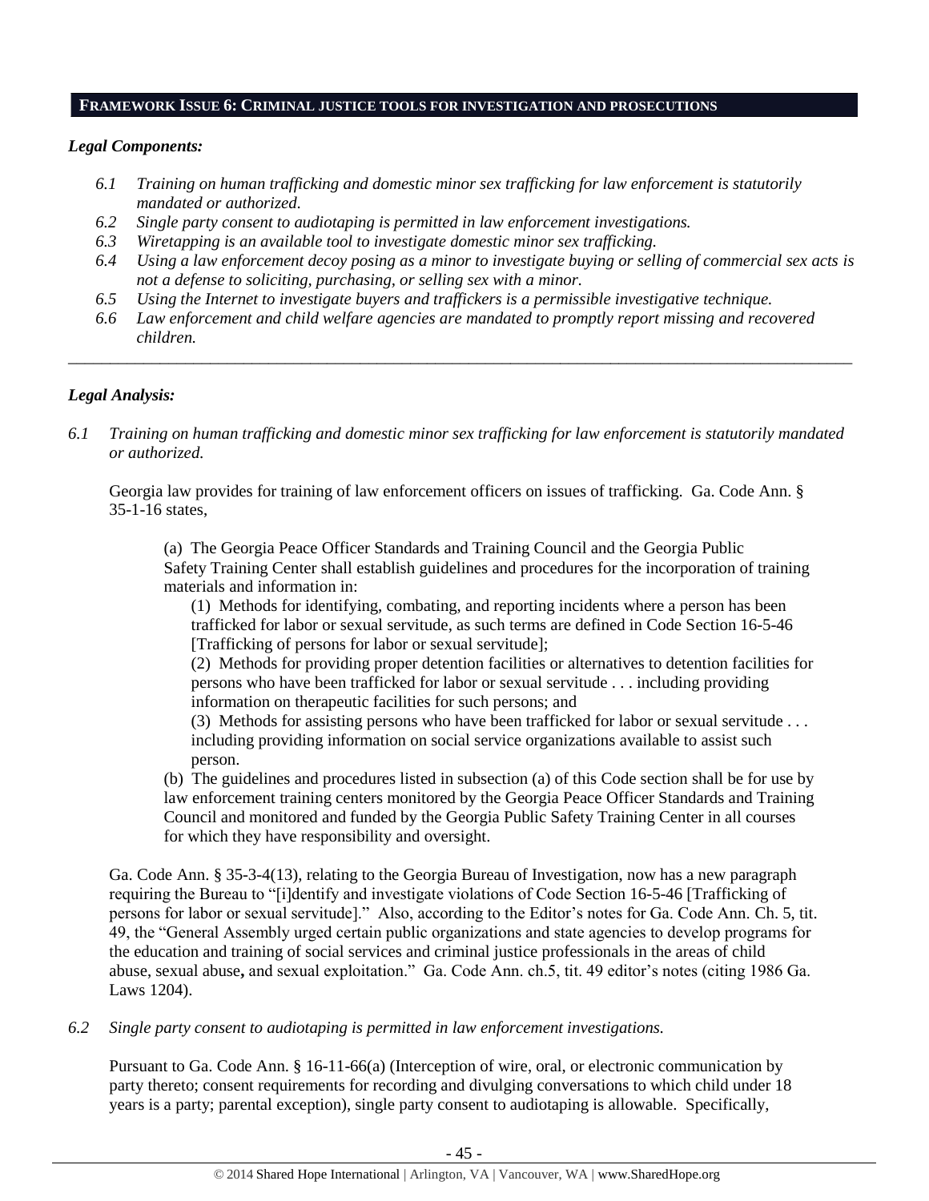## FRAMEWORK ISSUE 6: CRIMINAL JUSTICE TOOLS FOR INVESTIGATION AND PROSECUTIONS

### *Legal Components:*

- *6.1 Training on human trafficking and domestic minor sex trafficking for law enforcement is statutorily mandated or authorized.*
- *6.2 Single party consent to audiotaping is permitted in law enforcement investigations.*
- *6.3 Wiretapping is an available tool to investigate domestic minor sex trafficking.*
- *6.4 Using a law enforcement decoy posing as a minor to investigate buying or selling of commercial sex acts is not a defense to soliciting, purchasing, or selling sex with a minor.*
- *6.5 Using the Internet to investigate buyers and traffickers is a permissible investigative technique.*
- *6.6 Law enforcement and child welfare agencies are mandated to promptly report missing and recovered children.*

---

### *Legal Analysis:*

*6.1 Training on human trafficking and domestic minor sex trafficking for law enforcement is statutorily mandated or authorized.*

Georgia law provides for training of law enforcement officers on issues of trafficking. Ga. Code Ann. § 35-1-16 states,

> (a) The Georgia Peace Officer Standards and Training Council and the Georgia Public Safety Training Center shall establish guidelines and procedures for the incorporation of training materials and information in:
>
> (1) Methods for identifying, combating, and reporting incidents where a person has been trafficked for labor or sexual servitude, as such terms are defined in Code Section 16-5-46 [Trafficking of persons for labor or sexual servitude];
>
> (2) Methods for providing proper detention facilities or alternatives to detention facilities for persons who have been trafficked for labor or sexual servitude . . . including providing information on therapeutic facilities for such persons; and
>
> (3) Methods for assisting persons who have been trafficked for labor or sexual servitude . . . including providing information on social service organizations available to assist such person.
>
> (b) The guidelines and procedures listed in subsection (a) of this Code section shall be for use by law enforcement training centers monitored by the Georgia Peace Officer Standards and Training Council and monitored and funded by the Georgia Public Safety Training Center in all courses for which they have responsibility and oversight.

Ga. Code Ann. § 35-3-4(13), relating to the Georgia Bureau of Investigation, now has a new paragraph requiring the Bureau to "[i]dentify and investigate violations of Code Section 16-5-46 [Trafficking of persons for labor or sexual servitude]." Also, according to the Editor's notes for Ga. Code Ann. Ch. 5, tit. 49, the "General Assembly urged certain public organizations and state agencies to develop programs for the education and training of social services and criminal justice professionals in the areas of child abuse, sexual abuse**,** and sexual exploitation." Ga. Code Ann. ch.5, tit. 49 editor's notes (citing 1986 Ga. Laws 1204).

*6.2 Single party consent to audiotaping is permitted in law enforcement investigations.*

Pursuant to Ga. Code Ann. § 16-11-66(a) (Interception of wire, oral, or electronic communication by party thereto; consent requirements for recording and divulging conversations to which child under 18 years is a party; parental exception), single party consent to audiotaping is allowable. Specifically,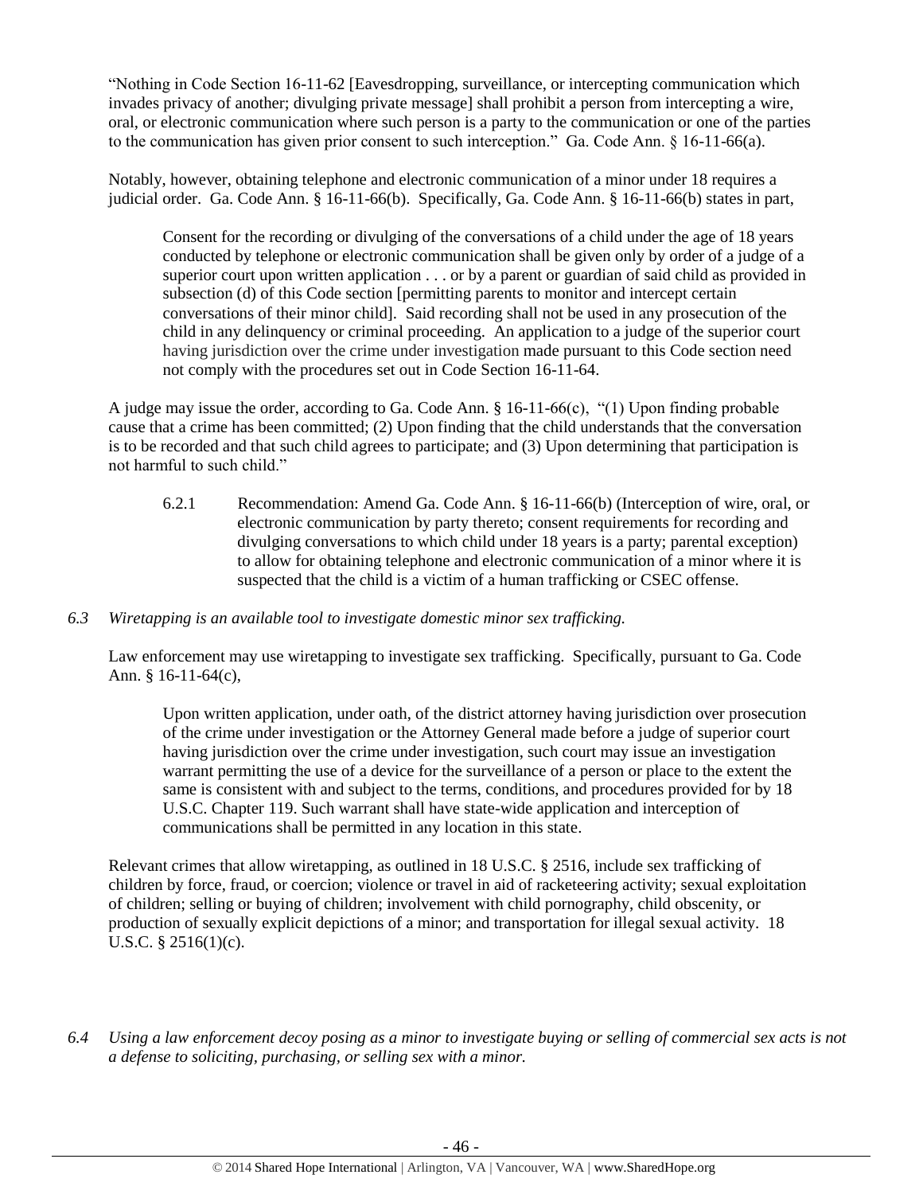"Nothing in Code Section 16-11-62 [Eavesdropping, surveillance, or intercepting communication which invades privacy of another; divulging private message] shall prohibit a person from intercepting a wire, oral, or electronic communication where such person is a party to the communication or one of the parties to the communication has given prior consent to such interception." Ga. Code Ann. § 16-11-66(a).

Notably, however, obtaining telephone and electronic communication of a minor under 18 requires a judicial order. Ga. Code Ann. § 16-11-66(b). Specifically, Ga. Code Ann. § 16-11-66(b) states in part,

> Consent for the recording or divulging of the conversations of a child under the age of 18 years conducted by telephone or electronic communication shall be given only by order of a judge of a superior court upon written application . . . or by a parent or guardian of said child as provided in subsection (d) of this Code section [permitting parents to monitor and intercept certain conversations of their minor child]. Said recording shall not be used in any prosecution of the child in any delinquency or criminal proceeding. An application to a judge of the superior court having jurisdiction over the crime under investigation made pursuant to this Code section need not comply with the procedures set out in Code Section 16-11-64.

A judge may issue the order, according to Ga. Code Ann. § 16-11-66(c), "(1) Upon finding probable cause that a crime has been committed; (2) Upon finding that the child understands that the conversation is to be recorded and that such child agrees to participate; and (3) Upon determining that participation is not harmful to such child."

6.2.1 Recommendation: Amend Ga. Code Ann. § 16-11-66(b) (Interception of wire, oral, or electronic communication by party thereto; consent requirements for recording and divulging conversations to which child under 18 years is a party; parental exception) to allow for obtaining telephone and electronic communication of a minor where it is suspected that the child is a victim of a human trafficking or CSEC offense.

*6.3 Wiretapping is an available tool to investigate domestic minor sex trafficking.*

Law enforcement may use wiretapping to investigate sex trafficking. Specifically, pursuant to Ga. Code Ann. § 16-11-64(c),

> Upon written application, under oath, of the district attorney having jurisdiction over prosecution of the crime under investigation or the Attorney General made before a judge of superior court having jurisdiction over the crime under investigation, such court may issue an investigation warrant permitting the use of a device for the surveillance of a person or place to the extent the same is consistent with and subject to the terms, conditions, and procedures provided for by 18 U.S.C. Chapter 119. Such warrant shall have state-wide application and interception of communications shall be permitted in any location in this state.

Relevant crimes that allow wiretapping, as outlined in 18 U.S.C. § 2516, include sex trafficking of children by force, fraud, or coercion; violence or travel in aid of racketeering activity; sexual exploitation of children; selling or buying of children; involvement with child pornography, child obscenity, or production of sexually explicit depictions of a minor; and transportation for illegal sexual activity. 18 U.S.C. § 2516(1)(c).

*6.4 Using a law enforcement decoy posing as a minor to investigate buying or selling of commercial sex acts is not a defense to soliciting, purchasing, or selling sex with a minor.*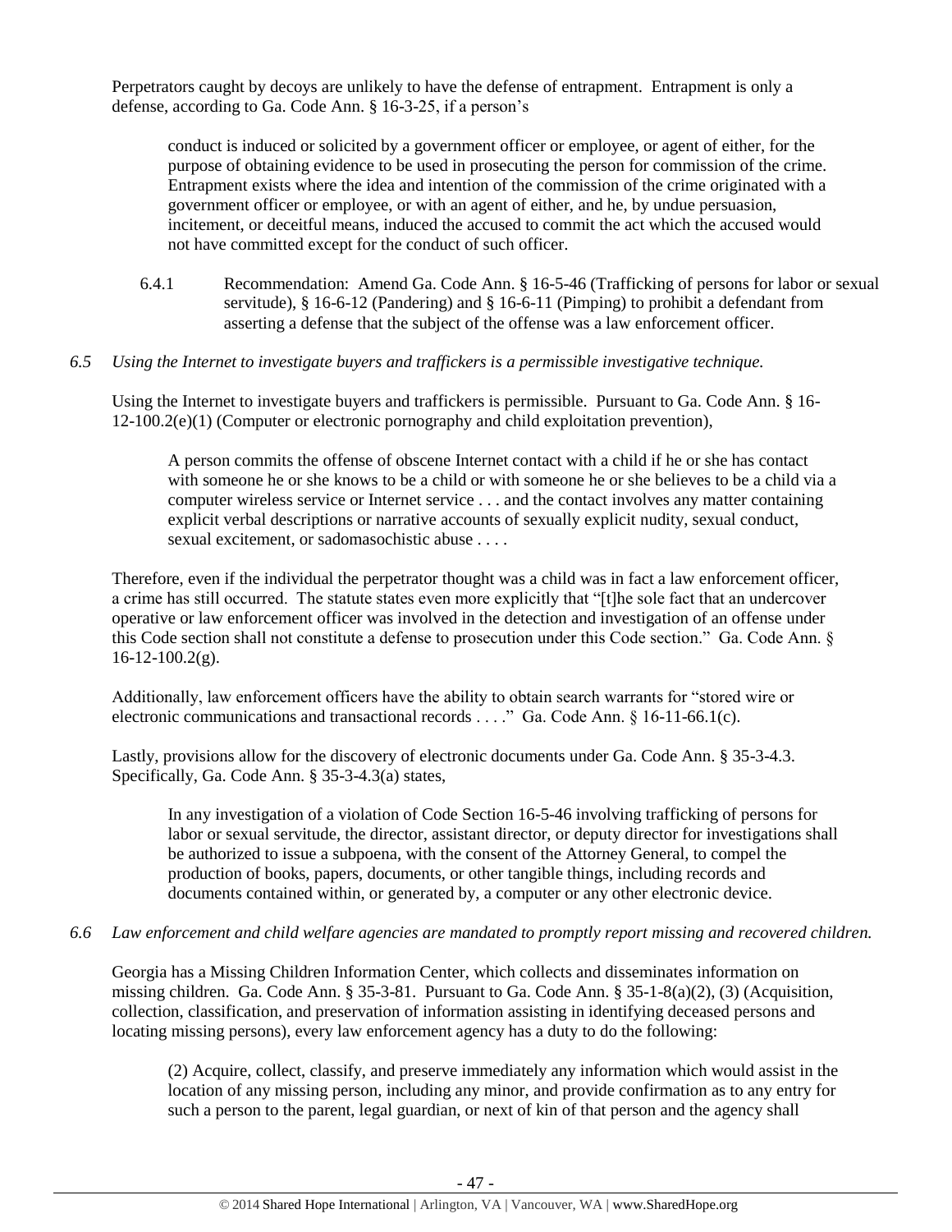Perpetrators caught by decoys are unlikely to have the defense of entrapment. Entrapment is only a defense, according to Ga. Code Ann. § 16-3-25, if a person's

> conduct is induced or solicited by a government officer or employee, or agent of either, for the purpose of obtaining evidence to be used in prosecuting the person for commission of the crime. Entrapment exists where the idea and intention of the commission of the crime originated with a government officer or employee, or with an agent of either, and he, by undue persuasion, incitement, or deceitful means, induced the accused to commit the act which the accused would not have committed except for the conduct of such officer.

6.4.1 Recommendation: Amend Ga. Code Ann. § 16-5-46 (Trafficking of persons for labor or sexual servitude), § 16-6-12 (Pandering) and § 16-6-11 (Pimping) to prohibit a defendant from asserting a defense that the subject of the offense was a law enforcement officer.

*6.5 Using the Internet to investigate buyers and traffickers is a permissible investigative technique.*

Using the Internet to investigate buyers and traffickers is permissible. Pursuant to Ga. Code Ann. § 16-12-100.2(e)(1) (Computer or electronic pornography and child exploitation prevention),

> A person commits the offense of obscene Internet contact with a child if he or she has contact with someone he or she knows to be a child or with someone he or she believes to be a child via a computer wireless service or Internet service . . . and the contact involves any matter containing explicit verbal descriptions or narrative accounts of sexually explicit nudity, sexual conduct, sexual excitement, or sadomasochistic abuse . . . .

Therefore, even if the individual the perpetrator thought was a child was in fact a law enforcement officer, a crime has still occurred. The statute states even more explicitly that "[t]he sole fact that an undercover operative or law enforcement officer was involved in the detection and investigation of an offense under this Code section shall not constitute a defense to prosecution under this Code section." Ga. Code Ann. § 16-12-100.2(g).

Additionally, law enforcement officers have the ability to obtain search warrants for "stored wire or electronic communications and transactional records . . . ." Ga. Code Ann. § 16-11-66.1(c).

Lastly, provisions allow for the discovery of electronic documents under Ga. Code Ann. § 35-3-4.3. Specifically, Ga. Code Ann. § 35-3-4.3(a) states,

> In any investigation of a violation of Code Section 16-5-46 involving trafficking of persons for labor or sexual servitude, the director, assistant director, or deputy director for investigations shall be authorized to issue a subpoena, with the consent of the Attorney General, to compel the production of books, papers, documents, or other tangible things, including records and documents contained within, or generated by, a computer or any other electronic device.

*6.6 Law enforcement and child welfare agencies are mandated to promptly report missing and recovered children.*

Georgia has a Missing Children Information Center, which collects and disseminates information on missing children. Ga. Code Ann. § 35-3-81. Pursuant to Ga. Code Ann. § 35-1-8(a)(2), (3) (Acquisition, collection, classification, and preservation of information assisting in identifying deceased persons and locating missing persons), every law enforcement agency has a duty to do the following:

> (2) Acquire, collect, classify, and preserve immediately any information which would assist in the location of any missing person, including any minor, and provide confirmation as to any entry for such a person to the parent, legal guardian, or next of kin of that person and the agency shall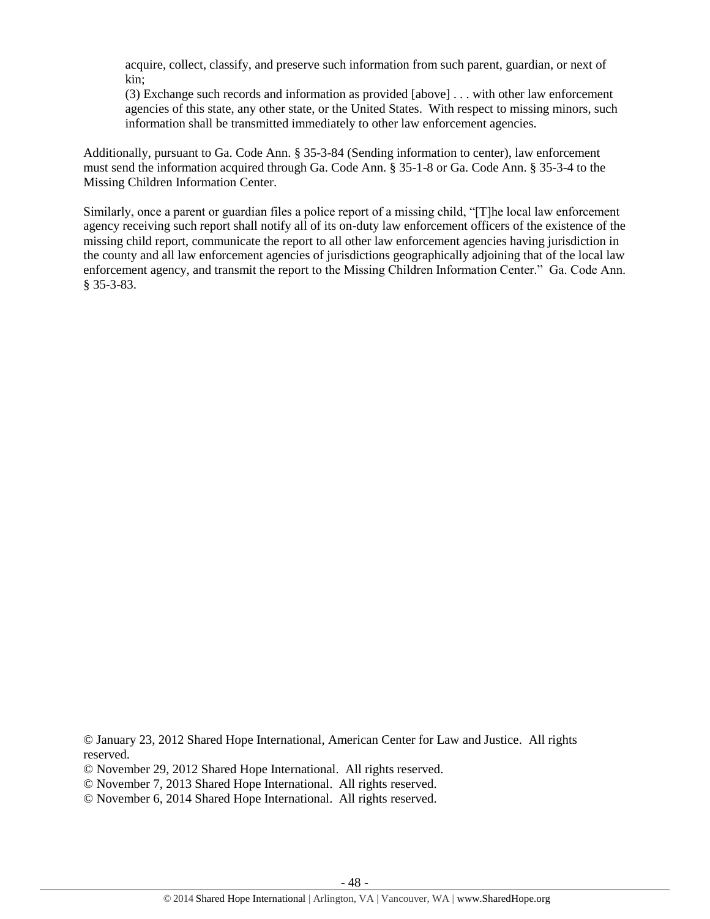> acquire, collect, classify, and preserve such information from such parent, guardian, or next of kin;
>
> (3) Exchange such records and information as provided [above] . . . with other law enforcement agencies of this state, any other state, or the United States. With respect to missing minors, such information shall be transmitted immediately to other law enforcement agencies.

Additionally, pursuant to Ga. Code Ann. § 35-3-84 (Sending information to center), law enforcement must send the information acquired through Ga. Code Ann. § 35-1-8 or Ga. Code Ann. § 35-3-4 to the Missing Children Information Center.

Similarly, once a parent or guardian files a police report of a missing child, "[T]he local law enforcement agency receiving such report shall notify all of its on-duty law enforcement officers of the existence of the missing child report, communicate the report to all other law enforcement agencies having jurisdiction in the county and all law enforcement agencies of jurisdictions geographically adjoining that of the local law enforcement agency, and transmit the report to the Missing Children Information Center." Ga. Code Ann. § 35-3-83.

© January 23, 2012 Shared Hope International, American Center for Law and Justice. All rights reserved.
© November 29, 2012 Shared Hope International. All rights reserved.
© November 7, 2013 Shared Hope International. All rights reserved.
© November 6, 2014 Shared Hope International. All rights reserved.